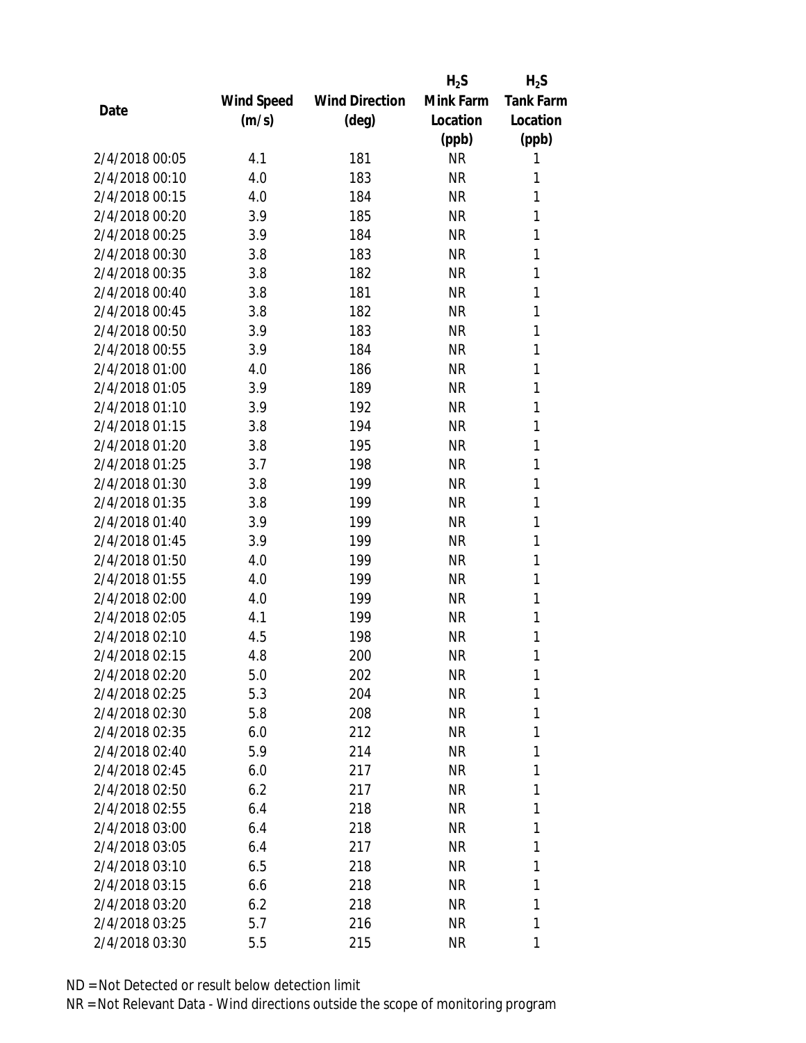| Date | Wind Speed (m/s) | Wind Direction (deg) | $H_2S$ Mink Farm Location (ppb) | $H_2S$ Tank Farm Location (ppb) |
|---|---|---|---|---|
| 2/4/2018 00:05 | 4.1 | 181 | NR | 1 |
| 2/4/2018 00:10 | 4.0 | 183 | NR | 1 |
| 2/4/2018 00:15 | 4.0 | 184 | NR | 1 |
| 2/4/2018 00:20 | 3.9 | 185 | NR | 1 |
| 2/4/2018 00:25 | 3.9 | 184 | NR | 1 |
| 2/4/2018 00:30 | 3.8 | 183 | NR | 1 |
| 2/4/2018 00:35 | 3.8 | 182 | NR | 1 |
| 2/4/2018 00:40 | 3.8 | 181 | NR | 1 |
| 2/4/2018 00:45 | 3.8 | 182 | NR | 1 |
| 2/4/2018 00:50 | 3.9 | 183 | NR | 1 |
| 2/4/2018 00:55 | 3.9 | 184 | NR | 1 |
| 2/4/2018 01:00 | 4.0 | 186 | NR | 1 |
| 2/4/2018 01:05 | 3.9 | 189 | NR | 1 |
| 2/4/2018 01:10 | 3.9 | 192 | NR | 1 |
| 2/4/2018 01:15 | 3.8 | 194 | NR | 1 |
| 2/4/2018 01:20 | 3.8 | 195 | NR | 1 |
| 2/4/2018 01:25 | 3.7 | 198 | NR | 1 |
| 2/4/2018 01:30 | 3.8 | 199 | NR | 1 |
| 2/4/2018 01:35 | 3.8 | 199 | NR | 1 |
| 2/4/2018 01:40 | 3.9 | 199 | NR | 1 |
| 2/4/2018 01:45 | 3.9 | 199 | NR | 1 |
| 2/4/2018 01:50 | 4.0 | 199 | NR | 1 |
| 2/4/2018 01:55 | 4.0 | 199 | NR | 1 |
| 2/4/2018 02:00 | 4.0 | 199 | NR | 1 |
| 2/4/2018 02:05 | 4.1 | 199 | NR | 1 |
| 2/4/2018 02:10 | 4.5 | 198 | NR | 1 |
| 2/4/2018 02:15 | 4.8 | 200 | NR | 1 |
| 2/4/2018 02:20 | 5.0 | 202 | NR | 1 |
| 2/4/2018 02:25 | 5.3 | 204 | NR | 1 |
| 2/4/2018 02:30 | 5.8 | 208 | NR | 1 |
| 2/4/2018 02:35 | 6.0 | 212 | NR | 1 |
| 2/4/2018 02:40 | 5.9 | 214 | NR | 1 |
| 2/4/2018 02:45 | 6.0 | 217 | NR | 1 |
| 2/4/2018 02:50 | 6.2 | 217 | NR | 1 |
| 2/4/2018 02:55 | 6.4 | 218 | NR | 1 |
| 2/4/2018 03:00 | 6.4 | 218 | NR | 1 |
| 2/4/2018 03:05 | 6.4 | 217 | NR | 1 |
| 2/4/2018 03:10 | 6.5 | 218 | NR | 1 |
| 2/4/2018 03:15 | 6.6 | 218 | NR | 1 |
| 2/4/2018 03:20 | 6.2 | 218 | NR | 1 |
| 2/4/2018 03:25 | 5.7 | 216 | NR | 1 |
| 2/4/2018 03:30 | 5.5 | 215 | NR | 1 |

ND = Not Detected or result below detection limit

NR = Not Relevant Data - Wind directions outside the scope of monitoring program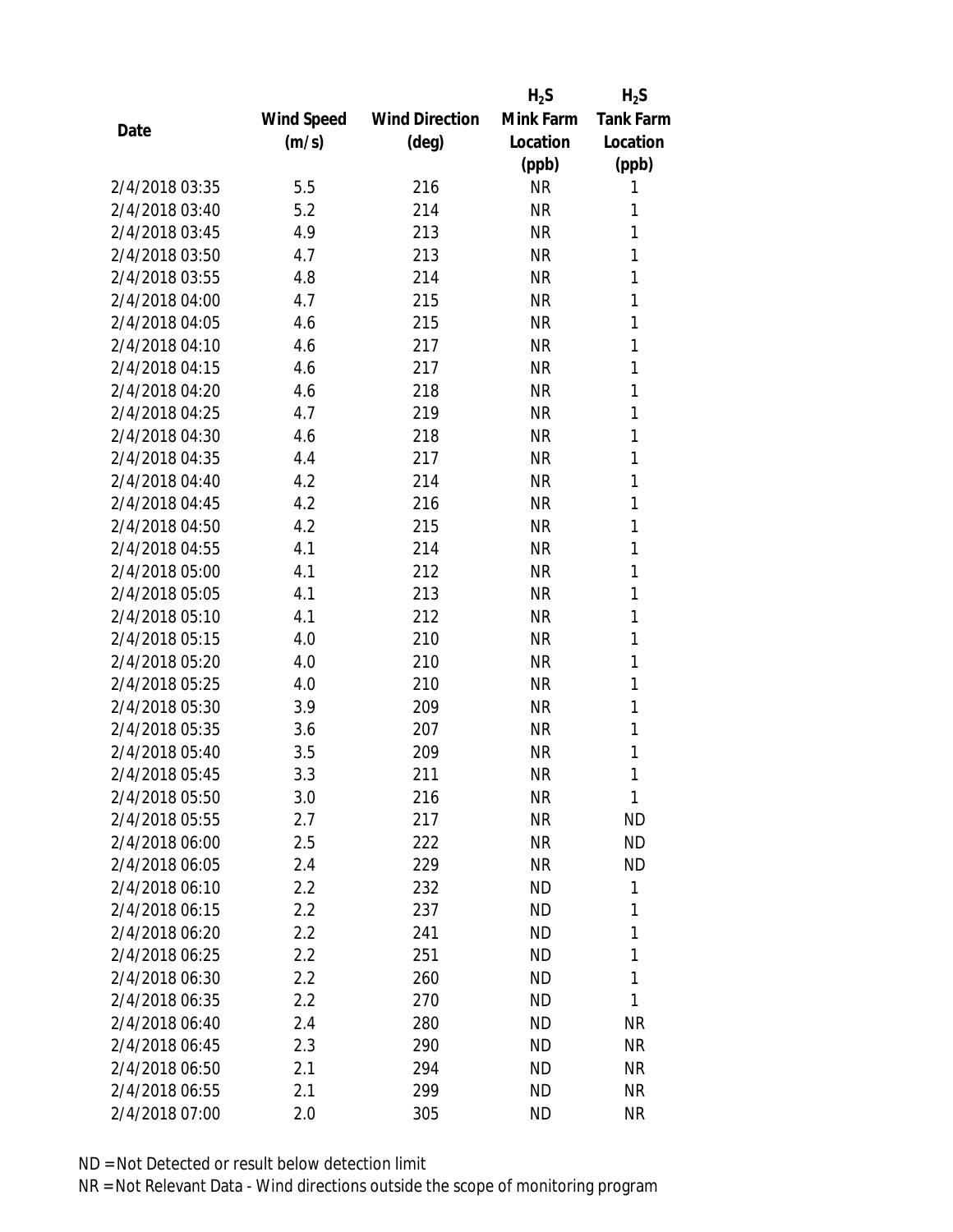| Date | Wind Speed (m/s) | Wind Direction (deg) | $H_2S$ Mink Farm Location (ppb) | $H_2S$ Tank Farm Location (ppb) |
|---|---|---|---|---|
| 2/4/2018 03:35 | 5.5 | 216 | NR | 1 |
| 2/4/2018 03:40 | 5.2 | 214 | NR | 1 |
| 2/4/2018 03:45 | 4.9 | 213 | NR | 1 |
| 2/4/2018 03:50 | 4.7 | 213 | NR | 1 |
| 2/4/2018 03:55 | 4.8 | 214 | NR | 1 |
| 2/4/2018 04:00 | 4.7 | 215 | NR | 1 |
| 2/4/2018 04:05 | 4.6 | 215 | NR | 1 |
| 2/4/2018 04:10 | 4.6 | 217 | NR | 1 |
| 2/4/2018 04:15 | 4.6 | 217 | NR | 1 |
| 2/4/2018 04:20 | 4.6 | 218 | NR | 1 |
| 2/4/2018 04:25 | 4.7 | 219 | NR | 1 |
| 2/4/2018 04:30 | 4.6 | 218 | NR | 1 |
| 2/4/2018 04:35 | 4.4 | 217 | NR | 1 |
| 2/4/2018 04:40 | 4.2 | 214 | NR | 1 |
| 2/4/2018 04:45 | 4.2 | 216 | NR | 1 |
| 2/4/2018 04:50 | 4.2 | 215 | NR | 1 |
| 2/4/2018 04:55 | 4.1 | 214 | NR | 1 |
| 2/4/2018 05:00 | 4.1 | 212 | NR | 1 |
| 2/4/2018 05:05 | 4.1 | 213 | NR | 1 |
| 2/4/2018 05:10 | 4.1 | 212 | NR | 1 |
| 2/4/2018 05:15 | 4.0 | 210 | NR | 1 |
| 2/4/2018 05:20 | 4.0 | 210 | NR | 1 |
| 2/4/2018 05:25 | 4.0 | 210 | NR | 1 |
| 2/4/2018 05:30 | 3.9 | 209 | NR | 1 |
| 2/4/2018 05:35 | 3.6 | 207 | NR | 1 |
| 2/4/2018 05:40 | 3.5 | 209 | NR | 1 |
| 2/4/2018 05:45 | 3.3 | 211 | NR | 1 |
| 2/4/2018 05:50 | 3.0 | 216 | NR | 1 |
| 2/4/2018 05:55 | 2.7 | 217 | NR | ND |
| 2/4/2018 06:00 | 2.5 | 222 | NR | ND |
| 2/4/2018 06:05 | 2.4 | 229 | NR | ND |
| 2/4/2018 06:10 | 2.2 | 232 | ND | 1 |
| 2/4/2018 06:15 | 2.2 | 237 | ND | 1 |
| 2/4/2018 06:20 | 2.2 | 241 | ND | 1 |
| 2/4/2018 06:25 | 2.2 | 251 | ND | 1 |
| 2/4/2018 06:30 | 2.2 | 260 | ND | 1 |
| 2/4/2018 06:35 | 2.2 | 270 | ND | 1 |
| 2/4/2018 06:40 | 2.4 | 280 | ND | NR |
| 2/4/2018 06:45 | 2.3 | 290 | ND | NR |
| 2/4/2018 06:50 | 2.1 | 294 | ND | NR |
| 2/4/2018 06:55 | 2.1 | 299 | ND | NR |
| 2/4/2018 07:00 | 2.0 | 305 | ND | NR |

ND = Not Detected or result below detection limit

NR = Not Relevant Data - Wind directions outside the scope of monitoring program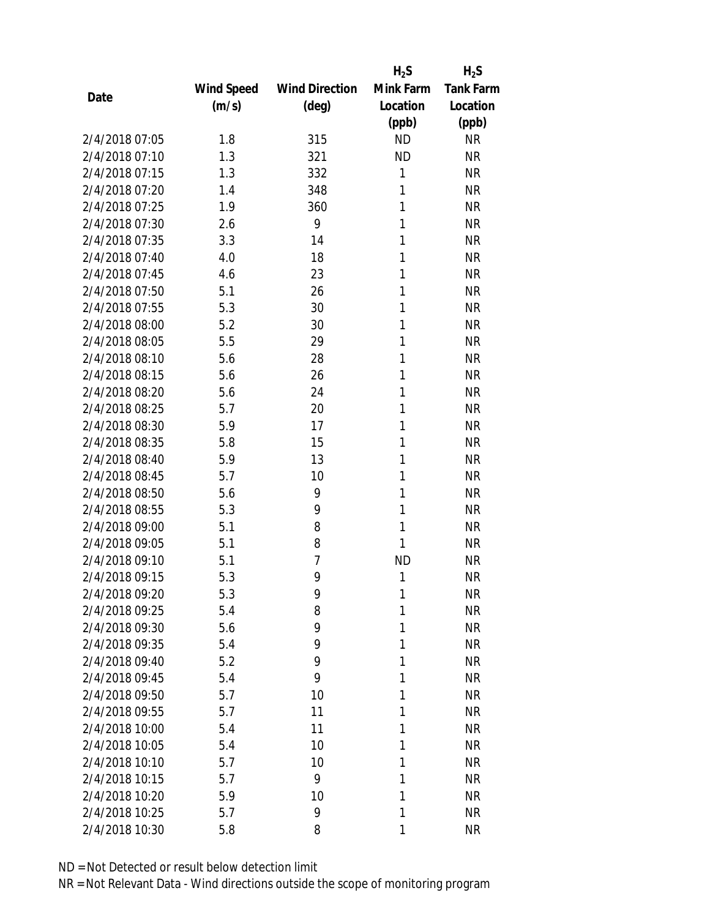| Date | Wind Speed (m/s) | Wind Direction (deg) | $H_2S$ Mink Farm Location (ppb) | $H_2S$ Tank Farm Location (ppb) |
|---|---|---|---|---|
| 2/4/2018 07:05 | 1.8 | 315 | ND | NR |
| 2/4/2018 07:10 | 1.3 | 321 | ND | NR |
| 2/4/2018 07:15 | 1.3 | 332 | 1 | NR |
| 2/4/2018 07:20 | 1.4 | 348 | 1 | NR |
| 2/4/2018 07:25 | 1.9 | 360 | 1 | NR |
| 2/4/2018 07:30 | 2.6 | 9 | 1 | NR |
| 2/4/2018 07:35 | 3.3 | 14 | 1 | NR |
| 2/4/2018 07:40 | 4.0 | 18 | 1 | NR |
| 2/4/2018 07:45 | 4.6 | 23 | 1 | NR |
| 2/4/2018 07:50 | 5.1 | 26 | 1 | NR |
| 2/4/2018 07:55 | 5.3 | 30 | 1 | NR |
| 2/4/2018 08:00 | 5.2 | 30 | 1 | NR |
| 2/4/2018 08:05 | 5.5 | 29 | 1 | NR |
| 2/4/2018 08:10 | 5.6 | 28 | 1 | NR |
| 2/4/2018 08:15 | 5.6 | 26 | 1 | NR |
| 2/4/2018 08:20 | 5.6 | 24 | 1 | NR |
| 2/4/2018 08:25 | 5.7 | 20 | 1 | NR |
| 2/4/2018 08:30 | 5.9 | 17 | 1 | NR |
| 2/4/2018 08:35 | 5.8 | 15 | 1 | NR |
| 2/4/2018 08:40 | 5.9 | 13 | 1 | NR |
| 2/4/2018 08:45 | 5.7 | 10 | 1 | NR |
| 2/4/2018 08:50 | 5.6 | 9 | 1 | NR |
| 2/4/2018 08:55 | 5.3 | 9 | 1 | NR |
| 2/4/2018 09:00 | 5.1 | 8 | 1 | NR |
| 2/4/2018 09:05 | 5.1 | 8 | 1 | NR |
| 2/4/2018 09:10 | 5.1 | 7 | ND | NR |
| 2/4/2018 09:15 | 5.3 | 9 | 1 | NR |
| 2/4/2018 09:20 | 5.3 | 9 | 1 | NR |
| 2/4/2018 09:25 | 5.4 | 8 | 1 | NR |
| 2/4/2018 09:30 | 5.6 | 9 | 1 | NR |
| 2/4/2018 09:35 | 5.4 | 9 | 1 | NR |
| 2/4/2018 09:40 | 5.2 | 9 | 1 | NR |
| 2/4/2018 09:45 | 5.4 | 9 | 1 | NR |
| 2/4/2018 09:50 | 5.7 | 10 | 1 | NR |
| 2/4/2018 09:55 | 5.7 | 11 | 1 | NR |
| 2/4/2018 10:00 | 5.4 | 11 | 1 | NR |
| 2/4/2018 10:05 | 5.4 | 10 | 1 | NR |
| 2/4/2018 10:10 | 5.7 | 10 | 1 | NR |
| 2/4/2018 10:15 | 5.7 | 9 | 1 | NR |
| 2/4/2018 10:20 | 5.9 | 10 | 1 | NR |
| 2/4/2018 10:25 | 5.7 | 9 | 1 | NR |
| 2/4/2018 10:30 | 5.8 | 8 | 1 | NR |

ND = Not Detected or result below detection limit

NR = Not Relevant Data - Wind directions outside the scope of monitoring program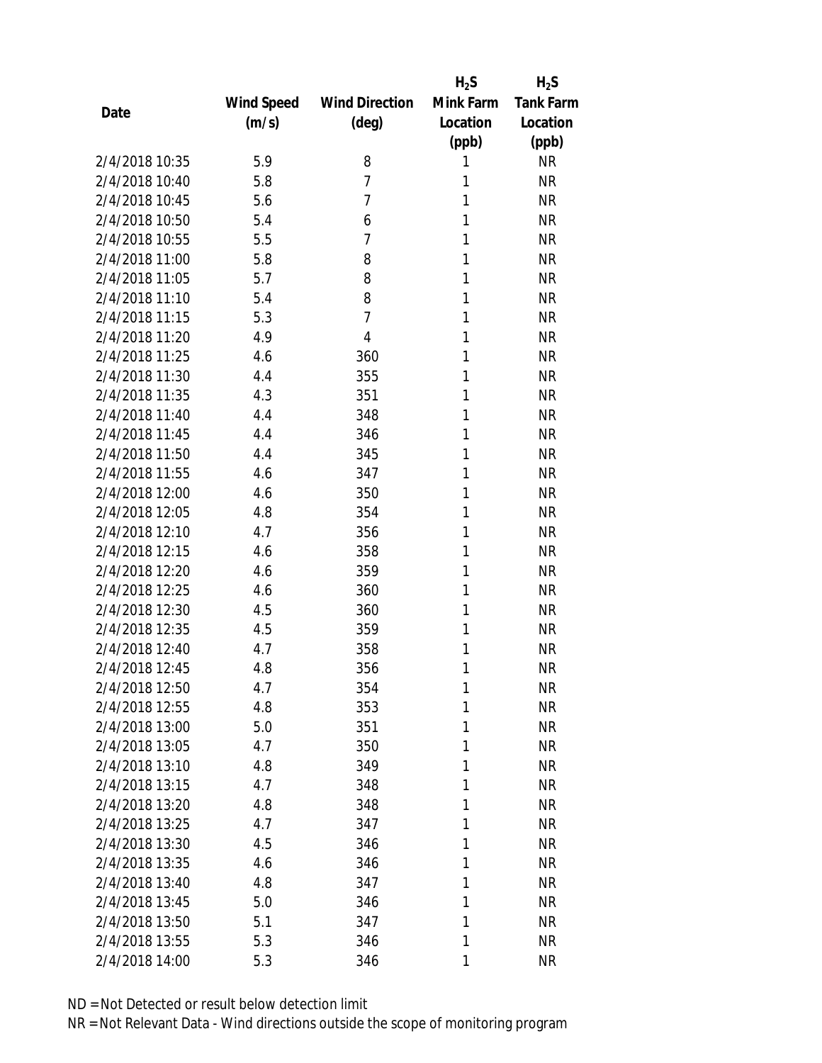| Date | Wind Speed (m/s) | Wind Direction (deg) | $H_2S$ Mink Farm Location (ppb) | $H_2S$ Tank Farm Location (ppb) |
|---|---|---|---|---|
| 2/4/2018 10:35 | 5.9 | 8 | 1 | NR |
| 2/4/2018 10:40 | 5.8 | 7 | 1 | NR |
| 2/4/2018 10:45 | 5.6 | 7 | 1 | NR |
| 2/4/2018 10:50 | 5.4 | 6 | 1 | NR |
| 2/4/2018 10:55 | 5.5 | 7 | 1 | NR |
| 2/4/2018 11:00 | 5.8 | 8 | 1 | NR |
| 2/4/2018 11:05 | 5.7 | 8 | 1 | NR |
| 2/4/2018 11:10 | 5.4 | 8 | 1 | NR |
| 2/4/2018 11:15 | 5.3 | 7 | 1 | NR |
| 2/4/2018 11:20 | 4.9 | 4 | 1 | NR |
| 2/4/2018 11:25 | 4.6 | 360 | 1 | NR |
| 2/4/2018 11:30 | 4.4 | 355 | 1 | NR |
| 2/4/2018 11:35 | 4.3 | 351 | 1 | NR |
| 2/4/2018 11:40 | 4.4 | 348 | 1 | NR |
| 2/4/2018 11:45 | 4.4 | 346 | 1 | NR |
| 2/4/2018 11:50 | 4.4 | 345 | 1 | NR |
| 2/4/2018 11:55 | 4.6 | 347 | 1 | NR |
| 2/4/2018 12:00 | 4.6 | 350 | 1 | NR |
| 2/4/2018 12:05 | 4.8 | 354 | 1 | NR |
| 2/4/2018 12:10 | 4.7 | 356 | 1 | NR |
| 2/4/2018 12:15 | 4.6 | 358 | 1 | NR |
| 2/4/2018 12:20 | 4.6 | 359 | 1 | NR |
| 2/4/2018 12:25 | 4.6 | 360 | 1 | NR |
| 2/4/2018 12:30 | 4.5 | 360 | 1 | NR |
| 2/4/2018 12:35 | 4.5 | 359 | 1 | NR |
| 2/4/2018 12:40 | 4.7 | 358 | 1 | NR |
| 2/4/2018 12:45 | 4.8 | 356 | 1 | NR |
| 2/4/2018 12:50 | 4.7 | 354 | 1 | NR |
| 2/4/2018 12:55 | 4.8 | 353 | 1 | NR |
| 2/4/2018 13:00 | 5.0 | 351 | 1 | NR |
| 2/4/2018 13:05 | 4.7 | 350 | 1 | NR |
| 2/4/2018 13:10 | 4.8 | 349 | 1 | NR |
| 2/4/2018 13:15 | 4.7 | 348 | 1 | NR |
| 2/4/2018 13:20 | 4.8 | 348 | 1 | NR |
| 2/4/2018 13:25 | 4.7 | 347 | 1 | NR |
| 2/4/2018 13:30 | 4.5 | 346 | 1 | NR |
| 2/4/2018 13:35 | 4.6 | 346 | 1 | NR |
| 2/4/2018 13:40 | 4.8 | 347 | 1 | NR |
| 2/4/2018 13:45 | 5.0 | 346 | 1 | NR |
| 2/4/2018 13:50 | 5.1 | 347 | 1 | NR |
| 2/4/2018 13:55 | 5.3 | 346 | 1 | NR |
| 2/4/2018 14:00 | 5.3 | 346 | 1 | NR |

ND = Not Detected or result below detection limit

NR = Not Relevant Data - Wind directions outside the scope of monitoring program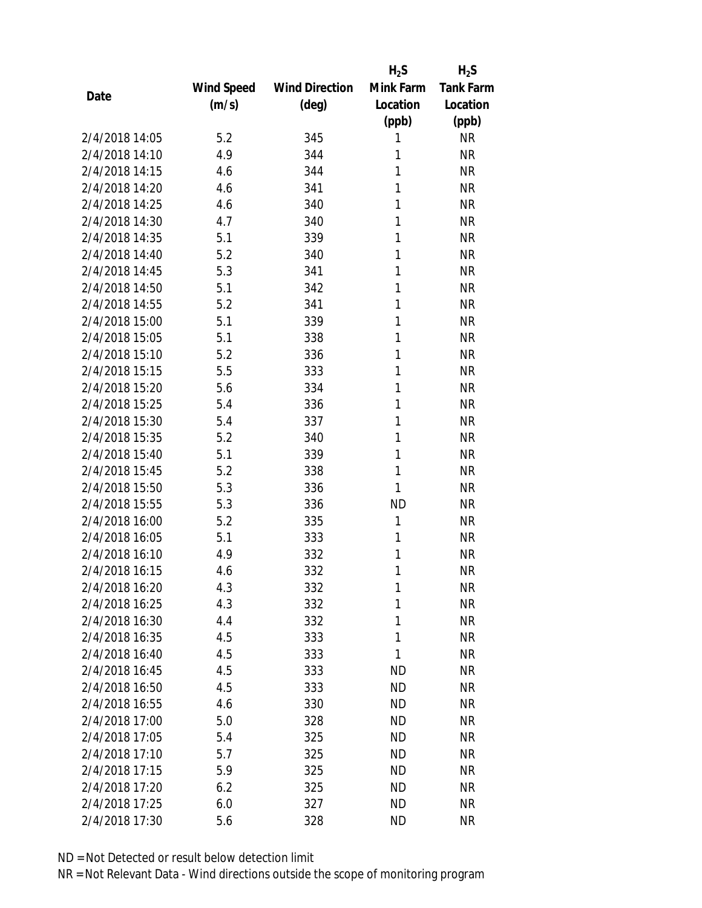| Date | Wind Speed (m/s) | Wind Direction (deg) | $H_2S$ Mink Farm Location (ppb) | $H_2S$ Tank Farm Location (ppb) |
|---|---|---|---|---|
| 2/4/2018 14:05 | 5.2 | 345 | 1 | NR |
| 2/4/2018 14:10 | 4.9 | 344 | 1 | NR |
| 2/4/2018 14:15 | 4.6 | 344 | 1 | NR |
| 2/4/2018 14:20 | 4.6 | 341 | 1 | NR |
| 2/4/2018 14:25 | 4.6 | 340 | 1 | NR |
| 2/4/2018 14:30 | 4.7 | 340 | 1 | NR |
| 2/4/2018 14:35 | 5.1 | 339 | 1 | NR |
| 2/4/2018 14:40 | 5.2 | 340 | 1 | NR |
| 2/4/2018 14:45 | 5.3 | 341 | 1 | NR |
| 2/4/2018 14:50 | 5.1 | 342 | 1 | NR |
| 2/4/2018 14:55 | 5.2 | 341 | 1 | NR |
| 2/4/2018 15:00 | 5.1 | 339 | 1 | NR |
| 2/4/2018 15:05 | 5.1 | 338 | 1 | NR |
| 2/4/2018 15:10 | 5.2 | 336 | 1 | NR |
| 2/4/2018 15:15 | 5.5 | 333 | 1 | NR |
| 2/4/2018 15:20 | 5.6 | 334 | 1 | NR |
| 2/4/2018 15:25 | 5.4 | 336 | 1 | NR |
| 2/4/2018 15:30 | 5.4 | 337 | 1 | NR |
| 2/4/2018 15:35 | 5.2 | 340 | 1 | NR |
| 2/4/2018 15:40 | 5.1 | 339 | 1 | NR |
| 2/4/2018 15:45 | 5.2 | 338 | 1 | NR |
| 2/4/2018 15:50 | 5.3 | 336 | 1 | NR |
| 2/4/2018 15:55 | 5.3 | 336 | ND | NR |
| 2/4/2018 16:00 | 5.2 | 335 | 1 | NR |
| 2/4/2018 16:05 | 5.1 | 333 | 1 | NR |
| 2/4/2018 16:10 | 4.9 | 332 | 1 | NR |
| 2/4/2018 16:15 | 4.6 | 332 | 1 | NR |
| 2/4/2018 16:20 | 4.3 | 332 | 1 | NR |
| 2/4/2018 16:25 | 4.3 | 332 | 1 | NR |
| 2/4/2018 16:30 | 4.4 | 332 | 1 | NR |
| 2/4/2018 16:35 | 4.5 | 333 | 1 | NR |
| 2/4/2018 16:40 | 4.5 | 333 | 1 | NR |
| 2/4/2018 16:45 | 4.5 | 333 | ND | NR |
| 2/4/2018 16:50 | 4.5 | 333 | ND | NR |
| 2/4/2018 16:55 | 4.6 | 330 | ND | NR |
| 2/4/2018 17:00 | 5.0 | 328 | ND | NR |
| 2/4/2018 17:05 | 5.4 | 325 | ND | NR |
| 2/4/2018 17:10 | 5.7 | 325 | ND | NR |
| 2/4/2018 17:15 | 5.9 | 325 | ND | NR |
| 2/4/2018 17:20 | 6.2 | 325 | ND | NR |
| 2/4/2018 17:25 | 6.0 | 327 | ND | NR |
| 2/4/2018 17:30 | 5.6 | 328 | ND | NR |

ND = Not Detected or result below detection limit

NR = Not Relevant Data - Wind directions outside the scope of monitoring program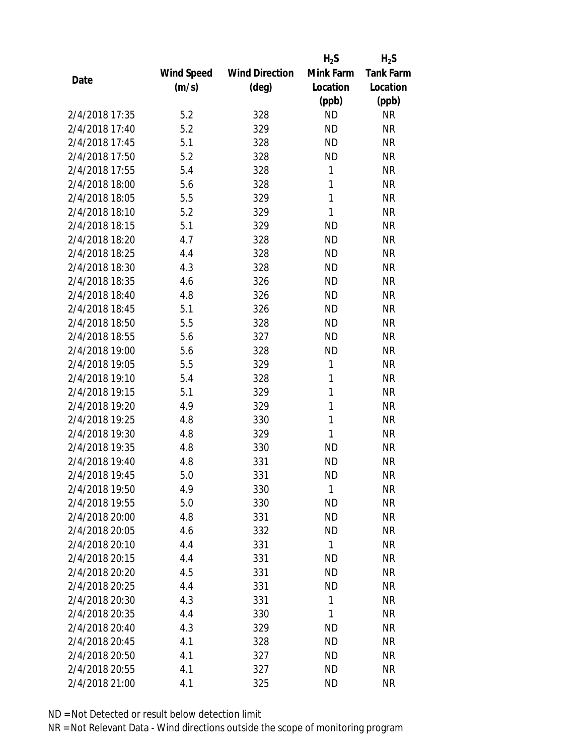| Date | Wind Speed (m/s) | Wind Direction (deg) | $H_2S$ Mink Farm Location (ppb) | $H_2S$ Tank Farm Location (ppb) |
|---|---|---|---|---|
| 2/4/2018 17:35 | 5.2 | 328 | ND | NR |
| 2/4/2018 17:40 | 5.2 | 329 | ND | NR |
| 2/4/2018 17:45 | 5.1 | 328 | ND | NR |
| 2/4/2018 17:50 | 5.2 | 328 | ND | NR |
| 2/4/2018 17:55 | 5.4 | 328 | 1 | NR |
| 2/4/2018 18:00 | 5.6 | 328 | 1 | NR |
| 2/4/2018 18:05 | 5.5 | 329 | 1 | NR |
| 2/4/2018 18:10 | 5.2 | 329 | 1 | NR |
| 2/4/2018 18:15 | 5.1 | 329 | ND | NR |
| 2/4/2018 18:20 | 4.7 | 328 | ND | NR |
| 2/4/2018 18:25 | 4.4 | 328 | ND | NR |
| 2/4/2018 18:30 | 4.3 | 328 | ND | NR |
| 2/4/2018 18:35 | 4.6 | 326 | ND | NR |
| 2/4/2018 18:40 | 4.8 | 326 | ND | NR |
| 2/4/2018 18:45 | 5.1 | 326 | ND | NR |
| 2/4/2018 18:50 | 5.5 | 328 | ND | NR |
| 2/4/2018 18:55 | 5.6 | 327 | ND | NR |
| 2/4/2018 19:00 | 5.6 | 328 | ND | NR |
| 2/4/2018 19:05 | 5.5 | 329 | 1 | NR |
| 2/4/2018 19:10 | 5.4 | 328 | 1 | NR |
| 2/4/2018 19:15 | 5.1 | 329 | 1 | NR |
| 2/4/2018 19:20 | 4.9 | 329 | 1 | NR |
| 2/4/2018 19:25 | 4.8 | 330 | 1 | NR |
| 2/4/2018 19:30 | 4.8 | 329 | 1 | NR |
| 2/4/2018 19:35 | 4.8 | 330 | ND | NR |
| 2/4/2018 19:40 | 4.8 | 331 | ND | NR |
| 2/4/2018 19:45 | 5.0 | 331 | ND | NR |
| 2/4/2018 19:50 | 4.9 | 330 | 1 | NR |
| 2/4/2018 19:55 | 5.0 | 330 | ND | NR |
| 2/4/2018 20:00 | 4.8 | 331 | ND | NR |
| 2/4/2018 20:05 | 4.6 | 332 | ND | NR |
| 2/4/2018 20:10 | 4.4 | 331 | 1 | NR |
| 2/4/2018 20:15 | 4.4 | 331 | ND | NR |
| 2/4/2018 20:20 | 4.5 | 331 | ND | NR |
| 2/4/2018 20:25 | 4.4 | 331 | ND | NR |
| 2/4/2018 20:30 | 4.3 | 331 | 1 | NR |
| 2/4/2018 20:35 | 4.4 | 330 | 1 | NR |
| 2/4/2018 20:40 | 4.3 | 329 | ND | NR |
| 2/4/2018 20:45 | 4.1 | 328 | ND | NR |
| 2/4/2018 20:50 | 4.1 | 327 | ND | NR |
| 2/4/2018 20:55 | 4.1 | 327 | ND | NR |
| 2/4/2018 21:00 | 4.1 | 325 | ND | NR |

ND = Not Detected or result below detection limit

NR = Not Relevant Data - Wind directions outside the scope of monitoring program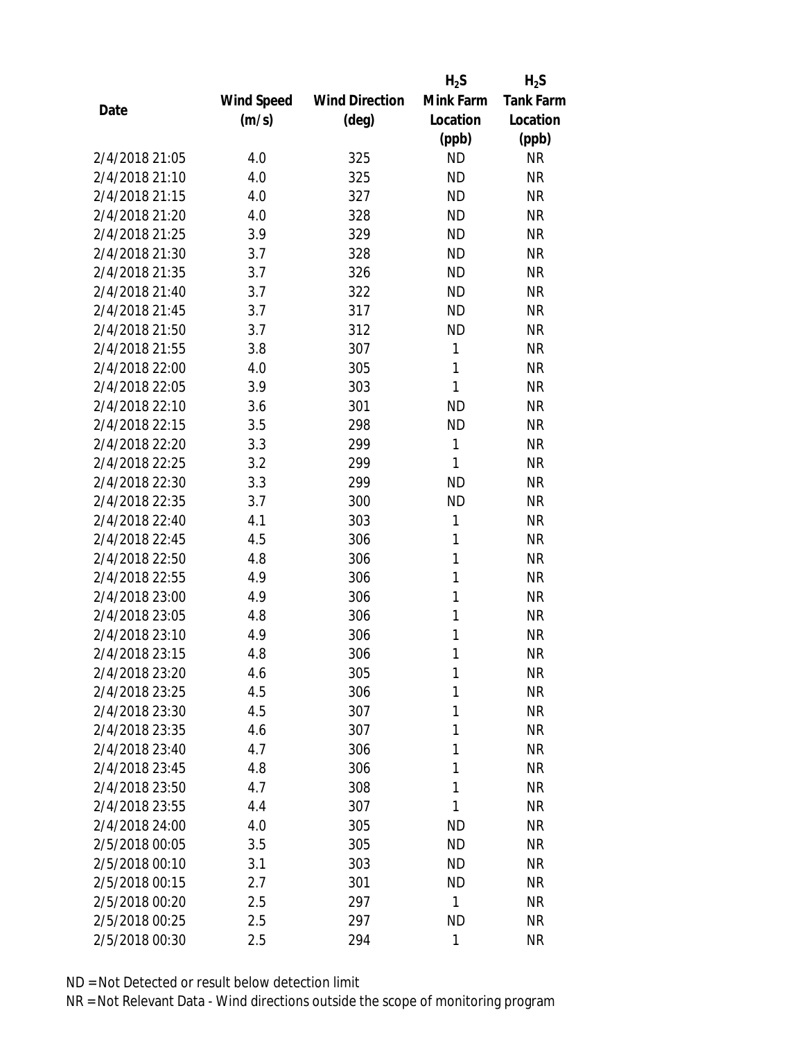| Date | Wind Speed (m/s) | Wind Direction (deg) | $H_2S$ Mink Farm Location (ppb) | $H_2S$ Tank Farm Location (ppb) |
|---|---|---|---|---|
| 2/4/2018 21:05 | 4.0 | 325 | ND | NR |
| 2/4/2018 21:10 | 4.0 | 325 | ND | NR |
| 2/4/2018 21:15 | 4.0 | 327 | ND | NR |
| 2/4/2018 21:20 | 4.0 | 328 | ND | NR |
| 2/4/2018 21:25 | 3.9 | 329 | ND | NR |
| 2/4/2018 21:30 | 3.7 | 328 | ND | NR |
| 2/4/2018 21:35 | 3.7 | 326 | ND | NR |
| 2/4/2018 21:40 | 3.7 | 322 | ND | NR |
| 2/4/2018 21:45 | 3.7 | 317 | ND | NR |
| 2/4/2018 21:50 | 3.7 | 312 | ND | NR |
| 2/4/2018 21:55 | 3.8 | 307 | 1 | NR |
| 2/4/2018 22:00 | 4.0 | 305 | 1 | NR |
| 2/4/2018 22:05 | 3.9 | 303 | 1 | NR |
| 2/4/2018 22:10 | 3.6 | 301 | ND | NR |
| 2/4/2018 22:15 | 3.5 | 298 | ND | NR |
| 2/4/2018 22:20 | 3.3 | 299 | 1 | NR |
| 2/4/2018 22:25 | 3.2 | 299 | 1 | NR |
| 2/4/2018 22:30 | 3.3 | 299 | ND | NR |
| 2/4/2018 22:35 | 3.7 | 300 | ND | NR |
| 2/4/2018 22:40 | 4.1 | 303 | 1 | NR |
| 2/4/2018 22:45 | 4.5 | 306 | 1 | NR |
| 2/4/2018 22:50 | 4.8 | 306 | 1 | NR |
| 2/4/2018 22:55 | 4.9 | 306 | 1 | NR |
| 2/4/2018 23:00 | 4.9 | 306 | 1 | NR |
| 2/4/2018 23:05 | 4.8 | 306 | 1 | NR |
| 2/4/2018 23:10 | 4.9 | 306 | 1 | NR |
| 2/4/2018 23:15 | 4.8 | 306 | 1 | NR |
| 2/4/2018 23:20 | 4.6 | 305 | 1 | NR |
| 2/4/2018 23:25 | 4.5 | 306 | 1 | NR |
| 2/4/2018 23:30 | 4.5 | 307 | 1 | NR |
| 2/4/2018 23:35 | 4.6 | 307 | 1 | NR |
| 2/4/2018 23:40 | 4.7 | 306 | 1 | NR |
| 2/4/2018 23:45 | 4.8 | 306 | 1 | NR |
| 2/4/2018 23:50 | 4.7 | 308 | 1 | NR |
| 2/4/2018 23:55 | 4.4 | 307 | 1 | NR |
| 2/4/2018 24:00 | 4.0 | 305 | ND | NR |
| 2/5/2018 00:05 | 3.5 | 305 | ND | NR |
| 2/5/2018 00:10 | 3.1 | 303 | ND | NR |
| 2/5/2018 00:15 | 2.7 | 301 | ND | NR |
| 2/5/2018 00:20 | 2.5 | 297 | 1 | NR |
| 2/5/2018 00:25 | 2.5 | 297 | ND | NR |
| 2/5/2018 00:30 | 2.5 | 294 | 1 | NR |

ND = Not Detected or result below detection limit

NR = Not Relevant Data - Wind directions outside the scope of monitoring program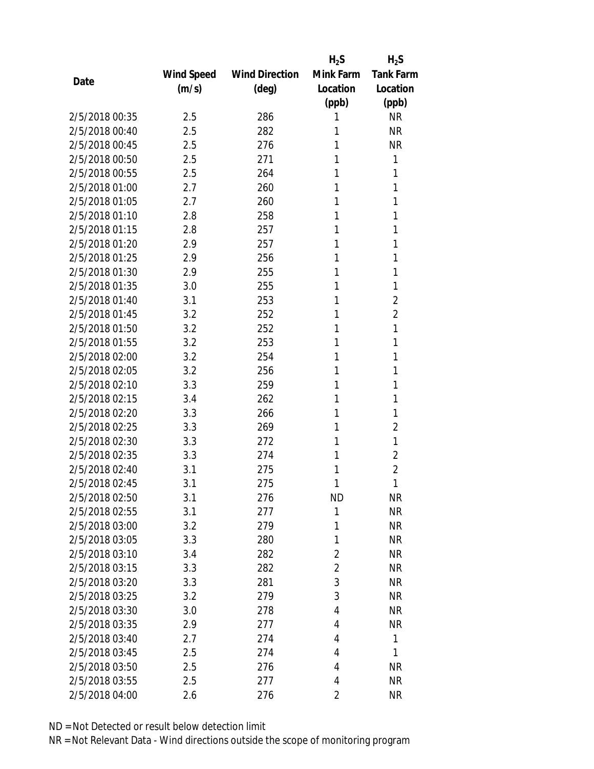| Date | Wind Speed (m/s) | Wind Direction (deg) | $H_2S$ Mink Farm Location (ppb) | $H_2S$ Tank Farm Location (ppb) |
|---|---|---|---|---|
| 2/5/2018 00:35 | 2.5 | 286 | 1 | NR |
| 2/5/2018 00:40 | 2.5 | 282 | 1 | NR |
| 2/5/2018 00:45 | 2.5 | 276 | 1 | NR |
| 2/5/2018 00:50 | 2.5 | 271 | 1 | 1 |
| 2/5/2018 00:55 | 2.5 | 264 | 1 | 1 |
| 2/5/2018 01:00 | 2.7 | 260 | 1 | 1 |
| 2/5/2018 01:05 | 2.7 | 260 | 1 | 1 |
| 2/5/2018 01:10 | 2.8 | 258 | 1 | 1 |
| 2/5/2018 01:15 | 2.8 | 257 | 1 | 1 |
| 2/5/2018 01:20 | 2.9 | 257 | 1 | 1 |
| 2/5/2018 01:25 | 2.9 | 256 | 1 | 1 |
| 2/5/2018 01:30 | 2.9 | 255 | 1 | 1 |
| 2/5/2018 01:35 | 3.0 | 255 | 1 | 1 |
| 2/5/2018 01:40 | 3.1 | 253 | 1 | 2 |
| 2/5/2018 01:45 | 3.2 | 252 | 1 | 2 |
| 2/5/2018 01:50 | 3.2 | 252 | 1 | 1 |
| 2/5/2018 01:55 | 3.2 | 253 | 1 | 1 |
| 2/5/2018 02:00 | 3.2 | 254 | 1 | 1 |
| 2/5/2018 02:05 | 3.2 | 256 | 1 | 1 |
| 2/5/2018 02:10 | 3.3 | 259 | 1 | 1 |
| 2/5/2018 02:15 | 3.4 | 262 | 1 | 1 |
| 2/5/2018 02:20 | 3.3 | 266 | 1 | 1 |
| 2/5/2018 02:25 | 3.3 | 269 | 1 | 2 |
| 2/5/2018 02:30 | 3.3 | 272 | 1 | 1 |
| 2/5/2018 02:35 | 3.3 | 274 | 1 | 2 |
| 2/5/2018 02:40 | 3.1 | 275 | 1 | 2 |
| 2/5/2018 02:45 | 3.1 | 275 | 1 | 1 |
| 2/5/2018 02:50 | 3.1 | 276 | ND | NR |
| 2/5/2018 02:55 | 3.1 | 277 | 1 | NR |
| 2/5/2018 03:00 | 3.2 | 279 | 1 | NR |
| 2/5/2018 03:05 | 3.3 | 280 | 1 | NR |
| 2/5/2018 03:10 | 3.4 | 282 | 2 | NR |
| 2/5/2018 03:15 | 3.3 | 282 | 2 | NR |
| 2/5/2018 03:20 | 3.3 | 281 | 3 | NR |
| 2/5/2018 03:25 | 3.2 | 279 | 3 | NR |
| 2/5/2018 03:30 | 3.0 | 278 | 4 | NR |
| 2/5/2018 03:35 | 2.9 | 277 | 4 | NR |
| 2/5/2018 03:40 | 2.7 | 274 | 4 | 1 |
| 2/5/2018 03:45 | 2.5 | 274 | 4 | 1 |
| 2/5/2018 03:50 | 2.5 | 276 | 4 | NR |
| 2/5/2018 03:55 | 2.5 | 277 | 4 | NR |
| 2/5/2018 04:00 | 2.6 | 276 | 2 | NR |

ND = Not Detected or result below detection limit
NR = Not Relevant Data - Wind directions outside the scope of monitoring program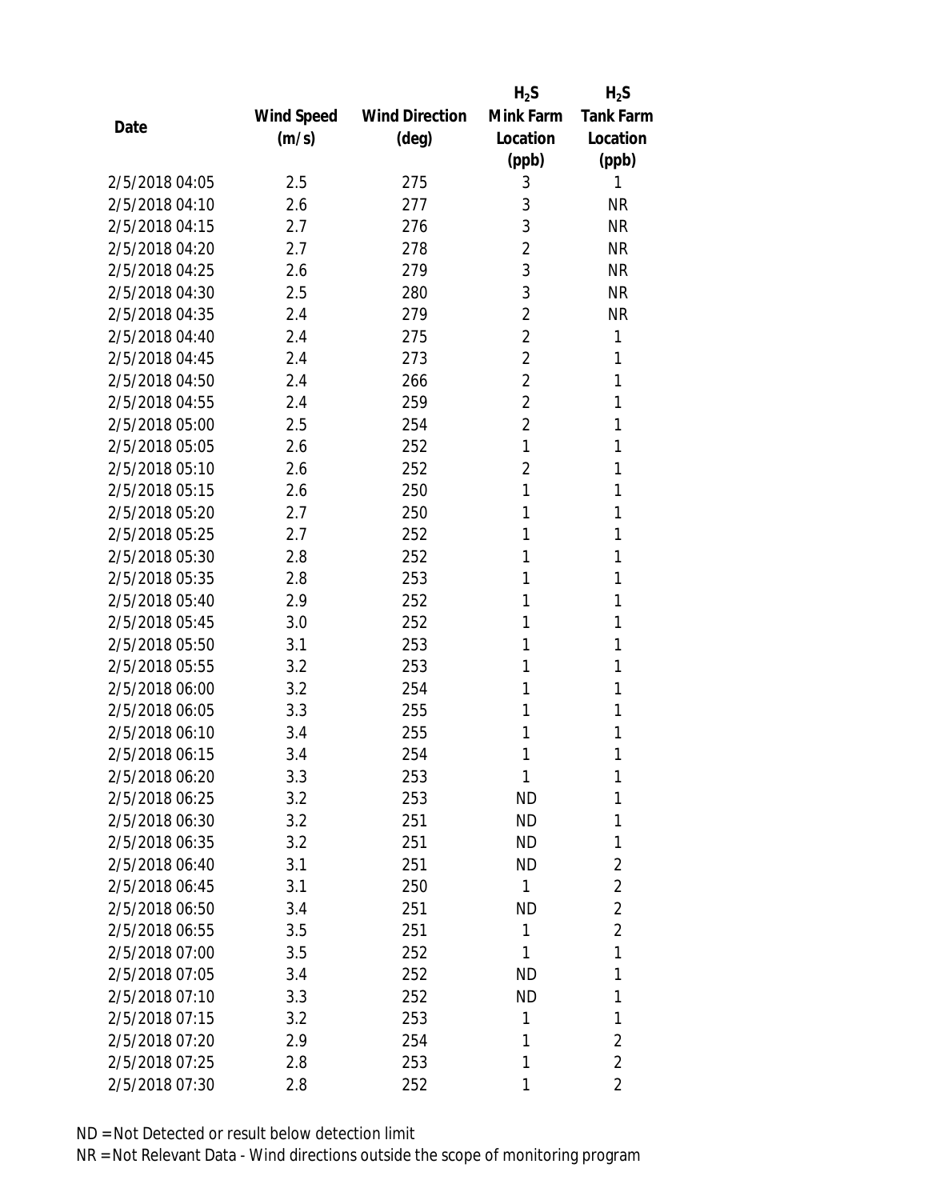| Date | Wind Speed (m/s) | Wind Direction (deg) | $H_2S$ Mink Farm Location (ppb) | $H_2S$ Tank Farm Location (ppb) |
|---|---|---|---|---|
| 2/5/2018 04:05 | 2.5 | 275 | 3 | 1 |
| 2/5/2018 04:10 | 2.6 | 277 | 3 | NR |
| 2/5/2018 04:15 | 2.7 | 276 | 3 | NR |
| 2/5/2018 04:20 | 2.7 | 278 | 2 | NR |
| 2/5/2018 04:25 | 2.6 | 279 | 3 | NR |
| 2/5/2018 04:30 | 2.5 | 280 | 3 | NR |
| 2/5/2018 04:35 | 2.4 | 279 | 2 | NR |
| 2/5/2018 04:40 | 2.4 | 275 | 2 | 1 |
| 2/5/2018 04:45 | 2.4 | 273 | 2 | 1 |
| 2/5/2018 04:50 | 2.4 | 266 | 2 | 1 |
| 2/5/2018 04:55 | 2.4 | 259 | 2 | 1 |
| 2/5/2018 05:00 | 2.5 | 254 | 2 | 1 |
| 2/5/2018 05:05 | 2.6 | 252 | 1 | 1 |
| 2/5/2018 05:10 | 2.6 | 252 | 2 | 1 |
| 2/5/2018 05:15 | 2.6 | 250 | 1 | 1 |
| 2/5/2018 05:20 | 2.7 | 250 | 1 | 1 |
| 2/5/2018 05:25 | 2.7 | 252 | 1 | 1 |
| 2/5/2018 05:30 | 2.8 | 252 | 1 | 1 |
| 2/5/2018 05:35 | 2.8 | 253 | 1 | 1 |
| 2/5/2018 05:40 | 2.9 | 252 | 1 | 1 |
| 2/5/2018 05:45 | 3.0 | 252 | 1 | 1 |
| 2/5/2018 05:50 | 3.1 | 253 | 1 | 1 |
| 2/5/2018 05:55 | 3.2 | 253 | 1 | 1 |
| 2/5/2018 06:00 | 3.2 | 254 | 1 | 1 |
| 2/5/2018 06:05 | 3.3 | 255 | 1 | 1 |
| 2/5/2018 06:10 | 3.4 | 255 | 1 | 1 |
| 2/5/2018 06:15 | 3.4 | 254 | 1 | 1 |
| 2/5/2018 06:20 | 3.3 | 253 | 1 | 1 |
| 2/5/2018 06:25 | 3.2 | 253 | ND | 1 |
| 2/5/2018 06:30 | 3.2 | 251 | ND | 1 |
| 2/5/2018 06:35 | 3.2 | 251 | ND | 1 |
| 2/5/2018 06:40 | 3.1 | 251 | ND | 2 |
| 2/5/2018 06:45 | 3.1 | 250 | 1 | 2 |
| 2/5/2018 06:50 | 3.4 | 251 | ND | 2 |
| 2/5/2018 06:55 | 3.5 | 251 | 1 | 2 |
| 2/5/2018 07:00 | 3.5 | 252 | 1 | 1 |
| 2/5/2018 07:05 | 3.4 | 252 | ND | 1 |
| 2/5/2018 07:10 | 3.3 | 252 | ND | 1 |
| 2/5/2018 07:15 | 3.2 | 253 | 1 | 1 |
| 2/5/2018 07:20 | 2.9 | 254 | 1 | 2 |
| 2/5/2018 07:25 | 2.8 | 253 | 1 | 2 |
| 2/5/2018 07:30 | 2.8 | 252 | 1 | 2 |

ND = Not Detected or result below detection limit
NR = Not Relevant Data - Wind directions outside the scope of monitoring program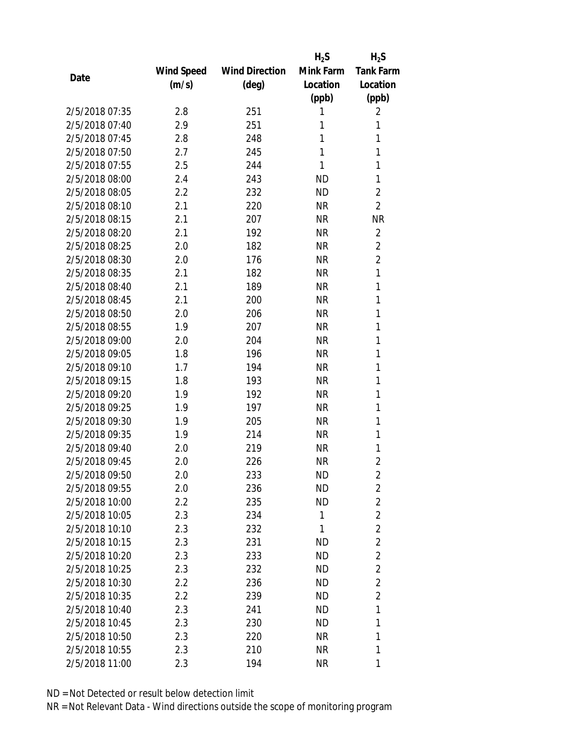| Date | Wind Speed (m/s) | Wind Direction (deg) | $H_2S$ Mink Farm Location (ppb) | $H_2S$ Tank Farm Location (ppb) |
|---|---|---|---|---|
| 2/5/2018 07:35 | 2.8 | 251 | 1 | 2 |
| 2/5/2018 07:40 | 2.9 | 251 | 1 | 1 |
| 2/5/2018 07:45 | 2.8 | 248 | 1 | 1 |
| 2/5/2018 07:50 | 2.7 | 245 | 1 | 1 |
| 2/5/2018 07:55 | 2.5 | 244 | 1 | 1 |
| 2/5/2018 08:00 | 2.4 | 243 | ND | 1 |
| 2/5/2018 08:05 | 2.2 | 232 | ND | 2 |
| 2/5/2018 08:10 | 2.1 | 220 | NR | 2 |
| 2/5/2018 08:15 | 2.1 | 207 | NR | NR |
| 2/5/2018 08:20 | 2.1 | 192 | NR | 2 |
| 2/5/2018 08:25 | 2.0 | 182 | NR | 2 |
| 2/5/2018 08:30 | 2.0 | 176 | NR | 2 |
| 2/5/2018 08:35 | 2.1 | 182 | NR | 1 |
| 2/5/2018 08:40 | 2.1 | 189 | NR | 1 |
| 2/5/2018 08:45 | 2.1 | 200 | NR | 1 |
| 2/5/2018 08:50 | 2.0 | 206 | NR | 1 |
| 2/5/2018 08:55 | 1.9 | 207 | NR | 1 |
| 2/5/2018 09:00 | 2.0 | 204 | NR | 1 |
| 2/5/2018 09:05 | 1.8 | 196 | NR | 1 |
| 2/5/2018 09:10 | 1.7 | 194 | NR | 1 |
| 2/5/2018 09:15 | 1.8 | 193 | NR | 1 |
| 2/5/2018 09:20 | 1.9 | 192 | NR | 1 |
| 2/5/2018 09:25 | 1.9 | 197 | NR | 1 |
| 2/5/2018 09:30 | 1.9 | 205 | NR | 1 |
| 2/5/2018 09:35 | 1.9 | 214 | NR | 1 |
| 2/5/2018 09:40 | 2.0 | 219 | NR | 1 |
| 2/5/2018 09:45 | 2.0 | 226 | NR | 2 |
| 2/5/2018 09:50 | 2.0 | 233 | ND | 2 |
| 2/5/2018 09:55 | 2.0 | 236 | ND | 2 |
| 2/5/2018 10:00 | 2.2 | 235 | ND | 2 |
| 2/5/2018 10:05 | 2.3 | 234 | 1 | 2 |
| 2/5/2018 10:10 | 2.3 | 232 | 1 | 2 |
| 2/5/2018 10:15 | 2.3 | 231 | ND | 2 |
| 2/5/2018 10:20 | 2.3 | 233 | ND | 2 |
| 2/5/2018 10:25 | 2.3 | 232 | ND | 2 |
| 2/5/2018 10:30 | 2.2 | 236 | ND | 2 |
| 2/5/2018 10:35 | 2.2 | 239 | ND | 2 |
| 2/5/2018 10:40 | 2.3 | 241 | ND | 1 |
| 2/5/2018 10:45 | 2.3 | 230 | ND | 1 |
| 2/5/2018 10:50 | 2.3 | 220 | NR | 1 |
| 2/5/2018 10:55 | 2.3 | 210 | NR | 1 |
| 2/5/2018 11:00 | 2.3 | 194 | NR | 1 |

ND = Not Detected or result below detection limit
NR = Not Relevant Data - Wind directions outside the scope of monitoring program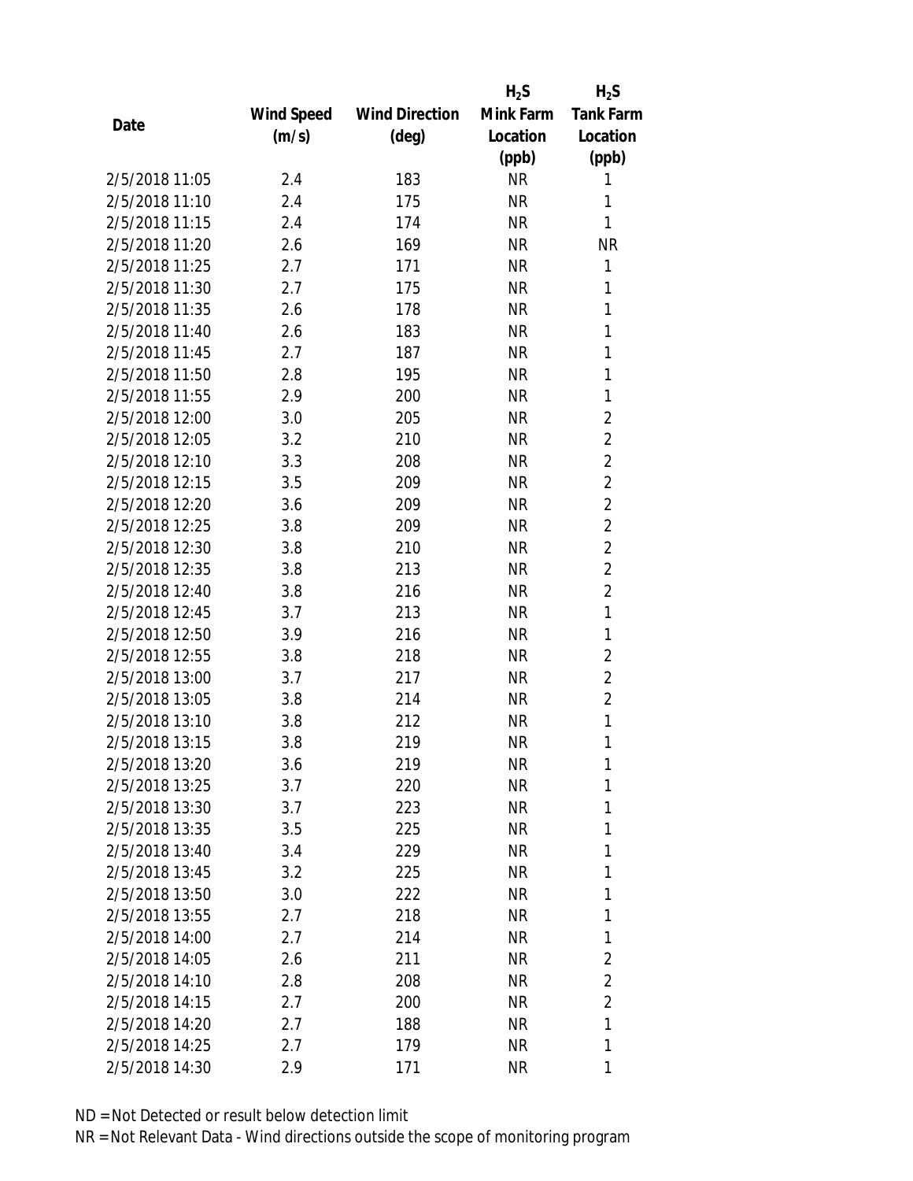| Date | Wind Speed (m/s) | Wind Direction (deg) | $H_2S$ Mink Farm Location (ppb) | $H_2S$ Tank Farm Location (ppb) |
|---|---|---|---|---|
| 2/5/2018 11:05 | 2.4 | 183 | NR | 1 |
| 2/5/2018 11:10 | 2.4 | 175 | NR | 1 |
| 2/5/2018 11:15 | 2.4 | 174 | NR | 1 |
| 2/5/2018 11:20 | 2.6 | 169 | NR | NR |
| 2/5/2018 11:25 | 2.7 | 171 | NR | 1 |
| 2/5/2018 11:30 | 2.7 | 175 | NR | 1 |
| 2/5/2018 11:35 | 2.6 | 178 | NR | 1 |
| 2/5/2018 11:40 | 2.6 | 183 | NR | 1 |
| 2/5/2018 11:45 | 2.7 | 187 | NR | 1 |
| 2/5/2018 11:50 | 2.8 | 195 | NR | 1 |
| 2/5/2018 11:55 | 2.9 | 200 | NR | 1 |
| 2/5/2018 12:00 | 3.0 | 205 | NR | 2 |
| 2/5/2018 12:05 | 3.2 | 210 | NR | 2 |
| 2/5/2018 12:10 | 3.3 | 208 | NR | 2 |
| 2/5/2018 12:15 | 3.5 | 209 | NR | 2 |
| 2/5/2018 12:20 | 3.6 | 209 | NR | 2 |
| 2/5/2018 12:25 | 3.8 | 209 | NR | 2 |
| 2/5/2018 12:30 | 3.8 | 210 | NR | 2 |
| 2/5/2018 12:35 | 3.8 | 213 | NR | 2 |
| 2/5/2018 12:40 | 3.8 | 216 | NR | 2 |
| 2/5/2018 12:45 | 3.7 | 213 | NR | 1 |
| 2/5/2018 12:50 | 3.9 | 216 | NR | 1 |
| 2/5/2018 12:55 | 3.8 | 218 | NR | 2 |
| 2/5/2018 13:00 | 3.7 | 217 | NR | 2 |
| 2/5/2018 13:05 | 3.8 | 214 | NR | 2 |
| 2/5/2018 13:10 | 3.8 | 212 | NR | 1 |
| 2/5/2018 13:15 | 3.8 | 219 | NR | 1 |
| 2/5/2018 13:20 | 3.6 | 219 | NR | 1 |
| 2/5/2018 13:25 | 3.7 | 220 | NR | 1 |
| 2/5/2018 13:30 | 3.7 | 223 | NR | 1 |
| 2/5/2018 13:35 | 3.5 | 225 | NR | 1 |
| 2/5/2018 13:40 | 3.4 | 229 | NR | 1 |
| 2/5/2018 13:45 | 3.2 | 225 | NR | 1 |
| 2/5/2018 13:50 | 3.0 | 222 | NR | 1 |
| 2/5/2018 13:55 | 2.7 | 218 | NR | 1 |
| 2/5/2018 14:00 | 2.7 | 214 | NR | 1 |
| 2/5/2018 14:05 | 2.6 | 211 | NR | 2 |
| 2/5/2018 14:10 | 2.8 | 208 | NR | 2 |
| 2/5/2018 14:15 | 2.7 | 200 | NR | 2 |
| 2/5/2018 14:20 | 2.7 | 188 | NR | 1 |
| 2/5/2018 14:25 | 2.7 | 179 | NR | 1 |
| 2/5/2018 14:30 | 2.9 | 171 | NR | 1 |

ND = Not Detected or result below detection limit

NR = Not Relevant Data - Wind directions outside the scope of monitoring program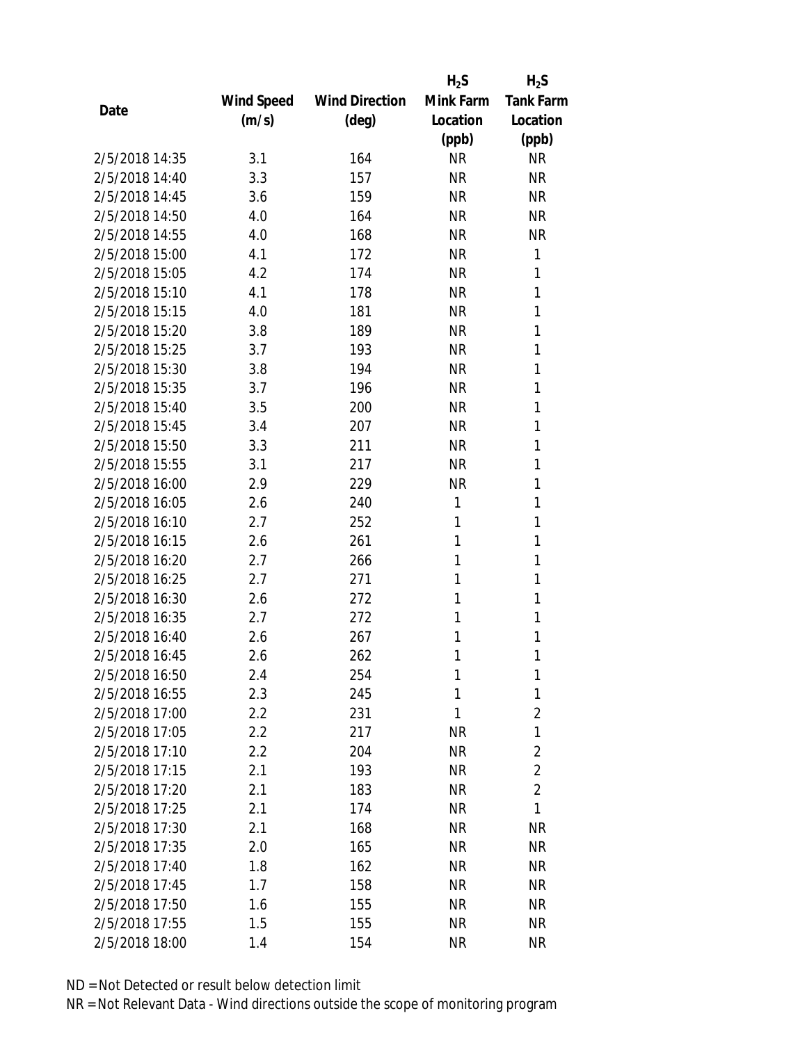| Date | Wind Speed (m/s) | Wind Direction (deg) | $H_2S$ Mink Farm Location (ppb) | $H_2S$ Tank Farm Location (ppb) |
|---|---|---|---|---|
| 2/5/2018 14:35 | 3.1 | 164 | NR | NR |
| 2/5/2018 14:40 | 3.3 | 157 | NR | NR |
| 2/5/2018 14:45 | 3.6 | 159 | NR | NR |
| 2/5/2018 14:50 | 4.0 | 164 | NR | NR |
| 2/5/2018 14:55 | 4.0 | 168 | NR | NR |
| 2/5/2018 15:00 | 4.1 | 172 | NR | 1 |
| 2/5/2018 15:05 | 4.2 | 174 | NR | 1 |
| 2/5/2018 15:10 | 4.1 | 178 | NR | 1 |
| 2/5/2018 15:15 | 4.0 | 181 | NR | 1 |
| 2/5/2018 15:20 | 3.8 | 189 | NR | 1 |
| 2/5/2018 15:25 | 3.7 | 193 | NR | 1 |
| 2/5/2018 15:30 | 3.8 | 194 | NR | 1 |
| 2/5/2018 15:35 | 3.7 | 196 | NR | 1 |
| 2/5/2018 15:40 | 3.5 | 200 | NR | 1 |
| 2/5/2018 15:45 | 3.4 | 207 | NR | 1 |
| 2/5/2018 15:50 | 3.3 | 211 | NR | 1 |
| 2/5/2018 15:55 | 3.1 | 217 | NR | 1 |
| 2/5/2018 16:00 | 2.9 | 229 | NR | 1 |
| 2/5/2018 16:05 | 2.6 | 240 | 1 | 1 |
| 2/5/2018 16:10 | 2.7 | 252 | 1 | 1 |
| 2/5/2018 16:15 | 2.6 | 261 | 1 | 1 |
| 2/5/2018 16:20 | 2.7 | 266 | 1 | 1 |
| 2/5/2018 16:25 | 2.7 | 271 | 1 | 1 |
| 2/5/2018 16:30 | 2.6 | 272 | 1 | 1 |
| 2/5/2018 16:35 | 2.7 | 272 | 1 | 1 |
| 2/5/2018 16:40 | 2.6 | 267 | 1 | 1 |
| 2/5/2018 16:45 | 2.6 | 262 | 1 | 1 |
| 2/5/2018 16:50 | 2.4 | 254 | 1 | 1 |
| 2/5/2018 16:55 | 2.3 | 245 | 1 | 1 |
| 2/5/2018 17:00 | 2.2 | 231 | 1 | 2 |
| 2/5/2018 17:05 | 2.2 | 217 | NR | 1 |
| 2/5/2018 17:10 | 2.2 | 204 | NR | 2 |
| 2/5/2018 17:15 | 2.1 | 193 | NR | 2 |
| 2/5/2018 17:20 | 2.1 | 183 | NR | 2 |
| 2/5/2018 17:25 | 2.1 | 174 | NR | 1 |
| 2/5/2018 17:30 | 2.1 | 168 | NR | NR |
| 2/5/2018 17:35 | 2.0 | 165 | NR | NR |
| 2/5/2018 17:40 | 1.8 | 162 | NR | NR |
| 2/5/2018 17:45 | 1.7 | 158 | NR | NR |
| 2/5/2018 17:50 | 1.6 | 155 | NR | NR |
| 2/5/2018 17:55 | 1.5 | 155 | NR | NR |
| 2/5/2018 18:00 | 1.4 | 154 | NR | NR |

ND = Not Detected or result below detection limit

NR = Not Relevant Data - Wind directions outside the scope of monitoring program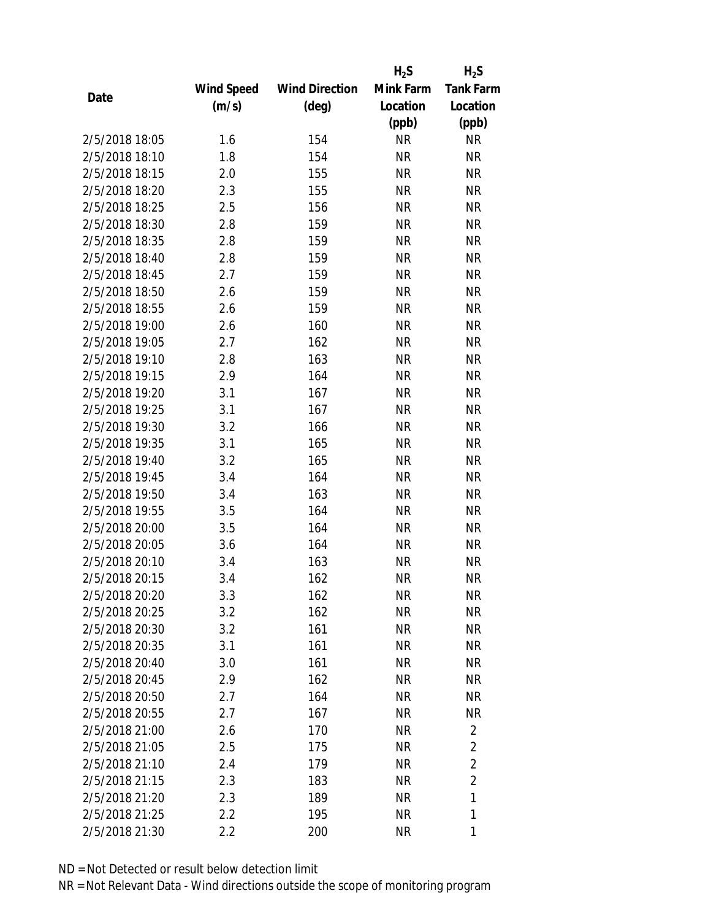| Date | Wind Speed (m/s) | Wind Direction (deg) | $H_2S$ Mink Farm Location (ppb) | $H_2S$ Tank Farm Location (ppb) |
|---|---|---|---|---|
| 2/5/2018 18:05 | 1.6 | 154 | NR | NR |
| 2/5/2018 18:10 | 1.8 | 154 | NR | NR |
| 2/5/2018 18:15 | 2.0 | 155 | NR | NR |
| 2/5/2018 18:20 | 2.3 | 155 | NR | NR |
| 2/5/2018 18:25 | 2.5 | 156 | NR | NR |
| 2/5/2018 18:30 | 2.8 | 159 | NR | NR |
| 2/5/2018 18:35 | 2.8 | 159 | NR | NR |
| 2/5/2018 18:40 | 2.8 | 159 | NR | NR |
| 2/5/2018 18:45 | 2.7 | 159 | NR | NR |
| 2/5/2018 18:50 | 2.6 | 159 | NR | NR |
| 2/5/2018 18:55 | 2.6 | 159 | NR | NR |
| 2/5/2018 19:00 | 2.6 | 160 | NR | NR |
| 2/5/2018 19:05 | 2.7 | 162 | NR | NR |
| 2/5/2018 19:10 | 2.8 | 163 | NR | NR |
| 2/5/2018 19:15 | 2.9 | 164 | NR | NR |
| 2/5/2018 19:20 | 3.1 | 167 | NR | NR |
| 2/5/2018 19:25 | 3.1 | 167 | NR | NR |
| 2/5/2018 19:30 | 3.2 | 166 | NR | NR |
| 2/5/2018 19:35 | 3.1 | 165 | NR | NR |
| 2/5/2018 19:40 | 3.2 | 165 | NR | NR |
| 2/5/2018 19:45 | 3.4 | 164 | NR | NR |
| 2/5/2018 19:50 | 3.4 | 163 | NR | NR |
| 2/5/2018 19:55 | 3.5 | 164 | NR | NR |
| 2/5/2018 20:00 | 3.5 | 164 | NR | NR |
| 2/5/2018 20:05 | 3.6 | 164 | NR | NR |
| 2/5/2018 20:10 | 3.4 | 163 | NR | NR |
| 2/5/2018 20:15 | 3.4 | 162 | NR | NR |
| 2/5/2018 20:20 | 3.3 | 162 | NR | NR |
| 2/5/2018 20:25 | 3.2 | 162 | NR | NR |
| 2/5/2018 20:30 | 3.2 | 161 | NR | NR |
| 2/5/2018 20:35 | 3.1 | 161 | NR | NR |
| 2/5/2018 20:40 | 3.0 | 161 | NR | NR |
| 2/5/2018 20:45 | 2.9 | 162 | NR | NR |
| 2/5/2018 20:50 | 2.7 | 164 | NR | NR |
| 2/5/2018 20:55 | 2.7 | 167 | NR | NR |
| 2/5/2018 21:00 | 2.6 | 170 | NR | 2 |
| 2/5/2018 21:05 | 2.5 | 175 | NR | 2 |
| 2/5/2018 21:10 | 2.4 | 179 | NR | 2 |
| 2/5/2018 21:15 | 2.3 | 183 | NR | 2 |
| 2/5/2018 21:20 | 2.3 | 189 | NR | 1 |
| 2/5/2018 21:25 | 2.2 | 195 | NR | 1 |
| 2/5/2018 21:30 | 2.2 | 200 | NR | 1 |

ND = Not Detected or result below detection limit
NR = Not Relevant Data - Wind directions outside the scope of monitoring program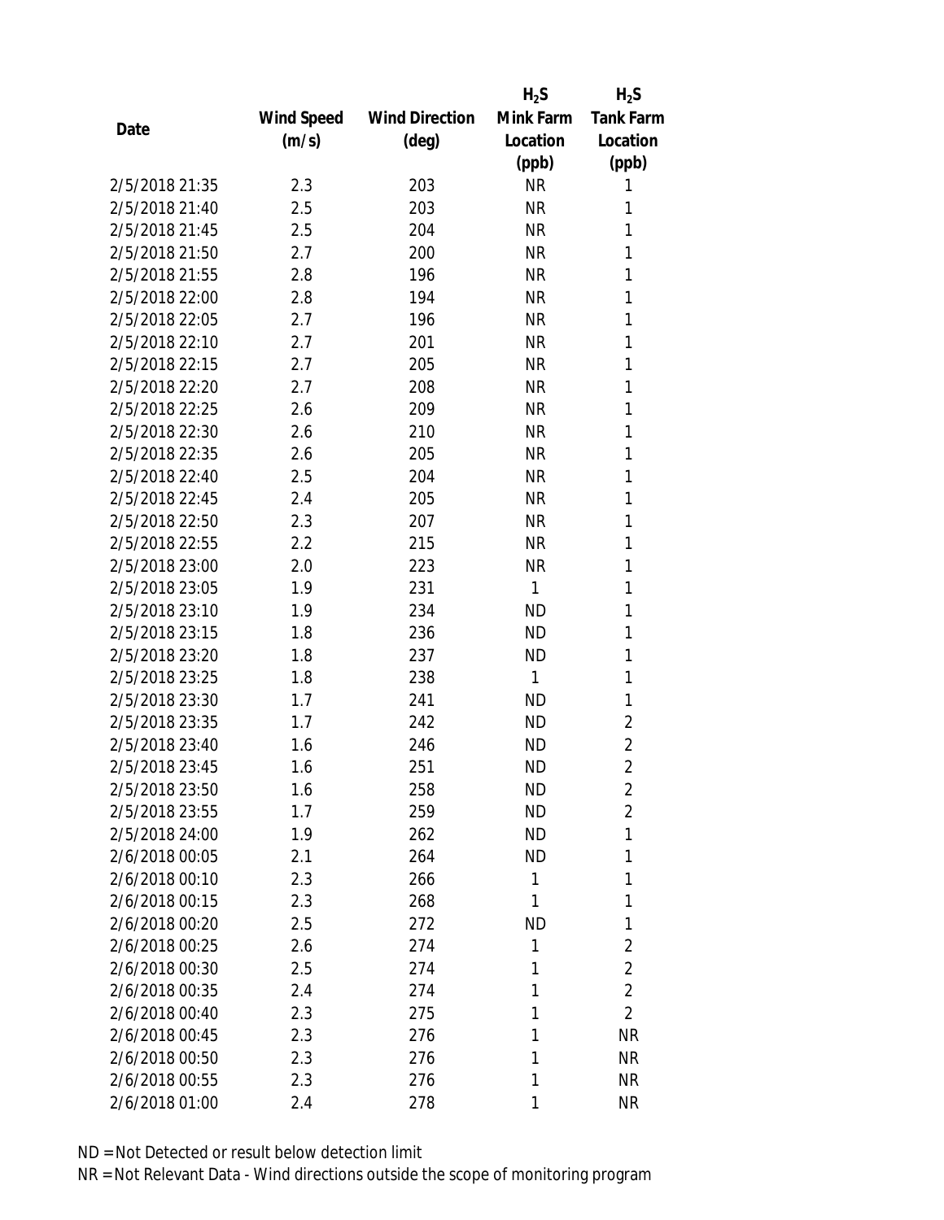| Date | Wind Speed (m/s) | Wind Direction (deg) | $H_2S$ Mink Farm Location (ppb) | $H_2S$ Tank Farm Location (ppb) |
|---|---|---|---|---|
| 2/5/2018 21:35 | 2.3 | 203 | NR | 1 |
| 2/5/2018 21:40 | 2.5 | 203 | NR | 1 |
| 2/5/2018 21:45 | 2.5 | 204 | NR | 1 |
| 2/5/2018 21:50 | 2.7 | 200 | NR | 1 |
| 2/5/2018 21:55 | 2.8 | 196 | NR | 1 |
| 2/5/2018 22:00 | 2.8 | 194 | NR | 1 |
| 2/5/2018 22:05 | 2.7 | 196 | NR | 1 |
| 2/5/2018 22:10 | 2.7 | 201 | NR | 1 |
| 2/5/2018 22:15 | 2.7 | 205 | NR | 1 |
| 2/5/2018 22:20 | 2.7 | 208 | NR | 1 |
| 2/5/2018 22:25 | 2.6 | 209 | NR | 1 |
| 2/5/2018 22:30 | 2.6 | 210 | NR | 1 |
| 2/5/2018 22:35 | 2.6 | 205 | NR | 1 |
| 2/5/2018 22:40 | 2.5 | 204 | NR | 1 |
| 2/5/2018 22:45 | 2.4 | 205 | NR | 1 |
| 2/5/2018 22:50 | 2.3 | 207 | NR | 1 |
| 2/5/2018 22:55 | 2.2 | 215 | NR | 1 |
| 2/5/2018 23:00 | 2.0 | 223 | NR | 1 |
| 2/5/2018 23:05 | 1.9 | 231 | 1 | 1 |
| 2/5/2018 23:10 | 1.9 | 234 | ND | 1 |
| 2/5/2018 23:15 | 1.8 | 236 | ND | 1 |
| 2/5/2018 23:20 | 1.8 | 237 | ND | 1 |
| 2/5/2018 23:25 | 1.8 | 238 | 1 | 1 |
| 2/5/2018 23:30 | 1.7 | 241 | ND | 1 |
| 2/5/2018 23:35 | 1.7 | 242 | ND | 2 |
| 2/5/2018 23:40 | 1.6 | 246 | ND | 2 |
| 2/5/2018 23:45 | 1.6 | 251 | ND | 2 |
| 2/5/2018 23:50 | 1.6 | 258 | ND | 2 |
| 2/5/2018 23:55 | 1.7 | 259 | ND | 2 |
| 2/5/2018 24:00 | 1.9 | 262 | ND | 1 |
| 2/6/2018 00:05 | 2.1 | 264 | ND | 1 |
| 2/6/2018 00:10 | 2.3 | 266 | 1 | 1 |
| 2/6/2018 00:15 | 2.3 | 268 | 1 | 1 |
| 2/6/2018 00:20 | 2.5 | 272 | ND | 1 |
| 2/6/2018 00:25 | 2.6 | 274 | 1 | 2 |
| 2/6/2018 00:30 | 2.5 | 274 | 1 | 2 |
| 2/6/2018 00:35 | 2.4 | 274 | 1 | 2 |
| 2/6/2018 00:40 | 2.3 | 275 | 1 | 2 |
| 2/6/2018 00:45 | 2.3 | 276 | 1 | NR |
| 2/6/2018 00:50 | 2.3 | 276 | 1 | NR |
| 2/6/2018 00:55 | 2.3 | 276 | 1 | NR |
| 2/6/2018 01:00 | 2.4 | 278 | 1 | NR |

ND = Not Detected or result below detection limit
NR = Not Relevant Data - Wind directions outside the scope of monitoring program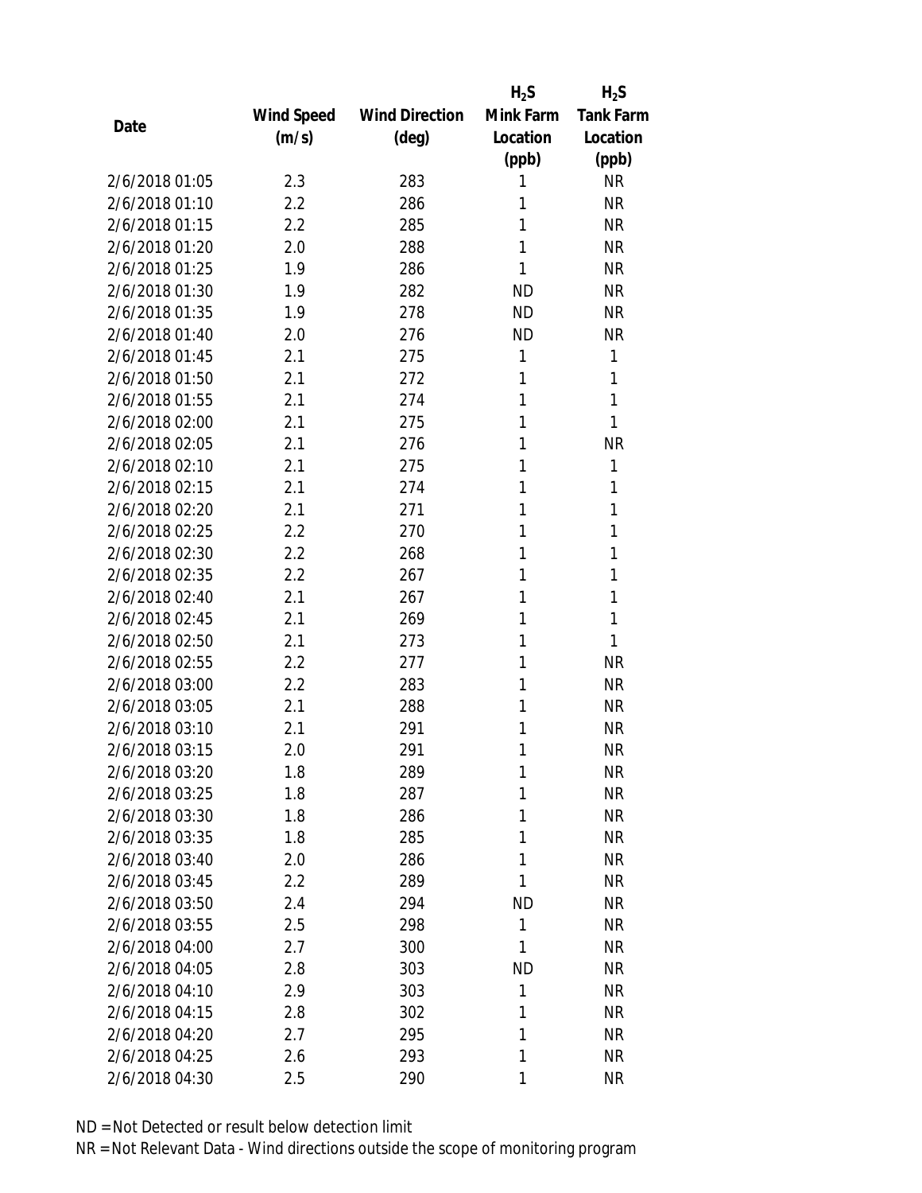| Date | Wind Speed (m/s) | Wind Direction (deg) | $H_2S$ Mink Farm Location (ppb) | $H_2S$ Tank Farm Location (ppb) |
|---|---|---|---|---|
| 2/6/2018 01:05 | 2.3 | 283 | 1 | NR |
| 2/6/2018 01:10 | 2.2 | 286 | 1 | NR |
| 2/6/2018 01:15 | 2.2 | 285 | 1 | NR |
| 2/6/2018 01:20 | 2.0 | 288 | 1 | NR |
| 2/6/2018 01:25 | 1.9 | 286 | 1 | NR |
| 2/6/2018 01:30 | 1.9 | 282 | ND | NR |
| 2/6/2018 01:35 | 1.9 | 278 | ND | NR |
| 2/6/2018 01:40 | 2.0 | 276 | ND | NR |
| 2/6/2018 01:45 | 2.1 | 275 | 1 | 1 |
| 2/6/2018 01:50 | 2.1 | 272 | 1 | 1 |
| 2/6/2018 01:55 | 2.1 | 274 | 1 | 1 |
| 2/6/2018 02:00 | 2.1 | 275 | 1 | 1 |
| 2/6/2018 02:05 | 2.1 | 276 | 1 | NR |
| 2/6/2018 02:10 | 2.1 | 275 | 1 | 1 |
| 2/6/2018 02:15 | 2.1 | 274 | 1 | 1 |
| 2/6/2018 02:20 | 2.1 | 271 | 1 | 1 |
| 2/6/2018 02:25 | 2.2 | 270 | 1 | 1 |
| 2/6/2018 02:30 | 2.2 | 268 | 1 | 1 |
| 2/6/2018 02:35 | 2.2 | 267 | 1 | 1 |
| 2/6/2018 02:40 | 2.1 | 267 | 1 | 1 |
| 2/6/2018 02:45 | 2.1 | 269 | 1 | 1 |
| 2/6/2018 02:50 | 2.1 | 273 | 1 | 1 |
| 2/6/2018 02:55 | 2.2 | 277 | 1 | NR |
| 2/6/2018 03:00 | 2.2 | 283 | 1 | NR |
| 2/6/2018 03:05 | 2.1 | 288 | 1 | NR |
| 2/6/2018 03:10 | 2.1 | 291 | 1 | NR |
| 2/6/2018 03:15 | 2.0 | 291 | 1 | NR |
| 2/6/2018 03:20 | 1.8 | 289 | 1 | NR |
| 2/6/2018 03:25 | 1.8 | 287 | 1 | NR |
| 2/6/2018 03:30 | 1.8 | 286 | 1 | NR |
| 2/6/2018 03:35 | 1.8 | 285 | 1 | NR |
| 2/6/2018 03:40 | 2.0 | 286 | 1 | NR |
| 2/6/2018 03:45 | 2.2 | 289 | 1 | NR |
| 2/6/2018 03:50 | 2.4 | 294 | ND | NR |
| 2/6/2018 03:55 | 2.5 | 298 | 1 | NR |
| 2/6/2018 04:00 | 2.7 | 300 | 1 | NR |
| 2/6/2018 04:05 | 2.8 | 303 | ND | NR |
| 2/6/2018 04:10 | 2.9 | 303 | 1 | NR |
| 2/6/2018 04:15 | 2.8 | 302 | 1 | NR |
| 2/6/2018 04:20 | 2.7 | 295 | 1 | NR |
| 2/6/2018 04:25 | 2.6 | 293 | 1 | NR |
| 2/6/2018 04:30 | 2.5 | 290 | 1 | NR |

ND = Not Detected or result below detection limit

NR = Not Relevant Data - Wind directions outside the scope of monitoring program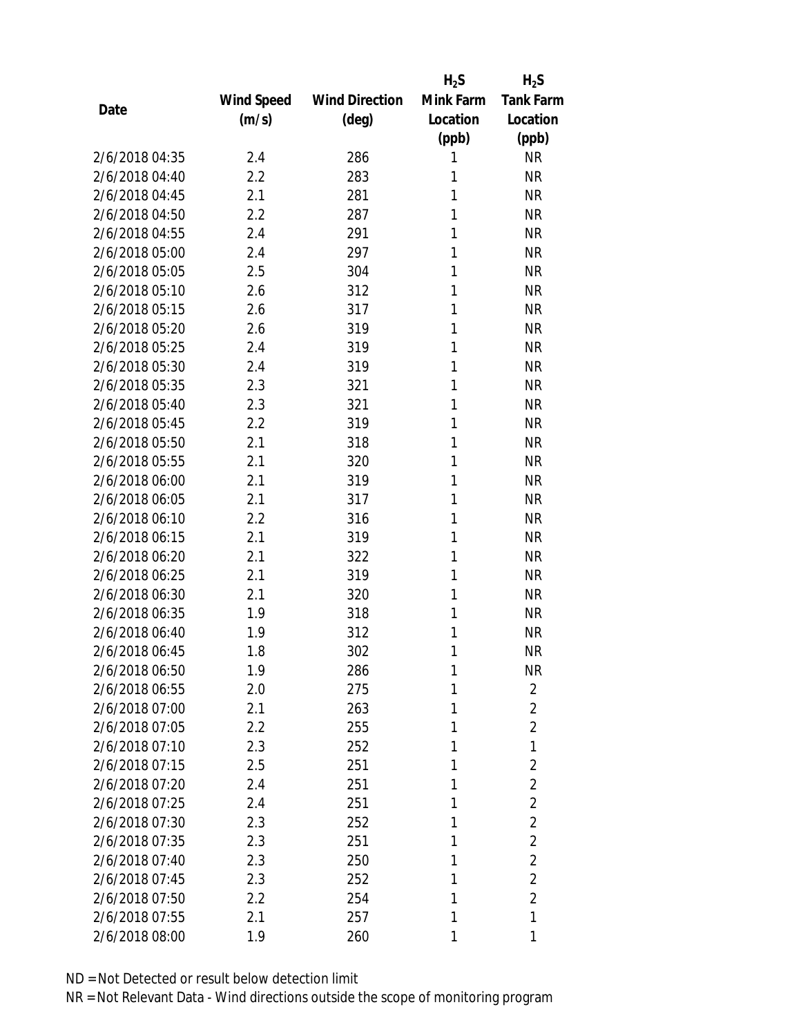| Date | Wind Speed (m/s) | Wind Direction (deg) | $H_2S$ Mink Farm Location (ppb) | $H_2S$ Tank Farm Location (ppb) |
|---|---|---|---|---|
| 2/6/2018 04:35 | 2.4 | 286 | 1 | NR |
| 2/6/2018 04:40 | 2.2 | 283 | 1 | NR |
| 2/6/2018 04:45 | 2.1 | 281 | 1 | NR |
| 2/6/2018 04:50 | 2.2 | 287 | 1 | NR |
| 2/6/2018 04:55 | 2.4 | 291 | 1 | NR |
| 2/6/2018 05:00 | 2.4 | 297 | 1 | NR |
| 2/6/2018 05:05 | 2.5 | 304 | 1 | NR |
| 2/6/2018 05:10 | 2.6 | 312 | 1 | NR |
| 2/6/2018 05:15 | 2.6 | 317 | 1 | NR |
| 2/6/2018 05:20 | 2.6 | 319 | 1 | NR |
| 2/6/2018 05:25 | 2.4 | 319 | 1 | NR |
| 2/6/2018 05:30 | 2.4 | 319 | 1 | NR |
| 2/6/2018 05:35 | 2.3 | 321 | 1 | NR |
| 2/6/2018 05:40 | 2.3 | 321 | 1 | NR |
| 2/6/2018 05:45 | 2.2 | 319 | 1 | NR |
| 2/6/2018 05:50 | 2.1 | 318 | 1 | NR |
| 2/6/2018 05:55 | 2.1 | 320 | 1 | NR |
| 2/6/2018 06:00 | 2.1 | 319 | 1 | NR |
| 2/6/2018 06:05 | 2.1 | 317 | 1 | NR |
| 2/6/2018 06:10 | 2.2 | 316 | 1 | NR |
| 2/6/2018 06:15 | 2.1 | 319 | 1 | NR |
| 2/6/2018 06:20 | 2.1 | 322 | 1 | NR |
| 2/6/2018 06:25 | 2.1 | 319 | 1 | NR |
| 2/6/2018 06:30 | 2.1 | 320 | 1 | NR |
| 2/6/2018 06:35 | 1.9 | 318 | 1 | NR |
| 2/6/2018 06:40 | 1.9 | 312 | 1 | NR |
| 2/6/2018 06:45 | 1.8 | 302 | 1 | NR |
| 2/6/2018 06:50 | 1.9 | 286 | 1 | NR |
| 2/6/2018 06:55 | 2.0 | 275 | 1 | 2 |
| 2/6/2018 07:00 | 2.1 | 263 | 1 | 2 |
| 2/6/2018 07:05 | 2.2 | 255 | 1 | 2 |
| 2/6/2018 07:10 | 2.3 | 252 | 1 | 1 |
| 2/6/2018 07:15 | 2.5 | 251 | 1 | 2 |
| 2/6/2018 07:20 | 2.4 | 251 | 1 | 2 |
| 2/6/2018 07:25 | 2.4 | 251 | 1 | 2 |
| 2/6/2018 07:30 | 2.3 | 252 | 1 | 2 |
| 2/6/2018 07:35 | 2.3 | 251 | 1 | 2 |
| 2/6/2018 07:40 | 2.3 | 250 | 1 | 2 |
| 2/6/2018 07:45 | 2.3 | 252 | 1 | 2 |
| 2/6/2018 07:50 | 2.2 | 254 | 1 | 2 |
| 2/6/2018 07:55 | 2.1 | 257 | 1 | 1 |
| 2/6/2018 08:00 | 1.9 | 260 | 1 | 1 |

ND = Not Detected or result below detection limit

NR = Not Relevant Data - Wind directions outside the scope of monitoring program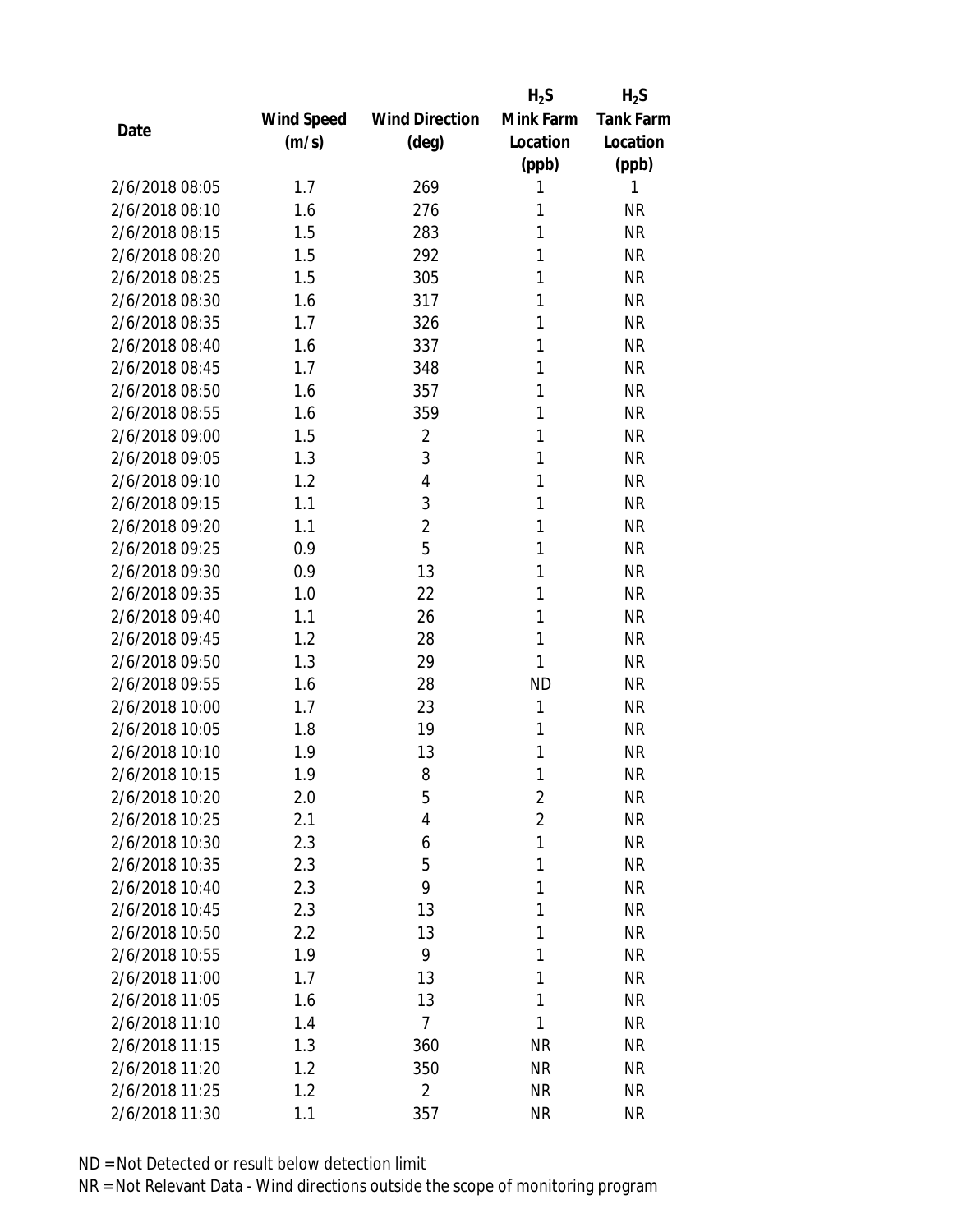| Date | Wind Speed (m/s) | Wind Direction (deg) | $H_2S$ Mink Farm Location (ppb) | $H_2S$ Tank Farm Location (ppb) |
|---|---|---|---|---|
| 2/6/2018 08:05 | 1.7 | 269 | 1 | 1 |
| 2/6/2018 08:10 | 1.6 | 276 | 1 | NR |
| 2/6/2018 08:15 | 1.5 | 283 | 1 | NR |
| 2/6/2018 08:20 | 1.5 | 292 | 1 | NR |
| 2/6/2018 08:25 | 1.5 | 305 | 1 | NR |
| 2/6/2018 08:30 | 1.6 | 317 | 1 | NR |
| 2/6/2018 08:35 | 1.7 | 326 | 1 | NR |
| 2/6/2018 08:40 | 1.6 | 337 | 1 | NR |
| 2/6/2018 08:45 | 1.7 | 348 | 1 | NR |
| 2/6/2018 08:50 | 1.6 | 357 | 1 | NR |
| 2/6/2018 08:55 | 1.6 | 359 | 1 | NR |
| 2/6/2018 09:00 | 1.5 | 2 | 1 | NR |
| 2/6/2018 09:05 | 1.3 | 3 | 1 | NR |
| 2/6/2018 09:10 | 1.2 | 4 | 1 | NR |
| 2/6/2018 09:15 | 1.1 | 3 | 1 | NR |
| 2/6/2018 09:20 | 1.1 | 2 | 1 | NR |
| 2/6/2018 09:25 | 0.9 | 5 | 1 | NR |
| 2/6/2018 09:30 | 0.9 | 13 | 1 | NR |
| 2/6/2018 09:35 | 1.0 | 22 | 1 | NR |
| 2/6/2018 09:40 | 1.1 | 26 | 1 | NR |
| 2/6/2018 09:45 | 1.2 | 28 | 1 | NR |
| 2/6/2018 09:50 | 1.3 | 29 | 1 | NR |
| 2/6/2018 09:55 | 1.6 | 28 | ND | NR |
| 2/6/2018 10:00 | 1.7 | 23 | 1 | NR |
| 2/6/2018 10:05 | 1.8 | 19 | 1 | NR |
| 2/6/2018 10:10 | 1.9 | 13 | 1 | NR |
| 2/6/2018 10:15 | 1.9 | 8 | 1 | NR |
| 2/6/2018 10:20 | 2.0 | 5 | 2 | NR |
| 2/6/2018 10:25 | 2.1 | 4 | 2 | NR |
| 2/6/2018 10:30 | 2.3 | 6 | 1 | NR |
| 2/6/2018 10:35 | 2.3 | 5 | 1 | NR |
| 2/6/2018 10:40 | 2.3 | 9 | 1 | NR |
| 2/6/2018 10:45 | 2.3 | 13 | 1 | NR |
| 2/6/2018 10:50 | 2.2 | 13 | 1 | NR |
| 2/6/2018 10:55 | 1.9 | 9 | 1 | NR |
| 2/6/2018 11:00 | 1.7 | 13 | 1 | NR |
| 2/6/2018 11:05 | 1.6 | 13 | 1 | NR |
| 2/6/2018 11:10 | 1.4 | 7 | 1 | NR |
| 2/6/2018 11:15 | 1.3 | 360 | NR | NR |
| 2/6/2018 11:20 | 1.2 | 350 | NR | NR |
| 2/6/2018 11:25 | 1.2 | 2 | NR | NR |
| 2/6/2018 11:30 | 1.1 | 357 | NR | NR |

ND = Not Detected or result below detection limit

NR = Not Relevant Data - Wind directions outside the scope of monitoring program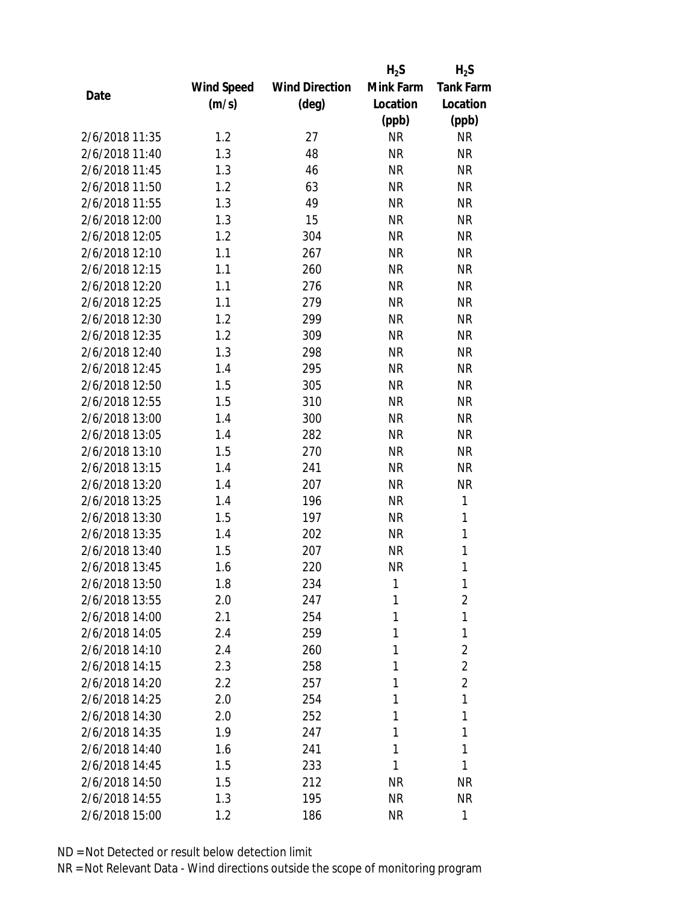| Date | Wind Speed (m/s) | Wind Direction (deg) | $H_2S$ Mink Farm Location (ppb) | $H_2S$ Tank Farm Location (ppb) |
|---|---|---|---|---|
| 2/6/2018 11:35 | 1.2 | 27 | NR | NR |
| 2/6/2018 11:40 | 1.3 | 48 | NR | NR |
| 2/6/2018 11:45 | 1.3 | 46 | NR | NR |
| 2/6/2018 11:50 | 1.2 | 63 | NR | NR |
| 2/6/2018 11:55 | 1.3 | 49 | NR | NR |
| 2/6/2018 12:00 | 1.3 | 15 | NR | NR |
| 2/6/2018 12:05 | 1.2 | 304 | NR | NR |
| 2/6/2018 12:10 | 1.1 | 267 | NR | NR |
| 2/6/2018 12:15 | 1.1 | 260 | NR | NR |
| 2/6/2018 12:20 | 1.1 | 276 | NR | NR |
| 2/6/2018 12:25 | 1.1 | 279 | NR | NR |
| 2/6/2018 12:30 | 1.2 | 299 | NR | NR |
| 2/6/2018 12:35 | 1.2 | 309 | NR | NR |
| 2/6/2018 12:40 | 1.3 | 298 | NR | NR |
| 2/6/2018 12:45 | 1.4 | 295 | NR | NR |
| 2/6/2018 12:50 | 1.5 | 305 | NR | NR |
| 2/6/2018 12:55 | 1.5 | 310 | NR | NR |
| 2/6/2018 13:00 | 1.4 | 300 | NR | NR |
| 2/6/2018 13:05 | 1.4 | 282 | NR | NR |
| 2/6/2018 13:10 | 1.5 | 270 | NR | NR |
| 2/6/2018 13:15 | 1.4 | 241 | NR | NR |
| 2/6/2018 13:20 | 1.4 | 207 | NR | NR |
| 2/6/2018 13:25 | 1.4 | 196 | NR | 1 |
| 2/6/2018 13:30 | 1.5 | 197 | NR | 1 |
| 2/6/2018 13:35 | 1.4 | 202 | NR | 1 |
| 2/6/2018 13:40 | 1.5 | 207 | NR | 1 |
| 2/6/2018 13:45 | 1.6 | 220 | NR | 1 |
| 2/6/2018 13:50 | 1.8 | 234 | 1 | 1 |
| 2/6/2018 13:55 | 2.0 | 247 | 1 | 2 |
| 2/6/2018 14:00 | 2.1 | 254 | 1 | 1 |
| 2/6/2018 14:05 | 2.4 | 259 | 1 | 1 |
| 2/6/2018 14:10 | 2.4 | 260 | 1 | 2 |
| 2/6/2018 14:15 | 2.3 | 258 | 1 | 2 |
| 2/6/2018 14:20 | 2.2 | 257 | 1 | 2 |
| 2/6/2018 14:25 | 2.0 | 254 | 1 | 1 |
| 2/6/2018 14:30 | 2.0 | 252 | 1 | 1 |
| 2/6/2018 14:35 | 1.9 | 247 | 1 | 1 |
| 2/6/2018 14:40 | 1.6 | 241 | 1 | 1 |
| 2/6/2018 14:45 | 1.5 | 233 | 1 | 1 |
| 2/6/2018 14:50 | 1.5 | 212 | NR | NR |
| 2/6/2018 14:55 | 1.3 | 195 | NR | NR |
| 2/6/2018 15:00 | 1.2 | 186 | NR | 1 |

ND = Not Detected or result below detection limit

NR = Not Relevant Data - Wind directions outside the scope of monitoring program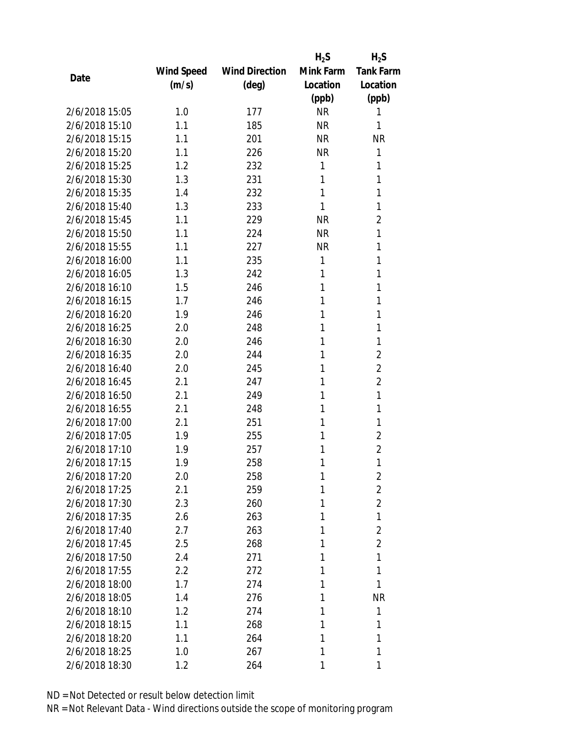| Date | Wind Speed (m/s) | Wind Direction (deg) | $H_2S$ Mink Farm Location (ppb) | $H_2S$ Tank Farm Location (ppb) |
|---|---|---|---|---|
| 2/6/2018 15:05 | 1.0 | 177 | NR | 1 |
| 2/6/2018 15:10 | 1.1 | 185 | NR | 1 |
| 2/6/2018 15:15 | 1.1 | 201 | NR | NR |
| 2/6/2018 15:20 | 1.1 | 226 | NR | 1 |
| 2/6/2018 15:25 | 1.2 | 232 | 1 | 1 |
| 2/6/2018 15:30 | 1.3 | 231 | 1 | 1 |
| 2/6/2018 15:35 | 1.4 | 232 | 1 | 1 |
| 2/6/2018 15:40 | 1.3 | 233 | 1 | 1 |
| 2/6/2018 15:45 | 1.1 | 229 | NR | 2 |
| 2/6/2018 15:50 | 1.1 | 224 | NR | 1 |
| 2/6/2018 15:55 | 1.1 | 227 | NR | 1 |
| 2/6/2018 16:00 | 1.1 | 235 | 1 | 1 |
| 2/6/2018 16:05 | 1.3 | 242 | 1 | 1 |
| 2/6/2018 16:10 | 1.5 | 246 | 1 | 1 |
| 2/6/2018 16:15 | 1.7 | 246 | 1 | 1 |
| 2/6/2018 16:20 | 1.9 | 246 | 1 | 1 |
| 2/6/2018 16:25 | 2.0 | 248 | 1 | 1 |
| 2/6/2018 16:30 | 2.0 | 246 | 1 | 1 |
| 2/6/2018 16:35 | 2.0 | 244 | 1 | 2 |
| 2/6/2018 16:40 | 2.0 | 245 | 1 | 2 |
| 2/6/2018 16:45 | 2.1 | 247 | 1 | 2 |
| 2/6/2018 16:50 | 2.1 | 249 | 1 | 1 |
| 2/6/2018 16:55 | 2.1 | 248 | 1 | 1 |
| 2/6/2018 17:00 | 2.1 | 251 | 1 | 1 |
| 2/6/2018 17:05 | 1.9 | 255 | 1 | 2 |
| 2/6/2018 17:10 | 1.9 | 257 | 1 | 2 |
| 2/6/2018 17:15 | 1.9 | 258 | 1 | 1 |
| 2/6/2018 17:20 | 2.0 | 258 | 1 | 2 |
| 2/6/2018 17:25 | 2.1 | 259 | 1 | 2 |
| 2/6/2018 17:30 | 2.3 | 260 | 1 | 2 |
| 2/6/2018 17:35 | 2.6 | 263 | 1 | 1 |
| 2/6/2018 17:40 | 2.7 | 263 | 1 | 2 |
| 2/6/2018 17:45 | 2.5 | 268 | 1 | 2 |
| 2/6/2018 17:50 | 2.4 | 271 | 1 | 1 |
| 2/6/2018 17:55 | 2.2 | 272 | 1 | 1 |
| 2/6/2018 18:00 | 1.7 | 274 | 1 | 1 |
| 2/6/2018 18:05 | 1.4 | 276 | 1 | NR |
| 2/6/2018 18:10 | 1.2 | 274 | 1 | 1 |
| 2/6/2018 18:15 | 1.1 | 268 | 1 | 1 |
| 2/6/2018 18:20 | 1.1 | 264 | 1 | 1 |
| 2/6/2018 18:25 | 1.0 | 267 | 1 | 1 |
| 2/6/2018 18:30 | 1.2 | 264 | 1 | 1 |

ND = Not Detected or result below detection limit
NR = Not Relevant Data - Wind directions outside the scope of monitoring program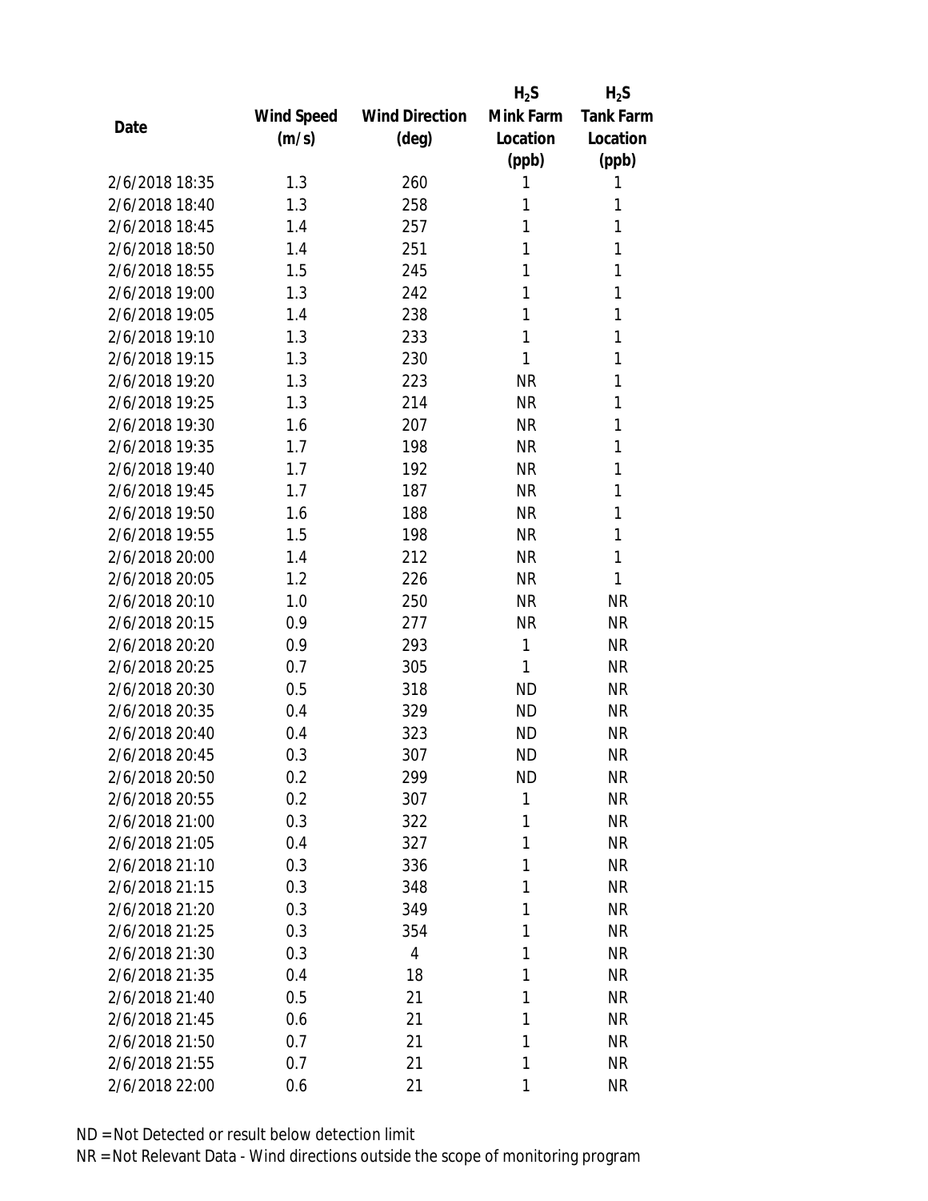| Date | Wind Speed (m/s) | Wind Direction (deg) | $H_2S$ Mink Farm Location (ppb) | $H_2S$ Tank Farm Location (ppb) |
|---|---|---|---|---|
| 2/6/2018 18:35 | 1.3 | 260 | 1 | 1 |
| 2/6/2018 18:40 | 1.3 | 258 | 1 | 1 |
| 2/6/2018 18:45 | 1.4 | 257 | 1 | 1 |
| 2/6/2018 18:50 | 1.4 | 251 | 1 | 1 |
| 2/6/2018 18:55 | 1.5 | 245 | 1 | 1 |
| 2/6/2018 19:00 | 1.3 | 242 | 1 | 1 |
| 2/6/2018 19:05 | 1.4 | 238 | 1 | 1 |
| 2/6/2018 19:10 | 1.3 | 233 | 1 | 1 |
| 2/6/2018 19:15 | 1.3 | 230 | 1 | 1 |
| 2/6/2018 19:20 | 1.3 | 223 | NR | 1 |
| 2/6/2018 19:25 | 1.3 | 214 | NR | 1 |
| 2/6/2018 19:30 | 1.6 | 207 | NR | 1 |
| 2/6/2018 19:35 | 1.7 | 198 | NR | 1 |
| 2/6/2018 19:40 | 1.7 | 192 | NR | 1 |
| 2/6/2018 19:45 | 1.7 | 187 | NR | 1 |
| 2/6/2018 19:50 | 1.6 | 188 | NR | 1 |
| 2/6/2018 19:55 | 1.5 | 198 | NR | 1 |
| 2/6/2018 20:00 | 1.4 | 212 | NR | 1 |
| 2/6/2018 20:05 | 1.2 | 226 | NR | 1 |
| 2/6/2018 20:10 | 1.0 | 250 | NR | NR |
| 2/6/2018 20:15 | 0.9 | 277 | NR | NR |
| 2/6/2018 20:20 | 0.9 | 293 | 1 | NR |
| 2/6/2018 20:25 | 0.7 | 305 | 1 | NR |
| 2/6/2018 20:30 | 0.5 | 318 | ND | NR |
| 2/6/2018 20:35 | 0.4 | 329 | ND | NR |
| 2/6/2018 20:40 | 0.4 | 323 | ND | NR |
| 2/6/2018 20:45 | 0.3 | 307 | ND | NR |
| 2/6/2018 20:50 | 0.2 | 299 | ND | NR |
| 2/6/2018 20:55 | 0.2 | 307 | 1 | NR |
| 2/6/2018 21:00 | 0.3 | 322 | 1 | NR |
| 2/6/2018 21:05 | 0.4 | 327 | 1 | NR |
| 2/6/2018 21:10 | 0.3 | 336 | 1 | NR |
| 2/6/2018 21:15 | 0.3 | 348 | 1 | NR |
| 2/6/2018 21:20 | 0.3 | 349 | 1 | NR |
| 2/6/2018 21:25 | 0.3 | 354 | 1 | NR |
| 2/6/2018 21:30 | 0.3 | 4 | 1 | NR |
| 2/6/2018 21:35 | 0.4 | 18 | 1 | NR |
| 2/6/2018 21:40 | 0.5 | 21 | 1 | NR |
| 2/6/2018 21:45 | 0.6 | 21 | 1 | NR |
| 2/6/2018 21:50 | 0.7 | 21 | 1 | NR |
| 2/6/2018 21:55 | 0.7 | 21 | 1 | NR |
| 2/6/2018 22:00 | 0.6 | 21 | 1 | NR |

ND = Not Detected or result below detection limit
NR = Not Relevant Data - Wind directions outside the scope of monitoring program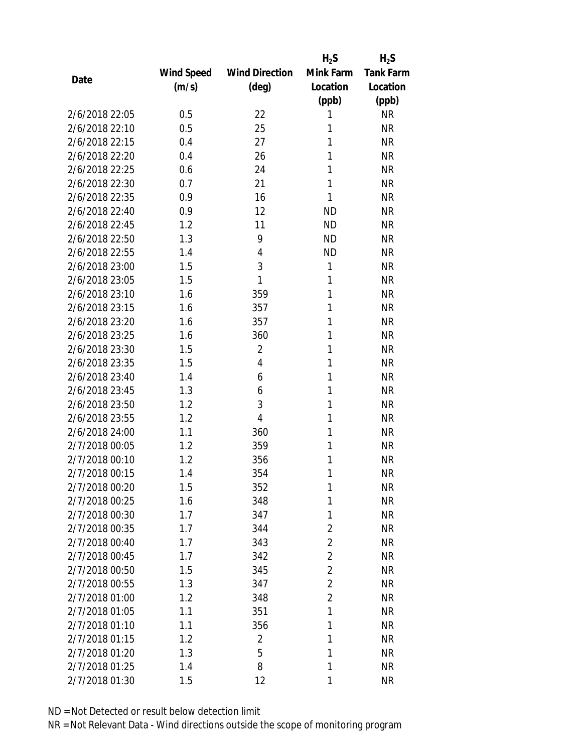| Date | Wind Speed (m/s) | Wind Direction (deg) | $H_2S$ Mink Farm Location (ppb) | $H_2S$ Tank Farm Location (ppb) |
|---|---|---|---|---|
| 2/6/2018 22:05 | 0.5 | 22 | 1 | NR |
| 2/6/2018 22:10 | 0.5 | 25 | 1 | NR |
| 2/6/2018 22:15 | 0.4 | 27 | 1 | NR |
| 2/6/2018 22:20 | 0.4 | 26 | 1 | NR |
| 2/6/2018 22:25 | 0.6 | 24 | 1 | NR |
| 2/6/2018 22:30 | 0.7 | 21 | 1 | NR |
| 2/6/2018 22:35 | 0.9 | 16 | 1 | NR |
| 2/6/2018 22:40 | 0.9 | 12 | ND | NR |
| 2/6/2018 22:45 | 1.2 | 11 | ND | NR |
| 2/6/2018 22:50 | 1.3 | 9 | ND | NR |
| 2/6/2018 22:55 | 1.4 | 4 | ND | NR |
| 2/6/2018 23:00 | 1.5 | 3 | 1 | NR |
| 2/6/2018 23:05 | 1.5 | 1 | 1 | NR |
| 2/6/2018 23:10 | 1.6 | 359 | 1 | NR |
| 2/6/2018 23:15 | 1.6 | 357 | 1 | NR |
| 2/6/2018 23:20 | 1.6 | 357 | 1 | NR |
| 2/6/2018 23:25 | 1.6 | 360 | 1 | NR |
| 2/6/2018 23:30 | 1.5 | 2 | 1 | NR |
| 2/6/2018 23:35 | 1.5 | 4 | 1 | NR |
| 2/6/2018 23:40 | 1.4 | 6 | 1 | NR |
| 2/6/2018 23:45 | 1.3 | 6 | 1 | NR |
| 2/6/2018 23:50 | 1.2 | 3 | 1 | NR |
| 2/6/2018 23:55 | 1.2 | 4 | 1 | NR |
| 2/6/2018 24:00 | 1.1 | 360 | 1 | NR |
| 2/7/2018 00:05 | 1.2 | 359 | 1 | NR |
| 2/7/2018 00:10 | 1.2 | 356 | 1 | NR |
| 2/7/2018 00:15 | 1.4 | 354 | 1 | NR |
| 2/7/2018 00:20 | 1.5 | 352 | 1 | NR |
| 2/7/2018 00:25 | 1.6 | 348 | 1 | NR |
| 2/7/2018 00:30 | 1.7 | 347 | 1 | NR |
| 2/7/2018 00:35 | 1.7 | 344 | 2 | NR |
| 2/7/2018 00:40 | 1.7 | 343 | 2 | NR |
| 2/7/2018 00:45 | 1.7 | 342 | 2 | NR |
| 2/7/2018 00:50 | 1.5 | 345 | 2 | NR |
| 2/7/2018 00:55 | 1.3 | 347 | 2 | NR |
| 2/7/2018 01:00 | 1.2 | 348 | 2 | NR |
| 2/7/2018 01:05 | 1.1 | 351 | 1 | NR |
| 2/7/2018 01:10 | 1.1 | 356 | 1 | NR |
| 2/7/2018 01:15 | 1.2 | 2 | 1 | NR |
| 2/7/2018 01:20 | 1.3 | 5 | 1 | NR |
| 2/7/2018 01:25 | 1.4 | 8 | 1 | NR |
| 2/7/2018 01:30 | 1.5 | 12 | 1 | NR |

ND = Not Detected or result below detection limit
NR = Not Relevant Data - Wind directions outside the scope of monitoring program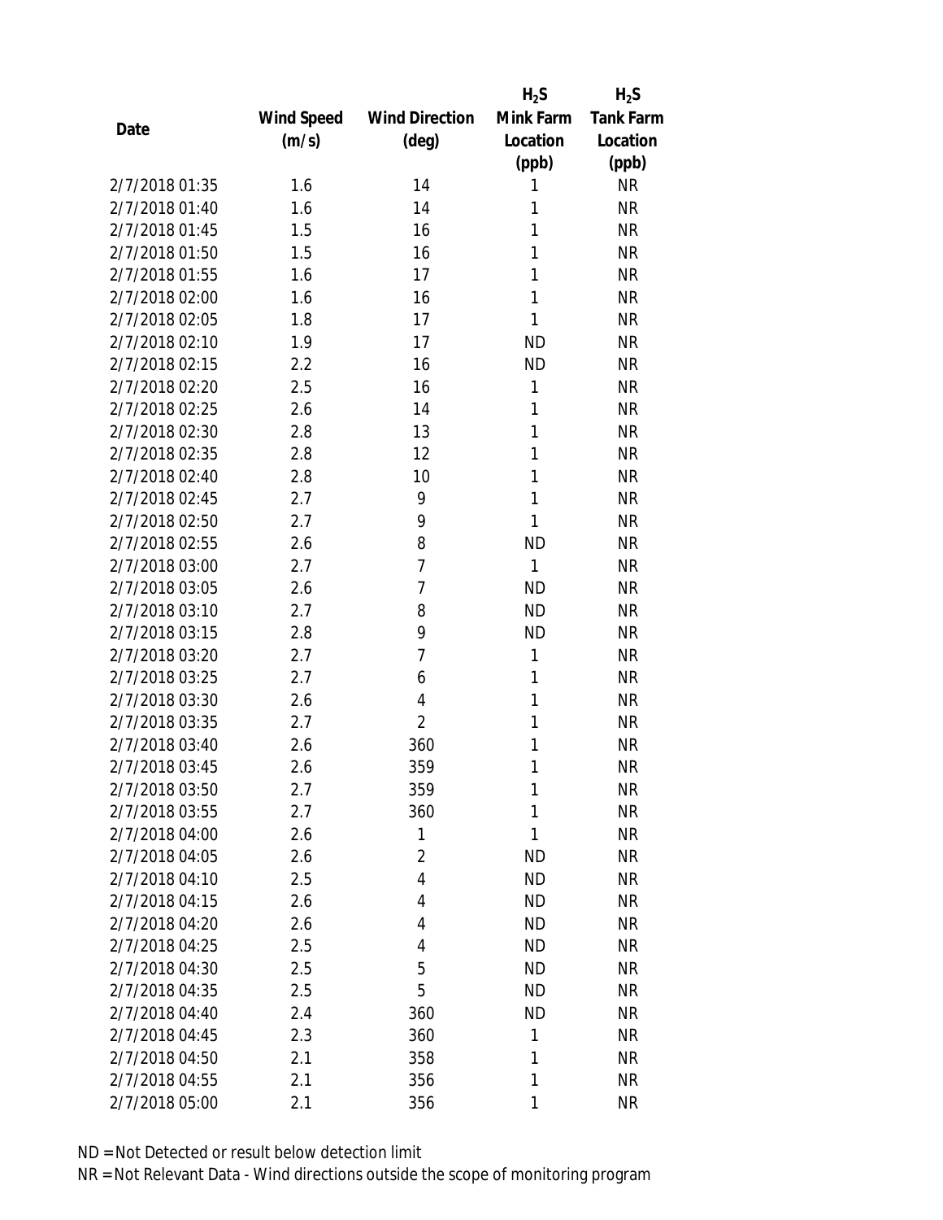| Date | Wind Speed (m/s) | Wind Direction (deg) | $H_2S$ Mink Farm Location (ppb) | $H_2S$ Tank Farm Location (ppb) |
|---|---|---|---|---|
| 2/7/2018 01:35 | 1.6 | 14 | 1 | NR |
| 2/7/2018 01:40 | 1.6 | 14 | 1 | NR |
| 2/7/2018 01:45 | 1.5 | 16 | 1 | NR |
| 2/7/2018 01:50 | 1.5 | 16 | 1 | NR |
| 2/7/2018 01:55 | 1.6 | 17 | 1 | NR |
| 2/7/2018 02:00 | 1.6 | 16 | 1 | NR |
| 2/7/2018 02:05 | 1.8 | 17 | 1 | NR |
| 2/7/2018 02:10 | 1.9 | 17 | ND | NR |
| 2/7/2018 02:15 | 2.2 | 16 | ND | NR |
| 2/7/2018 02:20 | 2.5 | 16 | 1 | NR |
| 2/7/2018 02:25 | 2.6 | 14 | 1 | NR |
| 2/7/2018 02:30 | 2.8 | 13 | 1 | NR |
| 2/7/2018 02:35 | 2.8 | 12 | 1 | NR |
| 2/7/2018 02:40 | 2.8 | 10 | 1 | NR |
| 2/7/2018 02:45 | 2.7 | 9 | 1 | NR |
| 2/7/2018 02:50 | 2.7 | 9 | 1 | NR |
| 2/7/2018 02:55 | 2.6 | 8 | ND | NR |
| 2/7/2018 03:00 | 2.7 | 7 | 1 | NR |
| 2/7/2018 03:05 | 2.6 | 7 | ND | NR |
| 2/7/2018 03:10 | 2.7 | 8 | ND | NR |
| 2/7/2018 03:15 | 2.8 | 9 | ND | NR |
| 2/7/2018 03:20 | 2.7 | 7 | 1 | NR |
| 2/7/2018 03:25 | 2.7 | 6 | 1 | NR |
| 2/7/2018 03:30 | 2.6 | 4 | 1 | NR |
| 2/7/2018 03:35 | 2.7 | 2 | 1 | NR |
| 2/7/2018 03:40 | 2.6 | 360 | 1 | NR |
| 2/7/2018 03:45 | 2.6 | 359 | 1 | NR |
| 2/7/2018 03:50 | 2.7 | 359 | 1 | NR |
| 2/7/2018 03:55 | 2.7 | 360 | 1 | NR |
| 2/7/2018 04:00 | 2.6 | 1 | 1 | NR |
| 2/7/2018 04:05 | 2.6 | 2 | ND | NR |
| 2/7/2018 04:10 | 2.5 | 4 | ND | NR |
| 2/7/2018 04:15 | 2.6 | 4 | ND | NR |
| 2/7/2018 04:20 | 2.6 | 4 | ND | NR |
| 2/7/2018 04:25 | 2.5 | 4 | ND | NR |
| 2/7/2018 04:30 | 2.5 | 5 | ND | NR |
| 2/7/2018 04:35 | 2.5 | 5 | ND | NR |
| 2/7/2018 04:40 | 2.4 | 360 | ND | NR |
| 2/7/2018 04:45 | 2.3 | 360 | 1 | NR |
| 2/7/2018 04:50 | 2.1 | 358 | 1 | NR |
| 2/7/2018 04:55 | 2.1 | 356 | 1 | NR |
| 2/7/2018 05:00 | 2.1 | 356 | 1 | NR |

ND = Not Detected or result below detection limit

NR = Not Relevant Data - Wind directions outside the scope of monitoring program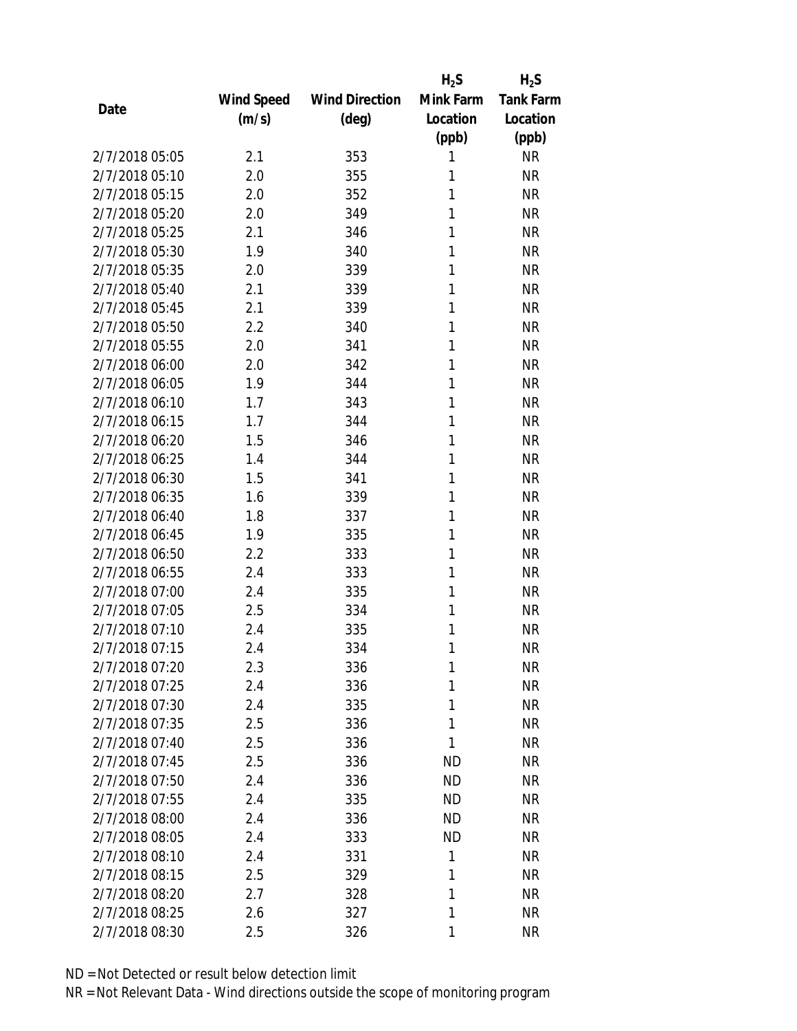| Date | Wind Speed (m/s) | Wind Direction (deg) | $H_2S$ Mink Farm Location (ppb) | $H_2S$ Tank Farm Location (ppb) |
|---|---|---|---|---|
| 2/7/2018 05:05 | 2.1 | 353 | 1 | NR |
| 2/7/2018 05:10 | 2.0 | 355 | 1 | NR |
| 2/7/2018 05:15 | 2.0 | 352 | 1 | NR |
| 2/7/2018 05:20 | 2.0 | 349 | 1 | NR |
| 2/7/2018 05:25 | 2.1 | 346 | 1 | NR |
| 2/7/2018 05:30 | 1.9 | 340 | 1 | NR |
| 2/7/2018 05:35 | 2.0 | 339 | 1 | NR |
| 2/7/2018 05:40 | 2.1 | 339 | 1 | NR |
| 2/7/2018 05:45 | 2.1 | 339 | 1 | NR |
| 2/7/2018 05:50 | 2.2 | 340 | 1 | NR |
| 2/7/2018 05:55 | 2.0 | 341 | 1 | NR |
| 2/7/2018 06:00 | 2.0 | 342 | 1 | NR |
| 2/7/2018 06:05 | 1.9 | 344 | 1 | NR |
| 2/7/2018 06:10 | 1.7 | 343 | 1 | NR |
| 2/7/2018 06:15 | 1.7 | 344 | 1 | NR |
| 2/7/2018 06:20 | 1.5 | 346 | 1 | NR |
| 2/7/2018 06:25 | 1.4 | 344 | 1 | NR |
| 2/7/2018 06:30 | 1.5 | 341 | 1 | NR |
| 2/7/2018 06:35 | 1.6 | 339 | 1 | NR |
| 2/7/2018 06:40 | 1.8 | 337 | 1 | NR |
| 2/7/2018 06:45 | 1.9 | 335 | 1 | NR |
| 2/7/2018 06:50 | 2.2 | 333 | 1 | NR |
| 2/7/2018 06:55 | 2.4 | 333 | 1 | NR |
| 2/7/2018 07:00 | 2.4 | 335 | 1 | NR |
| 2/7/2018 07:05 | 2.5 | 334 | 1 | NR |
| 2/7/2018 07:10 | 2.4 | 335 | 1 | NR |
| 2/7/2018 07:15 | 2.4 | 334 | 1 | NR |
| 2/7/2018 07:20 | 2.3 | 336 | 1 | NR |
| 2/7/2018 07:25 | 2.4 | 336 | 1 | NR |
| 2/7/2018 07:30 | 2.4 | 335 | 1 | NR |
| 2/7/2018 07:35 | 2.5 | 336 | 1 | NR |
| 2/7/2018 07:40 | 2.5 | 336 | 1 | NR |
| 2/7/2018 07:45 | 2.5 | 336 | ND | NR |
| 2/7/2018 07:50 | 2.4 | 336 | ND | NR |
| 2/7/2018 07:55 | 2.4 | 335 | ND | NR |
| 2/7/2018 08:00 | 2.4 | 336 | ND | NR |
| 2/7/2018 08:05 | 2.4 | 333 | ND | NR |
| 2/7/2018 08:10 | 2.4 | 331 | 1 | NR |
| 2/7/2018 08:15 | 2.5 | 329 | 1 | NR |
| 2/7/2018 08:20 | 2.7 | 328 | 1 | NR |
| 2/7/2018 08:25 | 2.6 | 327 | 1 | NR |
| 2/7/2018 08:30 | 2.5 | 326 | 1 | NR |

ND = Not Detected or result below detection limit

NR = Not Relevant Data - Wind directions outside the scope of monitoring program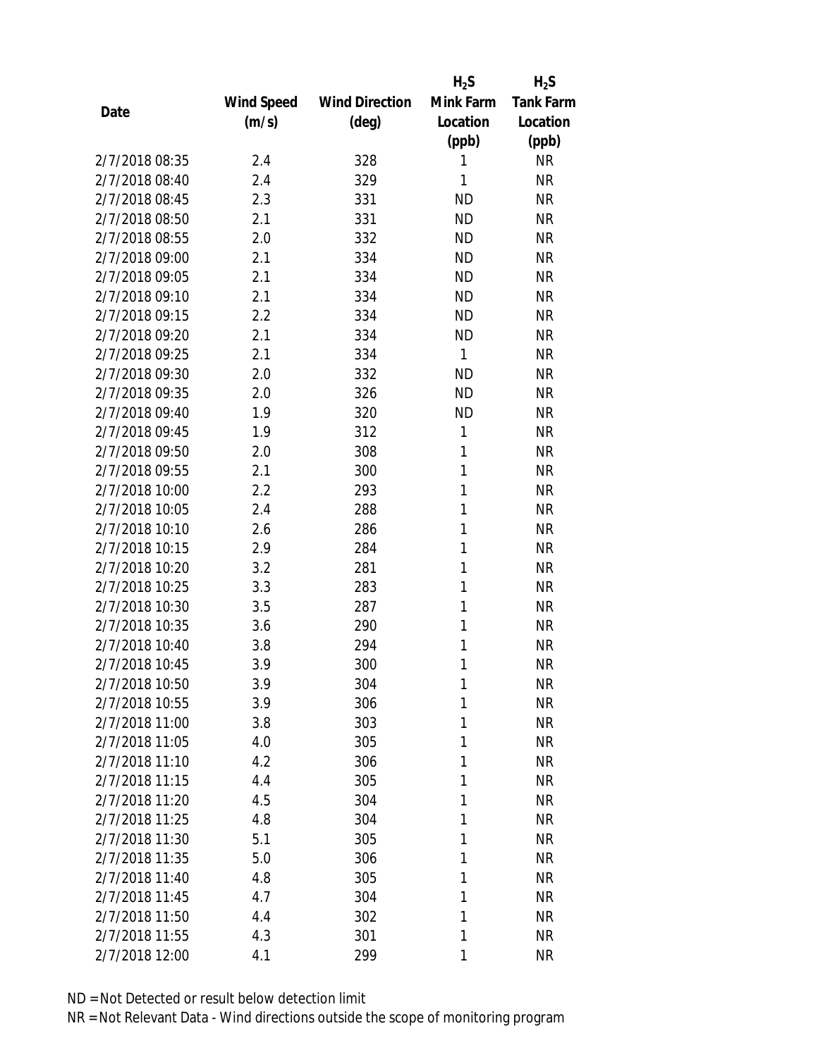| Date | Wind Speed (m/s) | Wind Direction (deg) | $H_2S$ Mink Farm Location (ppb) | $H_2S$ Tank Farm Location (ppb) |
|---|---|---|---|---|
| 2/7/2018 08:35 | 2.4 | 328 | 1 | NR |
| 2/7/2018 08:40 | 2.4 | 329 | 1 | NR |
| 2/7/2018 08:45 | 2.3 | 331 | ND | NR |
| 2/7/2018 08:50 | 2.1 | 331 | ND | NR |
| 2/7/2018 08:55 | 2.0 | 332 | ND | NR |
| 2/7/2018 09:00 | 2.1 | 334 | ND | NR |
| 2/7/2018 09:05 | 2.1 | 334 | ND | NR |
| 2/7/2018 09:10 | 2.1 | 334 | ND | NR |
| 2/7/2018 09:15 | 2.2 | 334 | ND | NR |
| 2/7/2018 09:20 | 2.1 | 334 | ND | NR |
| 2/7/2018 09:25 | 2.1 | 334 | 1 | NR |
| 2/7/2018 09:30 | 2.0 | 332 | ND | NR |
| 2/7/2018 09:35 | 2.0 | 326 | ND | NR |
| 2/7/2018 09:40 | 1.9 | 320 | ND | NR |
| 2/7/2018 09:45 | 1.9 | 312 | 1 | NR |
| 2/7/2018 09:50 | 2.0 | 308 | 1 | NR |
| 2/7/2018 09:55 | 2.1 | 300 | 1 | NR |
| 2/7/2018 10:00 | 2.2 | 293 | 1 | NR |
| 2/7/2018 10:05 | 2.4 | 288 | 1 | NR |
| 2/7/2018 10:10 | 2.6 | 286 | 1 | NR |
| 2/7/2018 10:15 | 2.9 | 284 | 1 | NR |
| 2/7/2018 10:20 | 3.2 | 281 | 1 | NR |
| 2/7/2018 10:25 | 3.3 | 283 | 1 | NR |
| 2/7/2018 10:30 | 3.5 | 287 | 1 | NR |
| 2/7/2018 10:35 | 3.6 | 290 | 1 | NR |
| 2/7/2018 10:40 | 3.8 | 294 | 1 | NR |
| 2/7/2018 10:45 | 3.9 | 300 | 1 | NR |
| 2/7/2018 10:50 | 3.9 | 304 | 1 | NR |
| 2/7/2018 10:55 | 3.9 | 306 | 1 | NR |
| 2/7/2018 11:00 | 3.8 | 303 | 1 | NR |
| 2/7/2018 11:05 | 4.0 | 305 | 1 | NR |
| 2/7/2018 11:10 | 4.2 | 306 | 1 | NR |
| 2/7/2018 11:15 | 4.4 | 305 | 1 | NR |
| 2/7/2018 11:20 | 4.5 | 304 | 1 | NR |
| 2/7/2018 11:25 | 4.8 | 304 | 1 | NR |
| 2/7/2018 11:30 | 5.1 | 305 | 1 | NR |
| 2/7/2018 11:35 | 5.0 | 306 | 1 | NR |
| 2/7/2018 11:40 | 4.8 | 305 | 1 | NR |
| 2/7/2018 11:45 | 4.7 | 304 | 1 | NR |
| 2/7/2018 11:50 | 4.4 | 302 | 1 | NR |
| 2/7/2018 11:55 | 4.3 | 301 | 1 | NR |
| 2/7/2018 12:00 | 4.1 | 299 | 1 | NR |

ND = Not Detected or result below detection limit

NR = Not Relevant Data - Wind directions outside the scope of monitoring program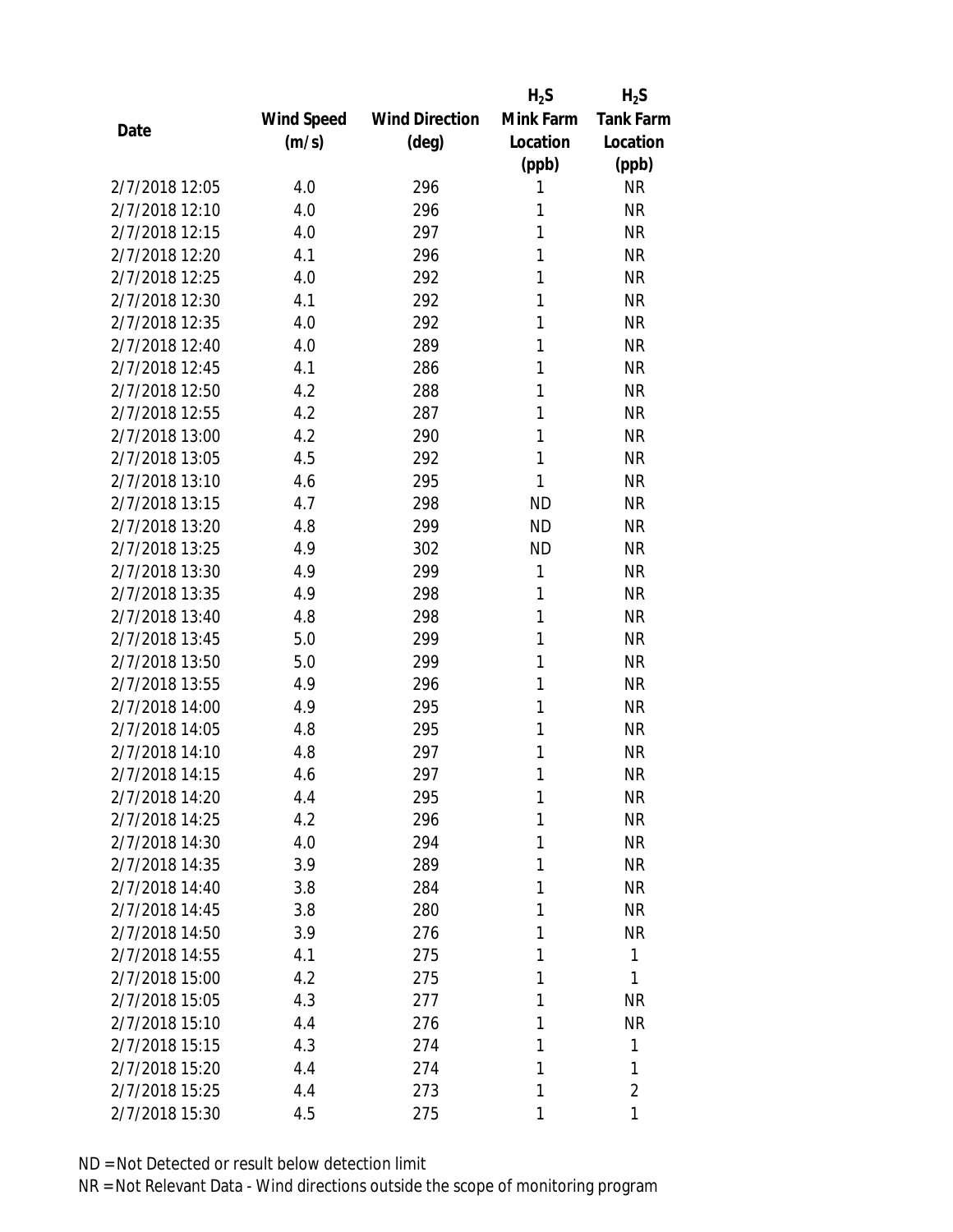| Date | Wind Speed (m/s) | Wind Direction (deg) | $H_2S$ Mink Farm Location (ppb) | $H_2S$ Tank Farm Location (ppb) |
|---|---|---|---|---|
| 2/7/2018 12:05 | 4.0 | 296 | 1 | NR |
| 2/7/2018 12:10 | 4.0 | 296 | 1 | NR |
| 2/7/2018 12:15 | 4.0 | 297 | 1 | NR |
| 2/7/2018 12:20 | 4.1 | 296 | 1 | NR |
| 2/7/2018 12:25 | 4.0 | 292 | 1 | NR |
| 2/7/2018 12:30 | 4.1 | 292 | 1 | NR |
| 2/7/2018 12:35 | 4.0 | 292 | 1 | NR |
| 2/7/2018 12:40 | 4.0 | 289 | 1 | NR |
| 2/7/2018 12:45 | 4.1 | 286 | 1 | NR |
| 2/7/2018 12:50 | 4.2 | 288 | 1 | NR |
| 2/7/2018 12:55 | 4.2 | 287 | 1 | NR |
| 2/7/2018 13:00 | 4.2 | 290 | 1 | NR |
| 2/7/2018 13:05 | 4.5 | 292 | 1 | NR |
| 2/7/2018 13:10 | 4.6 | 295 | 1 | NR |
| 2/7/2018 13:15 | 4.7 | 298 | ND | NR |
| 2/7/2018 13:20 | 4.8 | 299 | ND | NR |
| 2/7/2018 13:25 | 4.9 | 302 | ND | NR |
| 2/7/2018 13:30 | 4.9 | 299 | 1 | NR |
| 2/7/2018 13:35 | 4.9 | 298 | 1 | NR |
| 2/7/2018 13:40 | 4.8 | 298 | 1 | NR |
| 2/7/2018 13:45 | 5.0 | 299 | 1 | NR |
| 2/7/2018 13:50 | 5.0 | 299 | 1 | NR |
| 2/7/2018 13:55 | 4.9 | 296 | 1 | NR |
| 2/7/2018 14:00 | 4.9 | 295 | 1 | NR |
| 2/7/2018 14:05 | 4.8 | 295 | 1 | NR |
| 2/7/2018 14:10 | 4.8 | 297 | 1 | NR |
| 2/7/2018 14:15 | 4.6 | 297 | 1 | NR |
| 2/7/2018 14:20 | 4.4 | 295 | 1 | NR |
| 2/7/2018 14:25 | 4.2 | 296 | 1 | NR |
| 2/7/2018 14:30 | 4.0 | 294 | 1 | NR |
| 2/7/2018 14:35 | 3.9 | 289 | 1 | NR |
| 2/7/2018 14:40 | 3.8 | 284 | 1 | NR |
| 2/7/2018 14:45 | 3.8 | 280 | 1 | NR |
| 2/7/2018 14:50 | 3.9 | 276 | 1 | NR |
| 2/7/2018 14:55 | 4.1 | 275 | 1 | 1 |
| 2/7/2018 15:00 | 4.2 | 275 | 1 | 1 |
| 2/7/2018 15:05 | 4.3 | 277 | 1 | NR |
| 2/7/2018 15:10 | 4.4 | 276 | 1 | NR |
| 2/7/2018 15:15 | 4.3 | 274 | 1 | 1 |
| 2/7/2018 15:20 | 4.4 | 274 | 1 | 1 |
| 2/7/2018 15:25 | 4.4 | 273 | 1 | 2 |
| 2/7/2018 15:30 | 4.5 | 275 | 1 | 1 |

ND = Not Detected or result below detection limit

NR = Not Relevant Data - Wind directions outside the scope of monitoring program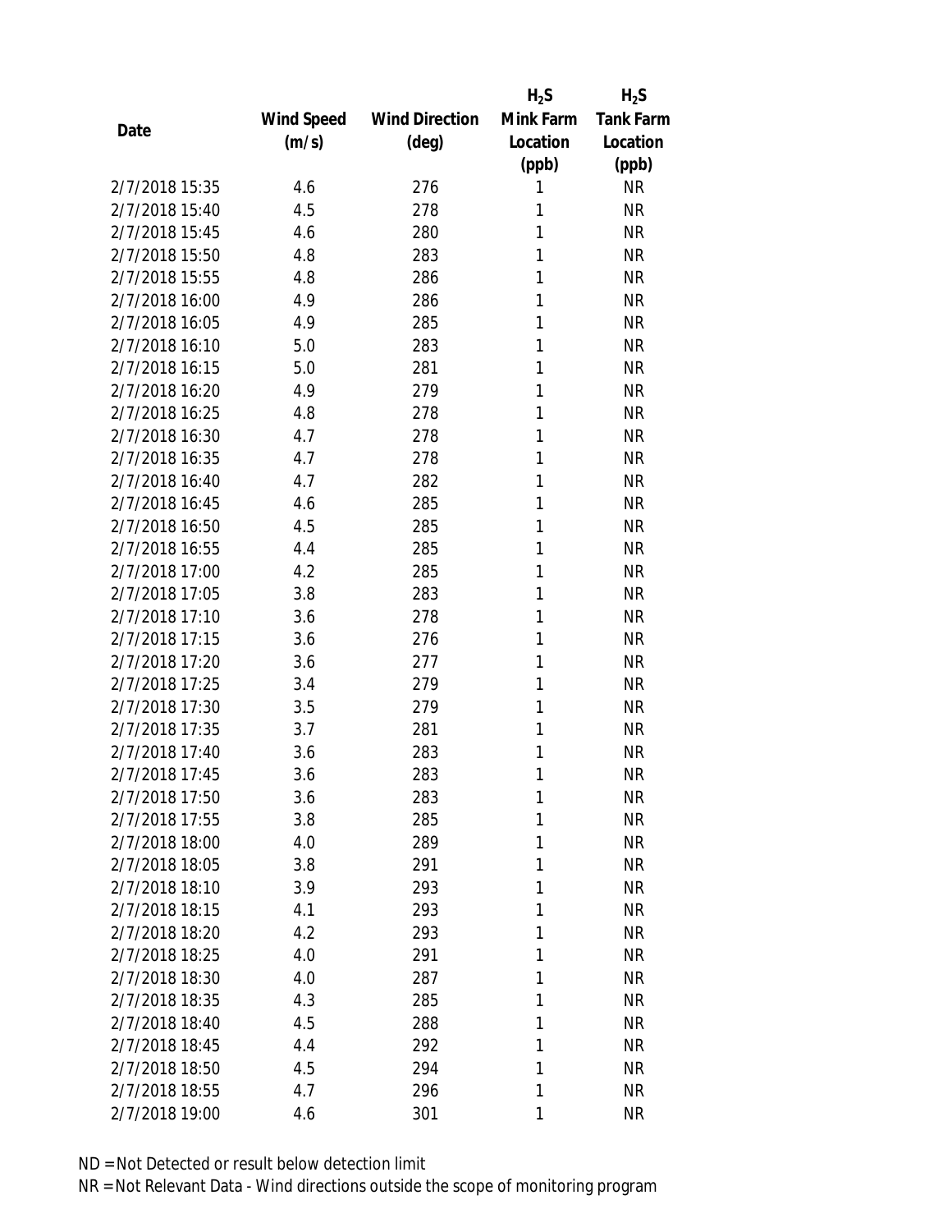| Date | Wind Speed (m/s) | Wind Direction (deg) | $H_2S$ Mink Farm Location (ppb) | $H_2S$ Tank Farm Location (ppb) |
|---|---|---|---|---|
| 2/7/2018 15:35 | 4.6 | 276 | 1 | NR |
| 2/7/2018 15:40 | 4.5 | 278 | 1 | NR |
| 2/7/2018 15:45 | 4.6 | 280 | 1 | NR |
| 2/7/2018 15:50 | 4.8 | 283 | 1 | NR |
| 2/7/2018 15:55 | 4.8 | 286 | 1 | NR |
| 2/7/2018 16:00 | 4.9 | 286 | 1 | NR |
| 2/7/2018 16:05 | 4.9 | 285 | 1 | NR |
| 2/7/2018 16:10 | 5.0 | 283 | 1 | NR |
| 2/7/2018 16:15 | 5.0 | 281 | 1 | NR |
| 2/7/2018 16:20 | 4.9 | 279 | 1 | NR |
| 2/7/2018 16:25 | 4.8 | 278 | 1 | NR |
| 2/7/2018 16:30 | 4.7 | 278 | 1 | NR |
| 2/7/2018 16:35 | 4.7 | 278 | 1 | NR |
| 2/7/2018 16:40 | 4.7 | 282 | 1 | NR |
| 2/7/2018 16:45 | 4.6 | 285 | 1 | NR |
| 2/7/2018 16:50 | 4.5 | 285 | 1 | NR |
| 2/7/2018 16:55 | 4.4 | 285 | 1 | NR |
| 2/7/2018 17:00 | 4.2 | 285 | 1 | NR |
| 2/7/2018 17:05 | 3.8 | 283 | 1 | NR |
| 2/7/2018 17:10 | 3.6 | 278 | 1 | NR |
| 2/7/2018 17:15 | 3.6 | 276 | 1 | NR |
| 2/7/2018 17:20 | 3.6 | 277 | 1 | NR |
| 2/7/2018 17:25 | 3.4 | 279 | 1 | NR |
| 2/7/2018 17:30 | 3.5 | 279 | 1 | NR |
| 2/7/2018 17:35 | 3.7 | 281 | 1 | NR |
| 2/7/2018 17:40 | 3.6 | 283 | 1 | NR |
| 2/7/2018 17:45 | 3.6 | 283 | 1 | NR |
| 2/7/2018 17:50 | 3.6 | 283 | 1 | NR |
| 2/7/2018 17:55 | 3.8 | 285 | 1 | NR |
| 2/7/2018 18:00 | 4.0 | 289 | 1 | NR |
| 2/7/2018 18:05 | 3.8 | 291 | 1 | NR |
| 2/7/2018 18:10 | 3.9 | 293 | 1 | NR |
| 2/7/2018 18:15 | 4.1 | 293 | 1 | NR |
| 2/7/2018 18:20 | 4.2 | 293 | 1 | NR |
| 2/7/2018 18:25 | 4.0 | 291 | 1 | NR |
| 2/7/2018 18:30 | 4.0 | 287 | 1 | NR |
| 2/7/2018 18:35 | 4.3 | 285 | 1 | NR |
| 2/7/2018 18:40 | 4.5 | 288 | 1 | NR |
| 2/7/2018 18:45 | 4.4 | 292 | 1 | NR |
| 2/7/2018 18:50 | 4.5 | 294 | 1 | NR |
| 2/7/2018 18:55 | 4.7 | 296 | 1 | NR |
| 2/7/2018 19:00 | 4.6 | 301 | 1 | NR |

ND = Not Detected or result below detection limit

NR = Not Relevant Data - Wind directions outside the scope of monitoring program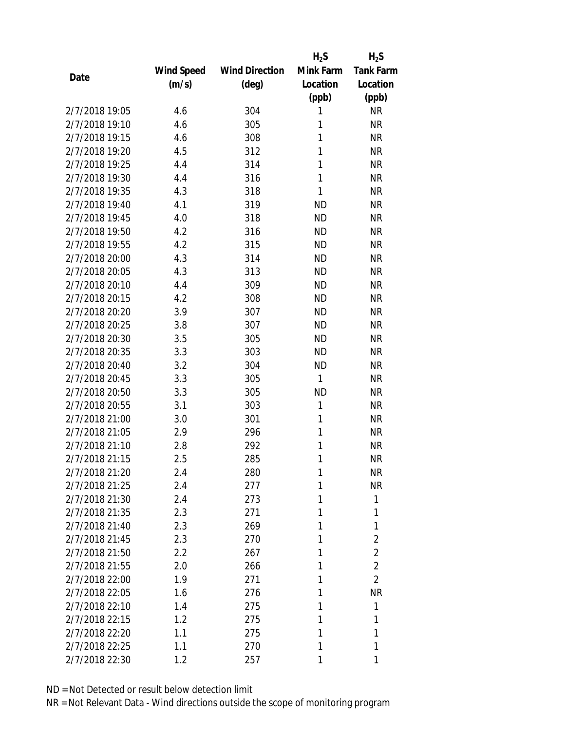| Date | Wind Speed (m/s) | Wind Direction (deg) | $H_2S$ Mink Farm Location (ppb) | $H_2S$ Tank Farm Location (ppb) |
|---|---|---|---|---|
| 2/7/2018 19:05 | 4.6 | 304 | 1 | NR |
| 2/7/2018 19:10 | 4.6 | 305 | 1 | NR |
| 2/7/2018 19:15 | 4.6 | 308 | 1 | NR |
| 2/7/2018 19:20 | 4.5 | 312 | 1 | NR |
| 2/7/2018 19:25 | 4.4 | 314 | 1 | NR |
| 2/7/2018 19:30 | 4.4 | 316 | 1 | NR |
| 2/7/2018 19:35 | 4.3 | 318 | 1 | NR |
| 2/7/2018 19:40 | 4.1 | 319 | ND | NR |
| 2/7/2018 19:45 | 4.0 | 318 | ND | NR |
| 2/7/2018 19:50 | 4.2 | 316 | ND | NR |
| 2/7/2018 19:55 | 4.2 | 315 | ND | NR |
| 2/7/2018 20:00 | 4.3 | 314 | ND | NR |
| 2/7/2018 20:05 | 4.3 | 313 | ND | NR |
| 2/7/2018 20:10 | 4.4 | 309 | ND | NR |
| 2/7/2018 20:15 | 4.2 | 308 | ND | NR |
| 2/7/2018 20:20 | 3.9 | 307 | ND | NR |
| 2/7/2018 20:25 | 3.8 | 307 | ND | NR |
| 2/7/2018 20:30 | 3.5 | 305 | ND | NR |
| 2/7/2018 20:35 | 3.3 | 303 | ND | NR |
| 2/7/2018 20:40 | 3.2 | 304 | ND | NR |
| 2/7/2018 20:45 | 3.3 | 305 | 1 | NR |
| 2/7/2018 20:50 | 3.3 | 305 | ND | NR |
| 2/7/2018 20:55 | 3.1 | 303 | 1 | NR |
| 2/7/2018 21:00 | 3.0 | 301 | 1 | NR |
| 2/7/2018 21:05 | 2.9 | 296 | 1 | NR |
| 2/7/2018 21:10 | 2.8 | 292 | 1 | NR |
| 2/7/2018 21:15 | 2.5 | 285 | 1 | NR |
| 2/7/2018 21:20 | 2.4 | 280 | 1 | NR |
| 2/7/2018 21:25 | 2.4 | 277 | 1 | NR |
| 2/7/2018 21:30 | 2.4 | 273 | 1 | 1 |
| 2/7/2018 21:35 | 2.3 | 271 | 1 | 1 |
| 2/7/2018 21:40 | 2.3 | 269 | 1 | 1 |
| 2/7/2018 21:45 | 2.3 | 270 | 1 | 2 |
| 2/7/2018 21:50 | 2.2 | 267 | 1 | 2 |
| 2/7/2018 21:55 | 2.0 | 266 | 1 | 2 |
| 2/7/2018 22:00 | 1.9 | 271 | 1 | 2 |
| 2/7/2018 22:05 | 1.6 | 276 | 1 | NR |
| 2/7/2018 22:10 | 1.4 | 275 | 1 | 1 |
| 2/7/2018 22:15 | 1.2 | 275 | 1 | 1 |
| 2/7/2018 22:20 | 1.1 | 275 | 1 | 1 |
| 2/7/2018 22:25 | 1.1 | 270 | 1 | 1 |
| 2/7/2018 22:30 | 1.2 | 257 | 1 | 1 |

ND = Not Detected or result below detection limit

NR = Not Relevant Data - Wind directions outside the scope of monitoring program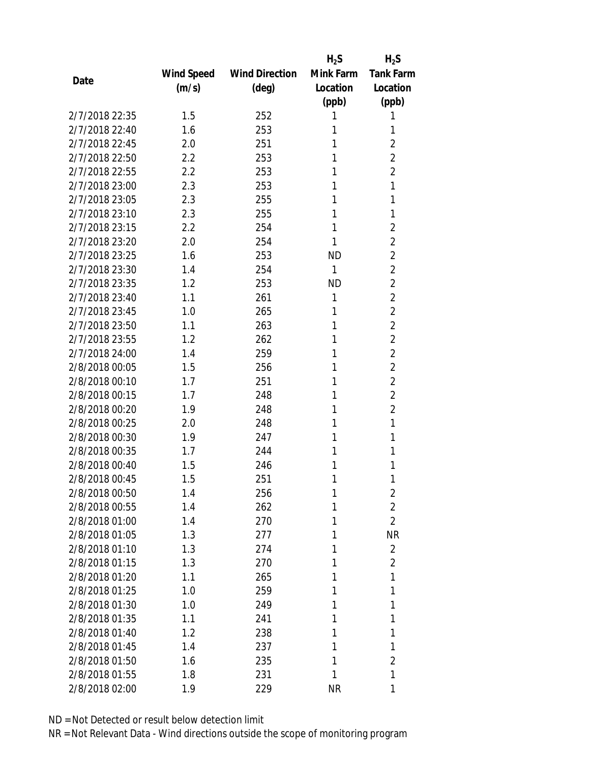| Date | Wind Speed (m/s) | Wind Direction (deg) | $H_2S$ Mink Farm Location (ppb) | $H_2S$ Tank Farm Location (ppb) |
|---|---|---|---|---|
| 2/7/2018 22:35 | 1.5 | 252 | 1 | 1 |
| 2/7/2018 22:40 | 1.6 | 253 | 1 | 1 |
| 2/7/2018 22:45 | 2.0 | 251 | 1 | 2 |
| 2/7/2018 22:50 | 2.2 | 253 | 1 | 2 |
| 2/7/2018 22:55 | 2.2 | 253 | 1 | 2 |
| 2/7/2018 23:00 | 2.3 | 253 | 1 | 1 |
| 2/7/2018 23:05 | 2.3 | 255 | 1 | 1 |
| 2/7/2018 23:10 | 2.3 | 255 | 1 | 1 |
| 2/7/2018 23:15 | 2.2 | 254 | 1 | 2 |
| 2/7/2018 23:20 | 2.0 | 254 | 1 | 2 |
| 2/7/2018 23:25 | 1.6 | 253 | ND | 2 |
| 2/7/2018 23:30 | 1.4 | 254 | 1 | 2 |
| 2/7/2018 23:35 | 1.2 | 253 | ND | 2 |
| 2/7/2018 23:40 | 1.1 | 261 | 1 | 2 |
| 2/7/2018 23:45 | 1.0 | 265 | 1 | 2 |
| 2/7/2018 23:50 | 1.1 | 263 | 1 | 2 |
| 2/7/2018 23:55 | 1.2 | 262 | 1 | 2 |
| 2/7/2018 24:00 | 1.4 | 259 | 1 | 2 |
| 2/8/2018 00:05 | 1.5 | 256 | 1 | 2 |
| 2/8/2018 00:10 | 1.7 | 251 | 1 | 2 |
| 2/8/2018 00:15 | 1.7 | 248 | 1 | 2 |
| 2/8/2018 00:20 | 1.9 | 248 | 1 | 2 |
| 2/8/2018 00:25 | 2.0 | 248 | 1 | 1 |
| 2/8/2018 00:30 | 1.9 | 247 | 1 | 1 |
| 2/8/2018 00:35 | 1.7 | 244 | 1 | 1 |
| 2/8/2018 00:40 | 1.5 | 246 | 1 | 1 |
| 2/8/2018 00:45 | 1.5 | 251 | 1 | 1 |
| 2/8/2018 00:50 | 1.4 | 256 | 1 | 2 |
| 2/8/2018 00:55 | 1.4 | 262 | 1 | 2 |
| 2/8/2018 01:00 | 1.4 | 270 | 1 | 2 |
| 2/8/2018 01:05 | 1.3 | 277 | 1 | NR |
| 2/8/2018 01:10 | 1.3 | 274 | 1 | 2 |
| 2/8/2018 01:15 | 1.3 | 270 | 1 | 2 |
| 2/8/2018 01:20 | 1.1 | 265 | 1 | 1 |
| 2/8/2018 01:25 | 1.0 | 259 | 1 | 1 |
| 2/8/2018 01:30 | 1.0 | 249 | 1 | 1 |
| 2/8/2018 01:35 | 1.1 | 241 | 1 | 1 |
| 2/8/2018 01:40 | 1.2 | 238 | 1 | 1 |
| 2/8/2018 01:45 | 1.4 | 237 | 1 | 1 |
| 2/8/2018 01:50 | 1.6 | 235 | 1 | 2 |
| 2/8/2018 01:55 | 1.8 | 231 | 1 | 1 |
| 2/8/2018 02:00 | 1.9 | 229 | NR | 1 |

ND = Not Detected or result below detection limit

NR = Not Relevant Data - Wind directions outside the scope of monitoring program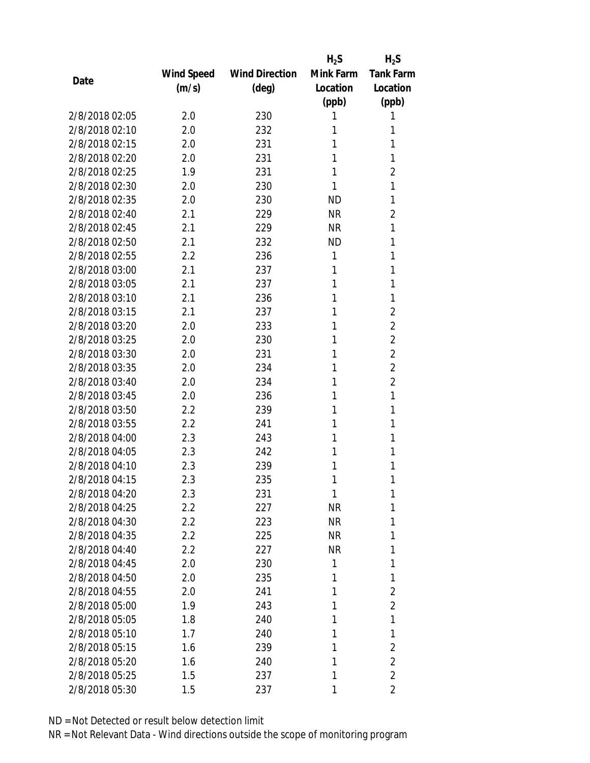| Date | Wind Speed (m/s) | Wind Direction (deg) | $H_2S$ Mink Farm Location (ppb) | $H_2S$ Tank Farm Location (ppb) |
|---|---|---|---|---|
| 2/8/2018 02:05 | 2.0 | 230 | 1 | 1 |
| 2/8/2018 02:10 | 2.0 | 232 | 1 | 1 |
| 2/8/2018 02:15 | 2.0 | 231 | 1 | 1 |
| 2/8/2018 02:20 | 2.0 | 231 | 1 | 1 |
| 2/8/2018 02:25 | 1.9 | 231 | 1 | 2 |
| 2/8/2018 02:30 | 2.0 | 230 | 1 | 1 |
| 2/8/2018 02:35 | 2.0 | 230 | ND | 1 |
| 2/8/2018 02:40 | 2.1 | 229 | NR | 2 |
| 2/8/2018 02:45 | 2.1 | 229 | NR | 1 |
| 2/8/2018 02:50 | 2.1 | 232 | ND | 1 |
| 2/8/2018 02:55 | 2.2 | 236 | 1 | 1 |
| 2/8/2018 03:00 | 2.1 | 237 | 1 | 1 |
| 2/8/2018 03:05 | 2.1 | 237 | 1 | 1 |
| 2/8/2018 03:10 | 2.1 | 236 | 1 | 1 |
| 2/8/2018 03:15 | 2.1 | 237 | 1 | 2 |
| 2/8/2018 03:20 | 2.0 | 233 | 1 | 2 |
| 2/8/2018 03:25 | 2.0 | 230 | 1 | 2 |
| 2/8/2018 03:30 | 2.0 | 231 | 1 | 2 |
| 2/8/2018 03:35 | 2.0 | 234 | 1 | 2 |
| 2/8/2018 03:40 | 2.0 | 234 | 1 | 2 |
| 2/8/2018 03:45 | 2.0 | 236 | 1 | 1 |
| 2/8/2018 03:50 | 2.2 | 239 | 1 | 1 |
| 2/8/2018 03:55 | 2.2 | 241 | 1 | 1 |
| 2/8/2018 04:00 | 2.3 | 243 | 1 | 1 |
| 2/8/2018 04:05 | 2.3 | 242 | 1 | 1 |
| 2/8/2018 04:10 | 2.3 | 239 | 1 | 1 |
| 2/8/2018 04:15 | 2.3 | 235 | 1 | 1 |
| 2/8/2018 04:20 | 2.3 | 231 | 1 | 1 |
| 2/8/2018 04:25 | 2.2 | 227 | NR | 1 |
| 2/8/2018 04:30 | 2.2 | 223 | NR | 1 |
| 2/8/2018 04:35 | 2.2 | 225 | NR | 1 |
| 2/8/2018 04:40 | 2.2 | 227 | NR | 1 |
| 2/8/2018 04:45 | 2.0 | 230 | 1 | 1 |
| 2/8/2018 04:50 | 2.0 | 235 | 1 | 1 |
| 2/8/2018 04:55 | 2.0 | 241 | 1 | 2 |
| 2/8/2018 05:00 | 1.9 | 243 | 1 | 2 |
| 2/8/2018 05:05 | 1.8 | 240 | 1 | 1 |
| 2/8/2018 05:10 | 1.7 | 240 | 1 | 1 |
| 2/8/2018 05:15 | 1.6 | 239 | 1 | 2 |
| 2/8/2018 05:20 | 1.6 | 240 | 1 | 2 |
| 2/8/2018 05:25 | 1.5 | 237 | 1 | 2 |
| 2/8/2018 05:30 | 1.5 | 237 | 1 | 2 |

ND = Not Detected or result below detection limit
NR = Not Relevant Data - Wind directions outside the scope of monitoring program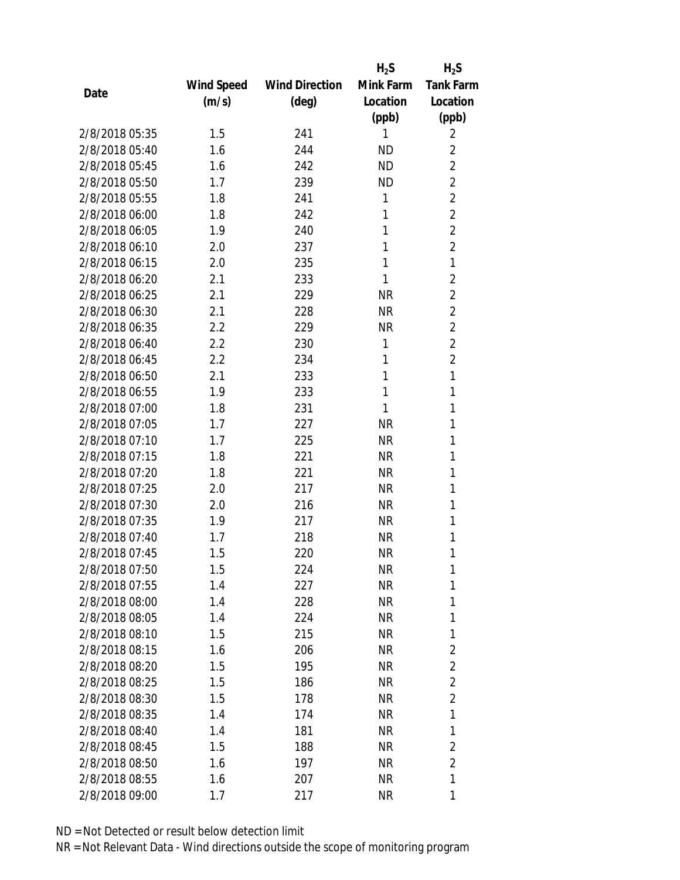| Date | Wind Speed (m/s) | Wind Direction (deg) | $H_2S$ Mink Farm Location (ppb) | $H_2S$ Tank Farm Location (ppb) |
|---|---|---|---|---|
| 2/8/2018 05:35 | 1.5 | 241 | 1 | 2 |
| 2/8/2018 05:40 | 1.6 | 244 | ND | 2 |
| 2/8/2018 05:45 | 1.6 | 242 | ND | 2 |
| 2/8/2018 05:50 | 1.7 | 239 | ND | 2 |
| 2/8/2018 05:55 | 1.8 | 241 | 1 | 2 |
| 2/8/2018 06:00 | 1.8 | 242 | 1 | 2 |
| 2/8/2018 06:05 | 1.9 | 240 | 1 | 2 |
| 2/8/2018 06:10 | 2.0 | 237 | 1 | 2 |
| 2/8/2018 06:15 | 2.0 | 235 | 1 | 1 |
| 2/8/2018 06:20 | 2.1 | 233 | 1 | 2 |
| 2/8/2018 06:25 | 2.1 | 229 | NR | 2 |
| 2/8/2018 06:30 | 2.1 | 228 | NR | 2 |
| 2/8/2018 06:35 | 2.2 | 229 | NR | 2 |
| 2/8/2018 06:40 | 2.2 | 230 | 1 | 2 |
| 2/8/2018 06:45 | 2.2 | 234 | 1 | 2 |
| 2/8/2018 06:50 | 2.1 | 233 | 1 | 1 |
| 2/8/2018 06:55 | 1.9 | 233 | 1 | 1 |
| 2/8/2018 07:00 | 1.8 | 231 | 1 | 1 |
| 2/8/2018 07:05 | 1.7 | 227 | NR | 1 |
| 2/8/2018 07:10 | 1.7 | 225 | NR | 1 |
| 2/8/2018 07:15 | 1.8 | 221 | NR | 1 |
| 2/8/2018 07:20 | 1.8 | 221 | NR | 1 |
| 2/8/2018 07:25 | 2.0 | 217 | NR | 1 |
| 2/8/2018 07:30 | 2.0 | 216 | NR | 1 |
| 2/8/2018 07:35 | 1.9 | 217 | NR | 1 |
| 2/8/2018 07:40 | 1.7 | 218 | NR | 1 |
| 2/8/2018 07:45 | 1.5 | 220 | NR | 1 |
| 2/8/2018 07:50 | 1.5 | 224 | NR | 1 |
| 2/8/2018 07:55 | 1.4 | 227 | NR | 1 |
| 2/8/2018 08:00 | 1.4 | 228 | NR | 1 |
| 2/8/2018 08:05 | 1.4 | 224 | NR | 1 |
| 2/8/2018 08:10 | 1.5 | 215 | NR | 1 |
| 2/8/2018 08:15 | 1.6 | 206 | NR | 2 |
| 2/8/2018 08:20 | 1.5 | 195 | NR | 2 |
| 2/8/2018 08:25 | 1.5 | 186 | NR | 2 |
| 2/8/2018 08:30 | 1.5 | 178 | NR | 2 |
| 2/8/2018 08:35 | 1.4 | 174 | NR | 1 |
| 2/8/2018 08:40 | 1.4 | 181 | NR | 1 |
| 2/8/2018 08:45 | 1.5 | 188 | NR | 2 |
| 2/8/2018 08:50 | 1.6 | 197 | NR | 2 |
| 2/8/2018 08:55 | 1.6 | 207 | NR | 1 |
| 2/8/2018 09:00 | 1.7 | 217 | NR | 1 |

ND = Not Detected or result below detection limit

NR = Not Relevant Data - Wind directions outside the scope of monitoring program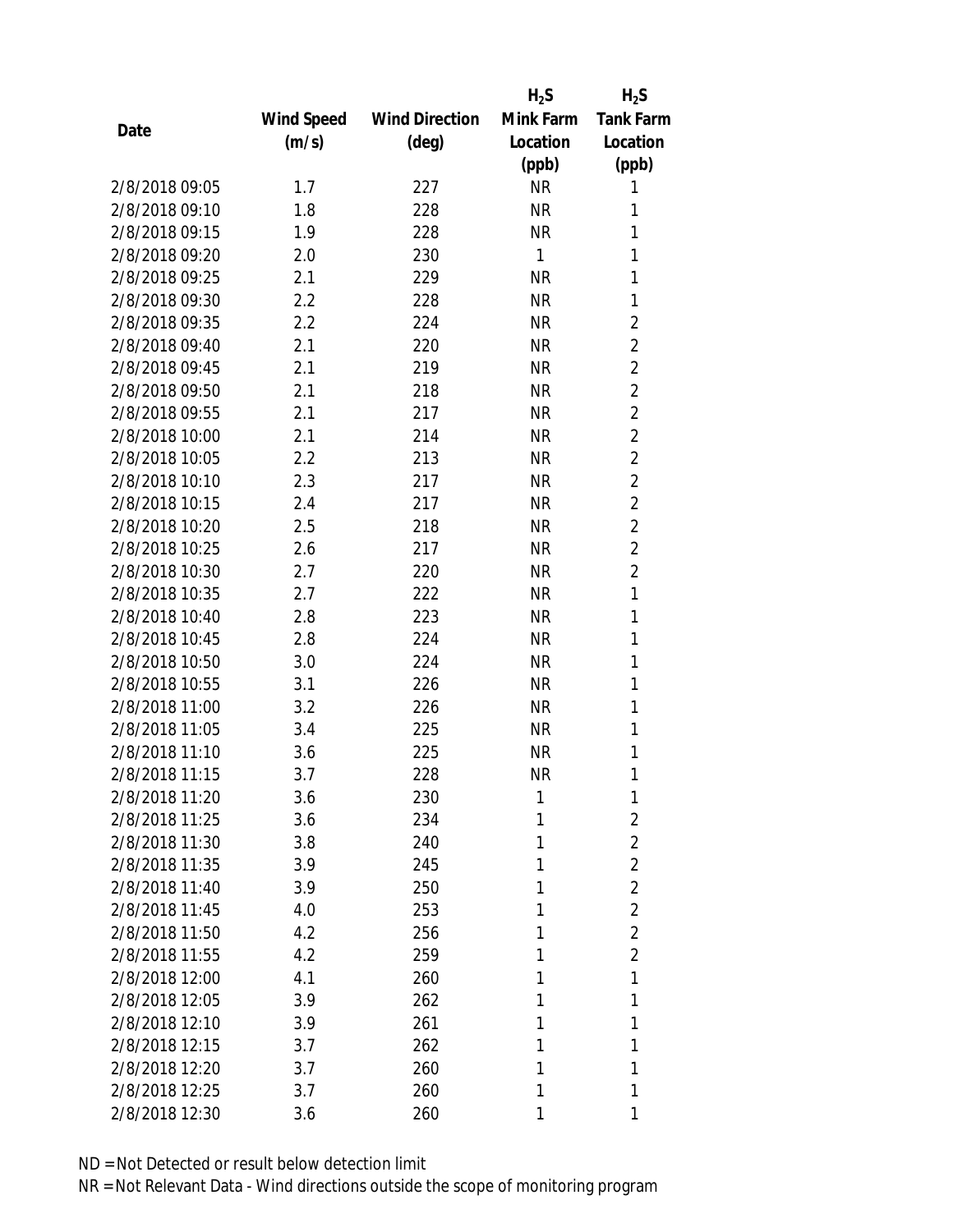| Date | Wind Speed (m/s) | Wind Direction (deg) | $H_2S$ Mink Farm Location (ppb) | $H_2S$ Tank Farm Location (ppb) |
|---|---|---|---|---|
| 2/8/2018 09:05 | 1.7 | 227 | NR | 1 |
| 2/8/2018 09:10 | 1.8 | 228 | NR | 1 |
| 2/8/2018 09:15 | 1.9 | 228 | NR | 1 |
| 2/8/2018 09:20 | 2.0 | 230 | 1 | 1 |
| 2/8/2018 09:25 | 2.1 | 229 | NR | 1 |
| 2/8/2018 09:30 | 2.2 | 228 | NR | 1 |
| 2/8/2018 09:35 | 2.2 | 224 | NR | 2 |
| 2/8/2018 09:40 | 2.1 | 220 | NR | 2 |
| 2/8/2018 09:45 | 2.1 | 219 | NR | 2 |
| 2/8/2018 09:50 | 2.1 | 218 | NR | 2 |
| 2/8/2018 09:55 | 2.1 | 217 | NR | 2 |
| 2/8/2018 10:00 | 2.1 | 214 | NR | 2 |
| 2/8/2018 10:05 | 2.2 | 213 | NR | 2 |
| 2/8/2018 10:10 | 2.3 | 217 | NR | 2 |
| 2/8/2018 10:15 | 2.4 | 217 | NR | 2 |
| 2/8/2018 10:20 | 2.5 | 218 | NR | 2 |
| 2/8/2018 10:25 | 2.6 | 217 | NR | 2 |
| 2/8/2018 10:30 | 2.7 | 220 | NR | 2 |
| 2/8/2018 10:35 | 2.7 | 222 | NR | 1 |
| 2/8/2018 10:40 | 2.8 | 223 | NR | 1 |
| 2/8/2018 10:45 | 2.8 | 224 | NR | 1 |
| 2/8/2018 10:50 | 3.0 | 224 | NR | 1 |
| 2/8/2018 10:55 | 3.1 | 226 | NR | 1 |
| 2/8/2018 11:00 | 3.2 | 226 | NR | 1 |
| 2/8/2018 11:05 | 3.4 | 225 | NR | 1 |
| 2/8/2018 11:10 | 3.6 | 225 | NR | 1 |
| 2/8/2018 11:15 | 3.7 | 228 | NR | 1 |
| 2/8/2018 11:20 | 3.6 | 230 | 1 | 1 |
| 2/8/2018 11:25 | 3.6 | 234 | 1 | 2 |
| 2/8/2018 11:30 | 3.8 | 240 | 1 | 2 |
| 2/8/2018 11:35 | 3.9 | 245 | 1 | 2 |
| 2/8/2018 11:40 | 3.9 | 250 | 1 | 2 |
| 2/8/2018 11:45 | 4.0 | 253 | 1 | 2 |
| 2/8/2018 11:50 | 4.2 | 256 | 1 | 2 |
| 2/8/2018 11:55 | 4.2 | 259 | 1 | 2 |
| 2/8/2018 12:00 | 4.1 | 260 | 1 | 1 |
| 2/8/2018 12:05 | 3.9 | 262 | 1 | 1 |
| 2/8/2018 12:10 | 3.9 | 261 | 1 | 1 |
| 2/8/2018 12:15 | 3.7 | 262 | 1 | 1 |
| 2/8/2018 12:20 | 3.7 | 260 | 1 | 1 |
| 2/8/2018 12:25 | 3.7 | 260 | 1 | 1 |
| 2/8/2018 12:30 | 3.6 | 260 | 1 | 1 |

ND = Not Detected or result below detection limit

NR = Not Relevant Data - Wind directions outside the scope of monitoring program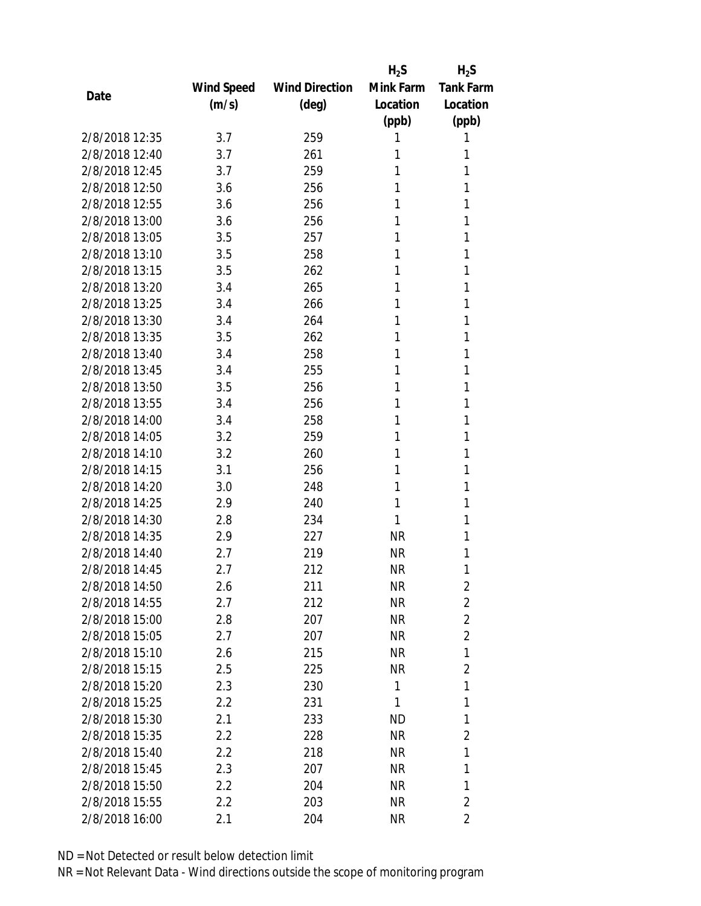| Date | Wind Speed (m/s) | Wind Direction (deg) | $H_2S$ Mink Farm Location (ppb) | $H_2S$ Tank Farm Location (ppb) |
|---|---|---|---|---|
| 2/8/2018 12:35 | 3.7 | 259 | 1 | 1 |
| 2/8/2018 12:40 | 3.7 | 261 | 1 | 1 |
| 2/8/2018 12:45 | 3.7 | 259 | 1 | 1 |
| 2/8/2018 12:50 | 3.6 | 256 | 1 | 1 |
| 2/8/2018 12:55 | 3.6 | 256 | 1 | 1 |
| 2/8/2018 13:00 | 3.6 | 256 | 1 | 1 |
| 2/8/2018 13:05 | 3.5 | 257 | 1 | 1 |
| 2/8/2018 13:10 | 3.5 | 258 | 1 | 1 |
| 2/8/2018 13:15 | 3.5 | 262 | 1 | 1 |
| 2/8/2018 13:20 | 3.4 | 265 | 1 | 1 |
| 2/8/2018 13:25 | 3.4 | 266 | 1 | 1 |
| 2/8/2018 13:30 | 3.4 | 264 | 1 | 1 |
| 2/8/2018 13:35 | 3.5 | 262 | 1 | 1 |
| 2/8/2018 13:40 | 3.4 | 258 | 1 | 1 |
| 2/8/2018 13:45 | 3.4 | 255 | 1 | 1 |
| 2/8/2018 13:50 | 3.5 | 256 | 1 | 1 |
| 2/8/2018 13:55 | 3.4 | 256 | 1 | 1 |
| 2/8/2018 14:00 | 3.4 | 258 | 1 | 1 |
| 2/8/2018 14:05 | 3.2 | 259 | 1 | 1 |
| 2/8/2018 14:10 | 3.2 | 260 | 1 | 1 |
| 2/8/2018 14:15 | 3.1 | 256 | 1 | 1 |
| 2/8/2018 14:20 | 3.0 | 248 | 1 | 1 |
| 2/8/2018 14:25 | 2.9 | 240 | 1 | 1 |
| 2/8/2018 14:30 | 2.8 | 234 | 1 | 1 |
| 2/8/2018 14:35 | 2.9 | 227 | NR | 1 |
| 2/8/2018 14:40 | 2.7 | 219 | NR | 1 |
| 2/8/2018 14:45 | 2.7 | 212 | NR | 1 |
| 2/8/2018 14:50 | 2.6 | 211 | NR | 2 |
| 2/8/2018 14:55 | 2.7 | 212 | NR | 2 |
| 2/8/2018 15:00 | 2.8 | 207 | NR | 2 |
| 2/8/2018 15:05 | 2.7 | 207 | NR | 2 |
| 2/8/2018 15:10 | 2.6 | 215 | NR | 1 |
| 2/8/2018 15:15 | 2.5 | 225 | NR | 2 |
| 2/8/2018 15:20 | 2.3 | 230 | 1 | 1 |
| 2/8/2018 15:25 | 2.2 | 231 | 1 | 1 |
| 2/8/2018 15:30 | 2.1 | 233 | ND | 1 |
| 2/8/2018 15:35 | 2.2 | 228 | NR | 2 |
| 2/8/2018 15:40 | 2.2 | 218 | NR | 1 |
| 2/8/2018 15:45 | 2.3 | 207 | NR | 1 |
| 2/8/2018 15:50 | 2.2 | 204 | NR | 1 |
| 2/8/2018 15:55 | 2.2 | 203 | NR | 2 |
| 2/8/2018 16:00 | 2.1 | 204 | NR | 2 |

ND = Not Detected or result below detection limit

NR = Not Relevant Data - Wind directions outside the scope of monitoring program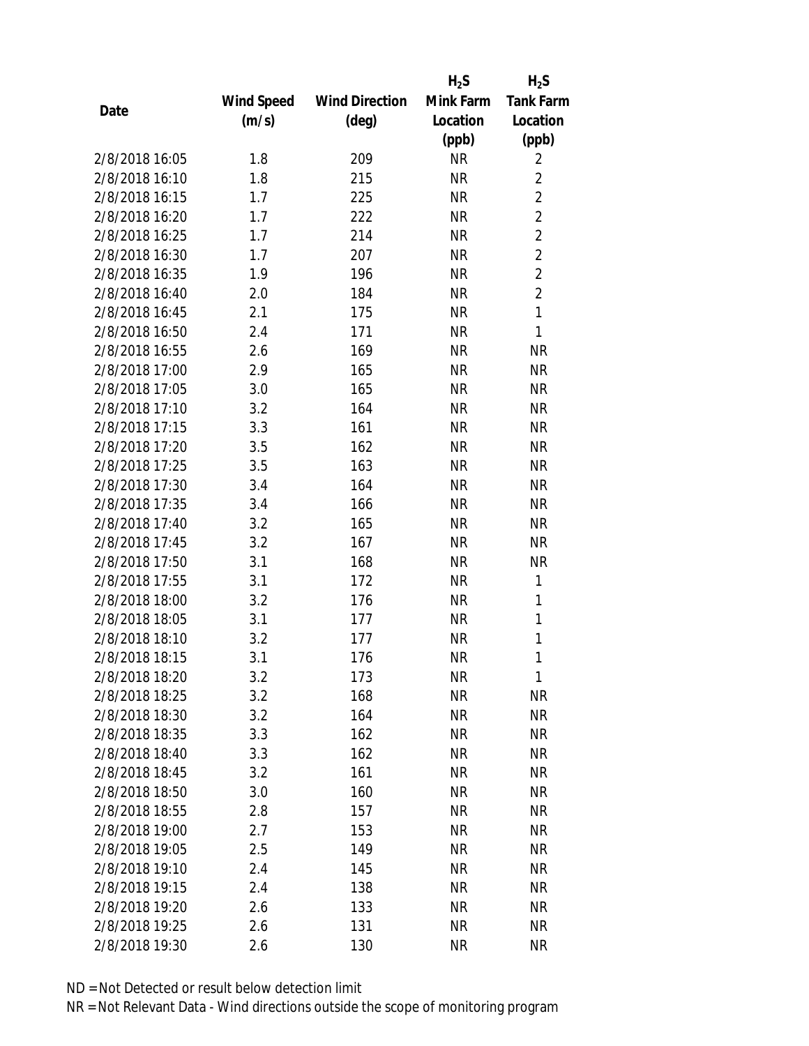| Date | Wind Speed (m/s) | Wind Direction (deg) | $H_2S$ Mink Farm Location (ppb) | $H_2S$ Tank Farm Location (ppb) |
|---|---|---|---|---|
| 2/8/2018 16:05 | 1.8 | 209 | NR | 2 |
| 2/8/2018 16:10 | 1.8 | 215 | NR | 2 |
| 2/8/2018 16:15 | 1.7 | 225 | NR | 2 |
| 2/8/2018 16:20 | 1.7 | 222 | NR | 2 |
| 2/8/2018 16:25 | 1.7 | 214 | NR | 2 |
| 2/8/2018 16:30 | 1.7 | 207 | NR | 2 |
| 2/8/2018 16:35 | 1.9 | 196 | NR | 2 |
| 2/8/2018 16:40 | 2.0 | 184 | NR | 2 |
| 2/8/2018 16:45 | 2.1 | 175 | NR | 1 |
| 2/8/2018 16:50 | 2.4 | 171 | NR | 1 |
| 2/8/2018 16:55 | 2.6 | 169 | NR | NR |
| 2/8/2018 17:00 | 2.9 | 165 | NR | NR |
| 2/8/2018 17:05 | 3.0 | 165 | NR | NR |
| 2/8/2018 17:10 | 3.2 | 164 | NR | NR |
| 2/8/2018 17:15 | 3.3 | 161 | NR | NR |
| 2/8/2018 17:20 | 3.5 | 162 | NR | NR |
| 2/8/2018 17:25 | 3.5 | 163 | NR | NR |
| 2/8/2018 17:30 | 3.4 | 164 | NR | NR |
| 2/8/2018 17:35 | 3.4 | 166 | NR | NR |
| 2/8/2018 17:40 | 3.2 | 165 | NR | NR |
| 2/8/2018 17:45 | 3.2 | 167 | NR | NR |
| 2/8/2018 17:50 | 3.1 | 168 | NR | NR |
| 2/8/2018 17:55 | 3.1 | 172 | NR | 1 |
| 2/8/2018 18:00 | 3.2 | 176 | NR | 1 |
| 2/8/2018 18:05 | 3.1 | 177 | NR | 1 |
| 2/8/2018 18:10 | 3.2 | 177 | NR | 1 |
| 2/8/2018 18:15 | 3.1 | 176 | NR | 1 |
| 2/8/2018 18:20 | 3.2 | 173 | NR | 1 |
| 2/8/2018 18:25 | 3.2 | 168 | NR | NR |
| 2/8/2018 18:30 | 3.2 | 164 | NR | NR |
| 2/8/2018 18:35 | 3.3 | 162 | NR | NR |
| 2/8/2018 18:40 | 3.3 | 162 | NR | NR |
| 2/8/2018 18:45 | 3.2 | 161 | NR | NR |
| 2/8/2018 18:50 | 3.0 | 160 | NR | NR |
| 2/8/2018 18:55 | 2.8 | 157 | NR | NR |
| 2/8/2018 19:00 | 2.7 | 153 | NR | NR |
| 2/8/2018 19:05 | 2.5 | 149 | NR | NR |
| 2/8/2018 19:10 | 2.4 | 145 | NR | NR |
| 2/8/2018 19:15 | 2.4 | 138 | NR | NR |
| 2/8/2018 19:20 | 2.6 | 133 | NR | NR |
| 2/8/2018 19:25 | 2.6 | 131 | NR | NR |
| 2/8/2018 19:30 | 2.6 | 130 | NR | NR |

ND = Not Detected or result below detection limit

NR = Not Relevant Data - Wind directions outside the scope of monitoring program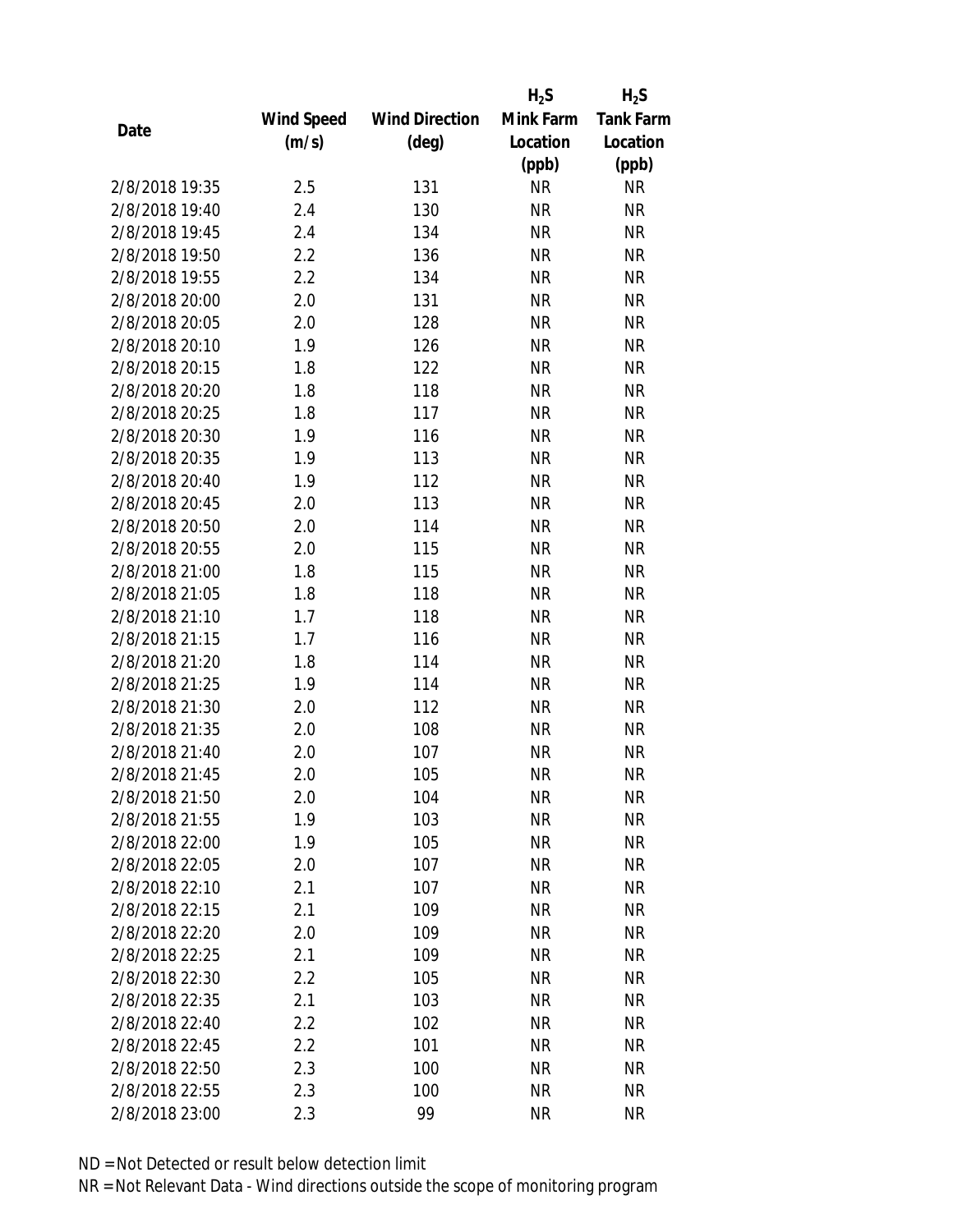| Date | Wind Speed (m/s) | Wind Direction (deg) | $H_2S$ Mink Farm Location (ppb) | $H_2S$ Tank Farm Location (ppb) |
|---|---|---|---|---|
| 2/8/2018 19:35 | 2.5 | 131 | NR | NR |
| 2/8/2018 19:40 | 2.4 | 130 | NR | NR |
| 2/8/2018 19:45 | 2.4 | 134 | NR | NR |
| 2/8/2018 19:50 | 2.2 | 136 | NR | NR |
| 2/8/2018 19:55 | 2.2 | 134 | NR | NR |
| 2/8/2018 20:00 | 2.0 | 131 | NR | NR |
| 2/8/2018 20:05 | 2.0 | 128 | NR | NR |
| 2/8/2018 20:10 | 1.9 | 126 | NR | NR |
| 2/8/2018 20:15 | 1.8 | 122 | NR | NR |
| 2/8/2018 20:20 | 1.8 | 118 | NR | NR |
| 2/8/2018 20:25 | 1.8 | 117 | NR | NR |
| 2/8/2018 20:30 | 1.9 | 116 | NR | NR |
| 2/8/2018 20:35 | 1.9 | 113 | NR | NR |
| 2/8/2018 20:40 | 1.9 | 112 | NR | NR |
| 2/8/2018 20:45 | 2.0 | 113 | NR | NR |
| 2/8/2018 20:50 | 2.0 | 114 | NR | NR |
| 2/8/2018 20:55 | 2.0 | 115 | NR | NR |
| 2/8/2018 21:00 | 1.8 | 115 | NR | NR |
| 2/8/2018 21:05 | 1.8 | 118 | NR | NR |
| 2/8/2018 21:10 | 1.7 | 118 | NR | NR |
| 2/8/2018 21:15 | 1.7 | 116 | NR | NR |
| 2/8/2018 21:20 | 1.8 | 114 | NR | NR |
| 2/8/2018 21:25 | 1.9 | 114 | NR | NR |
| 2/8/2018 21:30 | 2.0 | 112 | NR | NR |
| 2/8/2018 21:35 | 2.0 | 108 | NR | NR |
| 2/8/2018 21:40 | 2.0 | 107 | NR | NR |
| 2/8/2018 21:45 | 2.0 | 105 | NR | NR |
| 2/8/2018 21:50 | 2.0 | 104 | NR | NR |
| 2/8/2018 21:55 | 1.9 | 103 | NR | NR |
| 2/8/2018 22:00 | 1.9 | 105 | NR | NR |
| 2/8/2018 22:05 | 2.0 | 107 | NR | NR |
| 2/8/2018 22:10 | 2.1 | 107 | NR | NR |
| 2/8/2018 22:15 | 2.1 | 109 | NR | NR |
| 2/8/2018 22:20 | 2.0 | 109 | NR | NR |
| 2/8/2018 22:25 | 2.1 | 109 | NR | NR |
| 2/8/2018 22:30 | 2.2 | 105 | NR | NR |
| 2/8/2018 22:35 | 2.1 | 103 | NR | NR |
| 2/8/2018 22:40 | 2.2 | 102 | NR | NR |
| 2/8/2018 22:45 | 2.2 | 101 | NR | NR |
| 2/8/2018 22:50 | 2.3 | 100 | NR | NR |
| 2/8/2018 22:55 | 2.3 | 100 | NR | NR |
| 2/8/2018 23:00 | 2.3 | 99 | NR | NR |

ND = Not Detected or result below detection limit
NR = Not Relevant Data - Wind directions outside the scope of monitoring program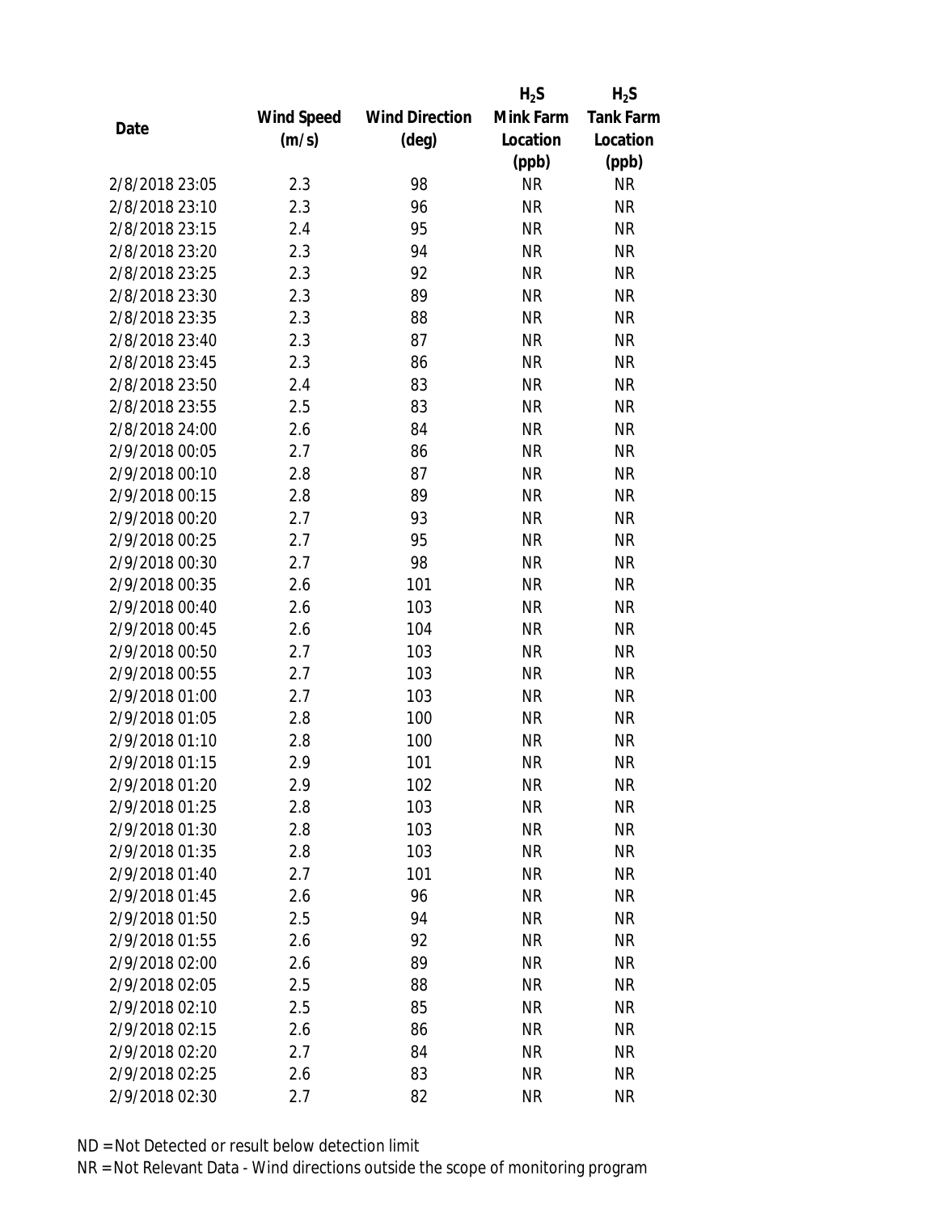| Date | Wind Speed (m/s) | Wind Direction (deg) | $H_2S$ Mink Farm Location (ppb) | $H_2S$ Tank Farm Location (ppb) |
|---|---|---|---|---|
| 2/8/2018 23:05 | 2.3 | 98 | NR | NR |
| 2/8/2018 23:10 | 2.3 | 96 | NR | NR |
| 2/8/2018 23:15 | 2.4 | 95 | NR | NR |
| 2/8/2018 23:20 | 2.3 | 94 | NR | NR |
| 2/8/2018 23:25 | 2.3 | 92 | NR | NR |
| 2/8/2018 23:30 | 2.3 | 89 | NR | NR |
| 2/8/2018 23:35 | 2.3 | 88 | NR | NR |
| 2/8/2018 23:40 | 2.3 | 87 | NR | NR |
| 2/8/2018 23:45 | 2.3 | 86 | NR | NR |
| 2/8/2018 23:50 | 2.4 | 83 | NR | NR |
| 2/8/2018 23:55 | 2.5 | 83 | NR | NR |
| 2/8/2018 24:00 | 2.6 | 84 | NR | NR |
| 2/9/2018 00:05 | 2.7 | 86 | NR | NR |
| 2/9/2018 00:10 | 2.8 | 87 | NR | NR |
| 2/9/2018 00:15 | 2.8 | 89 | NR | NR |
| 2/9/2018 00:20 | 2.7 | 93 | NR | NR |
| 2/9/2018 00:25 | 2.7 | 95 | NR | NR |
| 2/9/2018 00:30 | 2.7 | 98 | NR | NR |
| 2/9/2018 00:35 | 2.6 | 101 | NR | NR |
| 2/9/2018 00:40 | 2.6 | 103 | NR | NR |
| 2/9/2018 00:45 | 2.6 | 104 | NR | NR |
| 2/9/2018 00:50 | 2.7 | 103 | NR | NR |
| 2/9/2018 00:55 | 2.7 | 103 | NR | NR |
| 2/9/2018 01:00 | 2.7 | 103 | NR | NR |
| 2/9/2018 01:05 | 2.8 | 100 | NR | NR |
| 2/9/2018 01:10 | 2.8 | 100 | NR | NR |
| 2/9/2018 01:15 | 2.9 | 101 | NR | NR |
| 2/9/2018 01:20 | 2.9 | 102 | NR | NR |
| 2/9/2018 01:25 | 2.8 | 103 | NR | NR |
| 2/9/2018 01:30 | 2.8 | 103 | NR | NR |
| 2/9/2018 01:35 | 2.8 | 103 | NR | NR |
| 2/9/2018 01:40 | 2.7 | 101 | NR | NR |
| 2/9/2018 01:45 | 2.6 | 96 | NR | NR |
| 2/9/2018 01:50 | 2.5 | 94 | NR | NR |
| 2/9/2018 01:55 | 2.6 | 92 | NR | NR |
| 2/9/2018 02:00 | 2.6 | 89 | NR | NR |
| 2/9/2018 02:05 | 2.5 | 88 | NR | NR |
| 2/9/2018 02:10 | 2.5 | 85 | NR | NR |
| 2/9/2018 02:15 | 2.6 | 86 | NR | NR |
| 2/9/2018 02:20 | 2.7 | 84 | NR | NR |
| 2/9/2018 02:25 | 2.6 | 83 | NR | NR |
| 2/9/2018 02:30 | 2.7 | 82 | NR | NR |

ND = Not Detected or result below detection limit

NR = Not Relevant Data - Wind directions outside the scope of monitoring program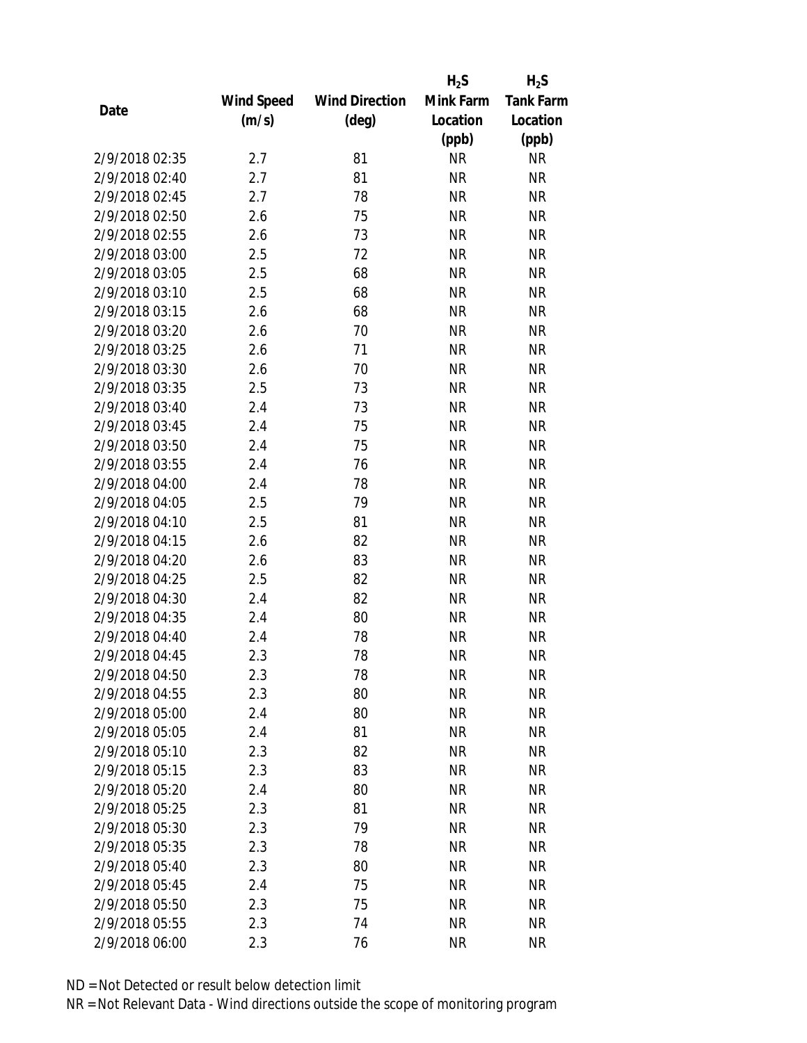| Date | Wind Speed (m/s) | Wind Direction (deg) | $H_2S$ Mink Farm Location (ppb) | $H_2S$ Tank Farm Location (ppb) |
|---|---|---|---|---|
| 2/9/2018 02:35 | 2.7 | 81 | NR | NR |
| 2/9/2018 02:40 | 2.7 | 81 | NR | NR |
| 2/9/2018 02:45 | 2.7 | 78 | NR | NR |
| 2/9/2018 02:50 | 2.6 | 75 | NR | NR |
| 2/9/2018 02:55 | 2.6 | 73 | NR | NR |
| 2/9/2018 03:00 | 2.5 | 72 | NR | NR |
| 2/9/2018 03:05 | 2.5 | 68 | NR | NR |
| 2/9/2018 03:10 | 2.5 | 68 | NR | NR |
| 2/9/2018 03:15 | 2.6 | 68 | NR | NR |
| 2/9/2018 03:20 | 2.6 | 70 | NR | NR |
| 2/9/2018 03:25 | 2.6 | 71 | NR | NR |
| 2/9/2018 03:30 | 2.6 | 70 | NR | NR |
| 2/9/2018 03:35 | 2.5 | 73 | NR | NR |
| 2/9/2018 03:40 | 2.4 | 73 | NR | NR |
| 2/9/2018 03:45 | 2.4 | 75 | NR | NR |
| 2/9/2018 03:50 | 2.4 | 75 | NR | NR |
| 2/9/2018 03:55 | 2.4 | 76 | NR | NR |
| 2/9/2018 04:00 | 2.4 | 78 | NR | NR |
| 2/9/2018 04:05 | 2.5 | 79 | NR | NR |
| 2/9/2018 04:10 | 2.5 | 81 | NR | NR |
| 2/9/2018 04:15 | 2.6 | 82 | NR | NR |
| 2/9/2018 04:20 | 2.6 | 83 | NR | NR |
| 2/9/2018 04:25 | 2.5 | 82 | NR | NR |
| 2/9/2018 04:30 | 2.4 | 82 | NR | NR |
| 2/9/2018 04:35 | 2.4 | 80 | NR | NR |
| 2/9/2018 04:40 | 2.4 | 78 | NR | NR |
| 2/9/2018 04:45 | 2.3 | 78 | NR | NR |
| 2/9/2018 04:50 | 2.3 | 78 | NR | NR |
| 2/9/2018 04:55 | 2.3 | 80 | NR | NR |
| 2/9/2018 05:00 | 2.4 | 80 | NR | NR |
| 2/9/2018 05:05 | 2.4 | 81 | NR | NR |
| 2/9/2018 05:10 | 2.3 | 82 | NR | NR |
| 2/9/2018 05:15 | 2.3 | 83 | NR | NR |
| 2/9/2018 05:20 | 2.4 | 80 | NR | NR |
| 2/9/2018 05:25 | 2.3 | 81 | NR | NR |
| 2/9/2018 05:30 | 2.3 | 79 | NR | NR |
| 2/9/2018 05:35 | 2.3 | 78 | NR | NR |
| 2/9/2018 05:40 | 2.3 | 80 | NR | NR |
| 2/9/2018 05:45 | 2.4 | 75 | NR | NR |
| 2/9/2018 05:50 | 2.3 | 75 | NR | NR |
| 2/9/2018 05:55 | 2.3 | 74 | NR | NR |
| 2/9/2018 06:00 | 2.3 | 76 | NR | NR |

ND = Not Detected or result below detection limit

NR = Not Relevant Data - Wind directions outside the scope of monitoring program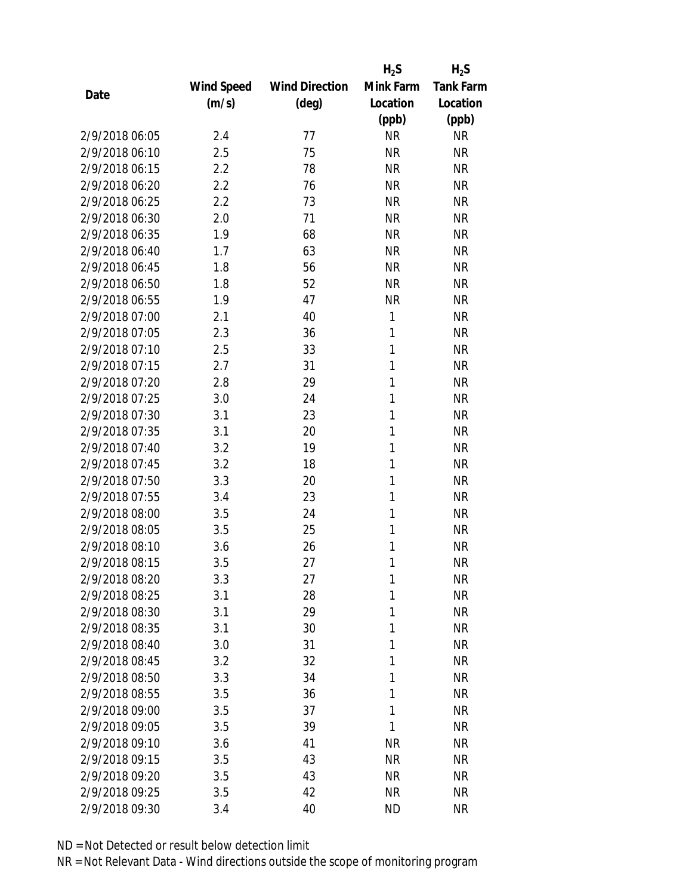| Date | Wind Speed (m/s) | Wind Direction (deg) | $H_2S$ Mink Farm Location (ppb) | $H_2S$ Tank Farm Location (ppb) |
|---|---|---|---|---|
| 2/9/2018 06:05 | 2.4 | 77 | NR | NR |
| 2/9/2018 06:10 | 2.5 | 75 | NR | NR |
| 2/9/2018 06:15 | 2.2 | 78 | NR | NR |
| 2/9/2018 06:20 | 2.2 | 76 | NR | NR |
| 2/9/2018 06:25 | 2.2 | 73 | NR | NR |
| 2/9/2018 06:30 | 2.0 | 71 | NR | NR |
| 2/9/2018 06:35 | 1.9 | 68 | NR | NR |
| 2/9/2018 06:40 | 1.7 | 63 | NR | NR |
| 2/9/2018 06:45 | 1.8 | 56 | NR | NR |
| 2/9/2018 06:50 | 1.8 | 52 | NR | NR |
| 2/9/2018 06:55 | 1.9 | 47 | NR | NR |
| 2/9/2018 07:00 | 2.1 | 40 | 1 | NR |
| 2/9/2018 07:05 | 2.3 | 36 | 1 | NR |
| 2/9/2018 07:10 | 2.5 | 33 | 1 | NR |
| 2/9/2018 07:15 | 2.7 | 31 | 1 | NR |
| 2/9/2018 07:20 | 2.8 | 29 | 1 | NR |
| 2/9/2018 07:25 | 3.0 | 24 | 1 | NR |
| 2/9/2018 07:30 | 3.1 | 23 | 1 | NR |
| 2/9/2018 07:35 | 3.1 | 20 | 1 | NR |
| 2/9/2018 07:40 | 3.2 | 19 | 1 | NR |
| 2/9/2018 07:45 | 3.2 | 18 | 1 | NR |
| 2/9/2018 07:50 | 3.3 | 20 | 1 | NR |
| 2/9/2018 07:55 | 3.4 | 23 | 1 | NR |
| 2/9/2018 08:00 | 3.5 | 24 | 1 | NR |
| 2/9/2018 08:05 | 3.5 | 25 | 1 | NR |
| 2/9/2018 08:10 | 3.6 | 26 | 1 | NR |
| 2/9/2018 08:15 | 3.5 | 27 | 1 | NR |
| 2/9/2018 08:20 | 3.3 | 27 | 1 | NR |
| 2/9/2018 08:25 | 3.1 | 28 | 1 | NR |
| 2/9/2018 08:30 | 3.1 | 29 | 1 | NR |
| 2/9/2018 08:35 | 3.1 | 30 | 1 | NR |
| 2/9/2018 08:40 | 3.0 | 31 | 1 | NR |
| 2/9/2018 08:45 | 3.2 | 32 | 1 | NR |
| 2/9/2018 08:50 | 3.3 | 34 | 1 | NR |
| 2/9/2018 08:55 | 3.5 | 36 | 1 | NR |
| 2/9/2018 09:00 | 3.5 | 37 | 1 | NR |
| 2/9/2018 09:05 | 3.5 | 39 | 1 | NR |
| 2/9/2018 09:10 | 3.6 | 41 | NR | NR |
| 2/9/2018 09:15 | 3.5 | 43 | NR | NR |
| 2/9/2018 09:20 | 3.5 | 43 | NR | NR |
| 2/9/2018 09:25 | 3.5 | 42 | NR | NR |
| 2/9/2018 09:30 | 3.4 | 40 | ND | NR |

ND = Not Detected or result below detection limit

NR = Not Relevant Data - Wind directions outside the scope of monitoring program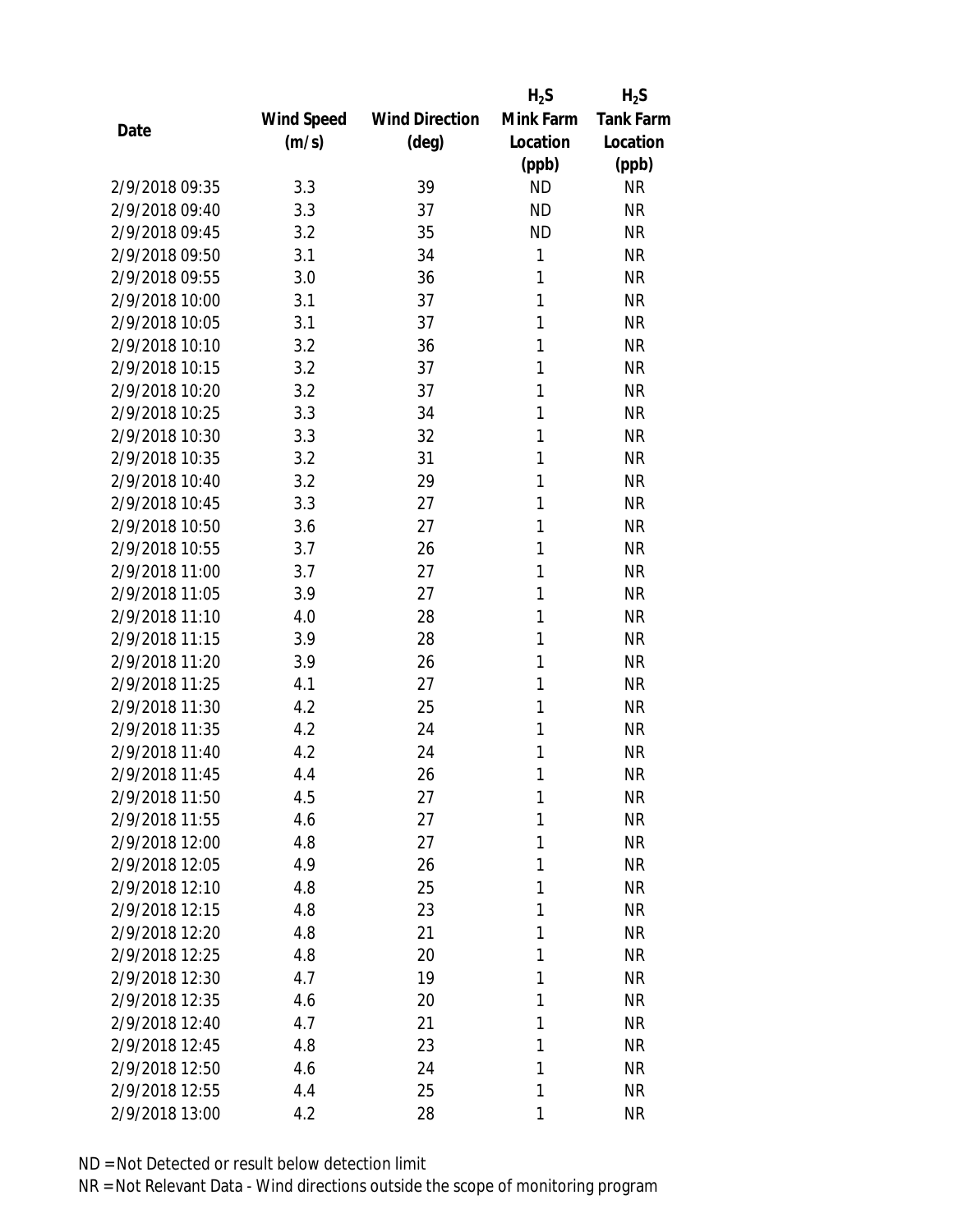| Date | Wind Speed (m/s) | Wind Direction (deg) | $H_2S$ Mink Farm Location (ppb) | $H_2S$ Tank Farm Location (ppb) |
|---|---|---|---|---|
| 2/9/2018 09:35 | 3.3 | 39 | ND | NR |
| 2/9/2018 09:40 | 3.3 | 37 | ND | NR |
| 2/9/2018 09:45 | 3.2 | 35 | ND | NR |
| 2/9/2018 09:50 | 3.1 | 34 | 1 | NR |
| 2/9/2018 09:55 | 3.0 | 36 | 1 | NR |
| 2/9/2018 10:00 | 3.1 | 37 | 1 | NR |
| 2/9/2018 10:05 | 3.1 | 37 | 1 | NR |
| 2/9/2018 10:10 | 3.2 | 36 | 1 | NR |
| 2/9/2018 10:15 | 3.2 | 37 | 1 | NR |
| 2/9/2018 10:20 | 3.2 | 37 | 1 | NR |
| 2/9/2018 10:25 | 3.3 | 34 | 1 | NR |
| 2/9/2018 10:30 | 3.3 | 32 | 1 | NR |
| 2/9/2018 10:35 | 3.2 | 31 | 1 | NR |
| 2/9/2018 10:40 | 3.2 | 29 | 1 | NR |
| 2/9/2018 10:45 | 3.3 | 27 | 1 | NR |
| 2/9/2018 10:50 | 3.6 | 27 | 1 | NR |
| 2/9/2018 10:55 | 3.7 | 26 | 1 | NR |
| 2/9/2018 11:00 | 3.7 | 27 | 1 | NR |
| 2/9/2018 11:05 | 3.9 | 27 | 1 | NR |
| 2/9/2018 11:10 | 4.0 | 28 | 1 | NR |
| 2/9/2018 11:15 | 3.9 | 28 | 1 | NR |
| 2/9/2018 11:20 | 3.9 | 26 | 1 | NR |
| 2/9/2018 11:25 | 4.1 | 27 | 1 | NR |
| 2/9/2018 11:30 | 4.2 | 25 | 1 | NR |
| 2/9/2018 11:35 | 4.2 | 24 | 1 | NR |
| 2/9/2018 11:40 | 4.2 | 24 | 1 | NR |
| 2/9/2018 11:45 | 4.4 | 26 | 1 | NR |
| 2/9/2018 11:50 | 4.5 | 27 | 1 | NR |
| 2/9/2018 11:55 | 4.6 | 27 | 1 | NR |
| 2/9/2018 12:00 | 4.8 | 27 | 1 | NR |
| 2/9/2018 12:05 | 4.9 | 26 | 1 | NR |
| 2/9/2018 12:10 | 4.8 | 25 | 1 | NR |
| 2/9/2018 12:15 | 4.8 | 23 | 1 | NR |
| 2/9/2018 12:20 | 4.8 | 21 | 1 | NR |
| 2/9/2018 12:25 | 4.8 | 20 | 1 | NR |
| 2/9/2018 12:30 | 4.7 | 19 | 1 | NR |
| 2/9/2018 12:35 | 4.6 | 20 | 1 | NR |
| 2/9/2018 12:40 | 4.7 | 21 | 1 | NR |
| 2/9/2018 12:45 | 4.8 | 23 | 1 | NR |
| 2/9/2018 12:50 | 4.6 | 24 | 1 | NR |
| 2/9/2018 12:55 | 4.4 | 25 | 1 | NR |
| 2/9/2018 13:00 | 4.2 | 28 | 1 | NR |

ND = Not Detected or result below detection limit

NR = Not Relevant Data - Wind directions outside the scope of monitoring program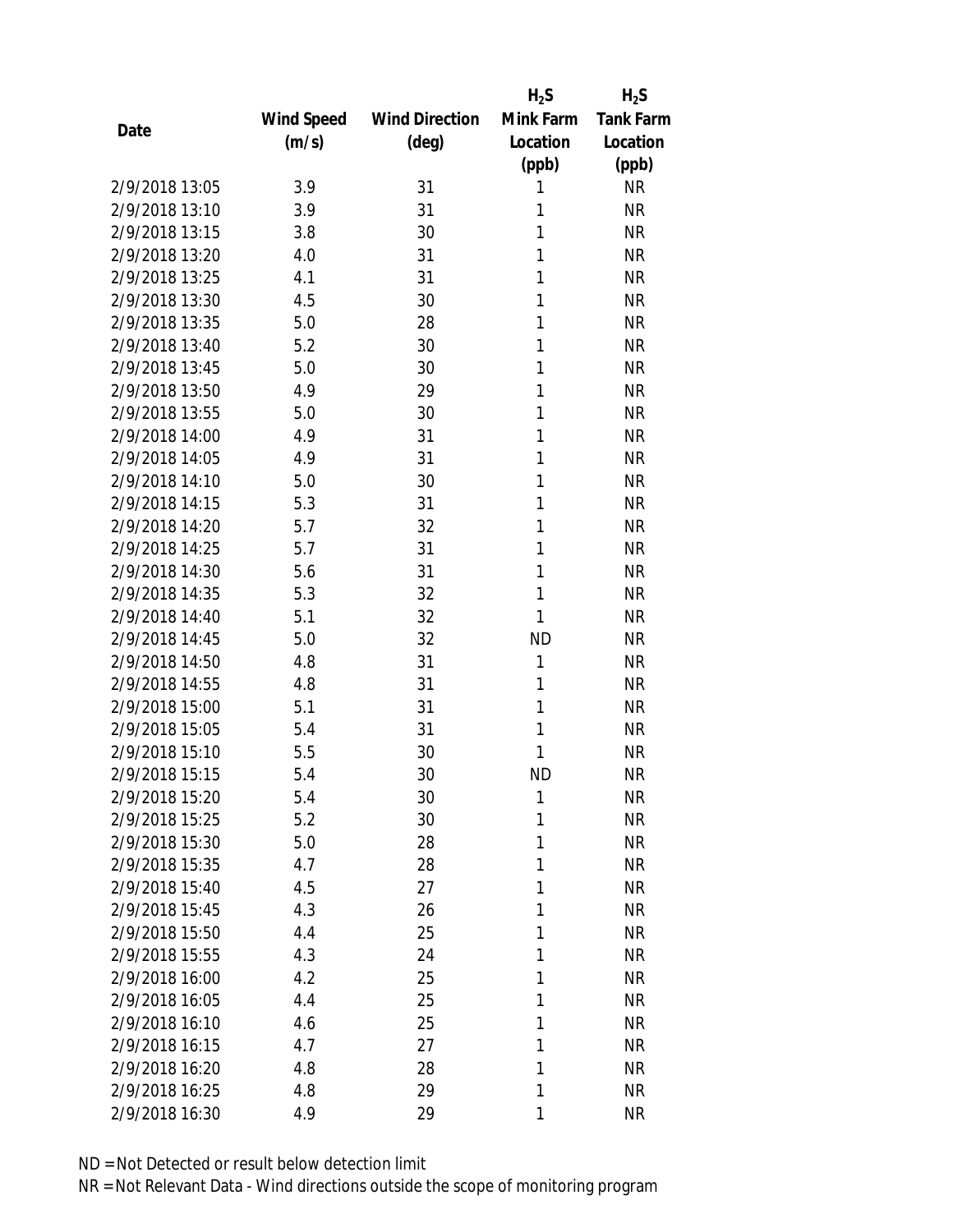| Date | Wind Speed (m/s) | Wind Direction (deg) | $H_2S$ Mink Farm Location (ppb) | $H_2S$ Tank Farm Location (ppb) |
|---|---|---|---|---|
| 2/9/2018 13:05 | 3.9 | 31 | 1 | NR |
| 2/9/2018 13:10 | 3.9 | 31 | 1 | NR |
| 2/9/2018 13:15 | 3.8 | 30 | 1 | NR |
| 2/9/2018 13:20 | 4.0 | 31 | 1 | NR |
| 2/9/2018 13:25 | 4.1 | 31 | 1 | NR |
| 2/9/2018 13:30 | 4.5 | 30 | 1 | NR |
| 2/9/2018 13:35 | 5.0 | 28 | 1 | NR |
| 2/9/2018 13:40 | 5.2 | 30 | 1 | NR |
| 2/9/2018 13:45 | 5.0 | 30 | 1 | NR |
| 2/9/2018 13:50 | 4.9 | 29 | 1 | NR |
| 2/9/2018 13:55 | 5.0 | 30 | 1 | NR |
| 2/9/2018 14:00 | 4.9 | 31 | 1 | NR |
| 2/9/2018 14:05 | 4.9 | 31 | 1 | NR |
| 2/9/2018 14:10 | 5.0 | 30 | 1 | NR |
| 2/9/2018 14:15 | 5.3 | 31 | 1 | NR |
| 2/9/2018 14:20 | 5.7 | 32 | 1 | NR |
| 2/9/2018 14:25 | 5.7 | 31 | 1 | NR |
| 2/9/2018 14:30 | 5.6 | 31 | 1 | NR |
| 2/9/2018 14:35 | 5.3 | 32 | 1 | NR |
| 2/9/2018 14:40 | 5.1 | 32 | 1 | NR |
| 2/9/2018 14:45 | 5.0 | 32 | ND | NR |
| 2/9/2018 14:50 | 4.8 | 31 | 1 | NR |
| 2/9/2018 14:55 | 4.8 | 31 | 1 | NR |
| 2/9/2018 15:00 | 5.1 | 31 | 1 | NR |
| 2/9/2018 15:05 | 5.4 | 31 | 1 | NR |
| 2/9/2018 15:10 | 5.5 | 30 | 1 | NR |
| 2/9/2018 15:15 | 5.4 | 30 | ND | NR |
| 2/9/2018 15:20 | 5.4 | 30 | 1 | NR |
| 2/9/2018 15:25 | 5.2 | 30 | 1 | NR |
| 2/9/2018 15:30 | 5.0 | 28 | 1 | NR |
| 2/9/2018 15:35 | 4.7 | 28 | 1 | NR |
| 2/9/2018 15:40 | 4.5 | 27 | 1 | NR |
| 2/9/2018 15:45 | 4.3 | 26 | 1 | NR |
| 2/9/2018 15:50 | 4.4 | 25 | 1 | NR |
| 2/9/2018 15:55 | 4.3 | 24 | 1 | NR |
| 2/9/2018 16:00 | 4.2 | 25 | 1 | NR |
| 2/9/2018 16:05 | 4.4 | 25 | 1 | NR |
| 2/9/2018 16:10 | 4.6 | 25 | 1 | NR |
| 2/9/2018 16:15 | 4.7 | 27 | 1 | NR |
| 2/9/2018 16:20 | 4.8 | 28 | 1 | NR |
| 2/9/2018 16:25 | 4.8 | 29 | 1 | NR |
| 2/9/2018 16:30 | 4.9 | 29 | 1 | NR |

ND = Not Detected or result below detection limit

NR = Not Relevant Data - Wind directions outside the scope of monitoring program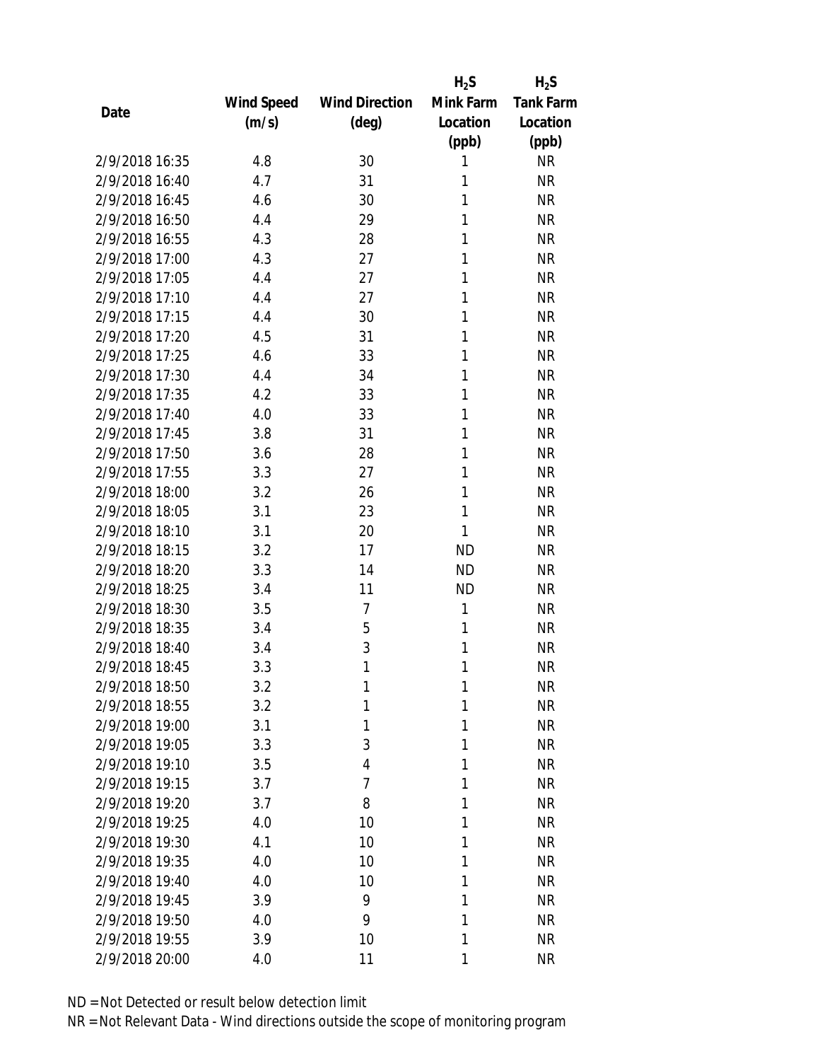| Date | Wind Speed (m/s) | Wind Direction (deg) | $H_2S$ Mink Farm Location (ppb) | $H_2S$ Tank Farm Location (ppb) |
|---|---|---|---|---|
| 2/9/2018 16:35 | 4.8 | 30 | 1 | NR |
| 2/9/2018 16:40 | 4.7 | 31 | 1 | NR |
| 2/9/2018 16:45 | 4.6 | 30 | 1 | NR |
| 2/9/2018 16:50 | 4.4 | 29 | 1 | NR |
| 2/9/2018 16:55 | 4.3 | 28 | 1 | NR |
| 2/9/2018 17:00 | 4.3 | 27 | 1 | NR |
| 2/9/2018 17:05 | 4.4 | 27 | 1 | NR |
| 2/9/2018 17:10 | 4.4 | 27 | 1 | NR |
| 2/9/2018 17:15 | 4.4 | 30 | 1 | NR |
| 2/9/2018 17:20 | 4.5 | 31 | 1 | NR |
| 2/9/2018 17:25 | 4.6 | 33 | 1 | NR |
| 2/9/2018 17:30 | 4.4 | 34 | 1 | NR |
| 2/9/2018 17:35 | 4.2 | 33 | 1 | NR |
| 2/9/2018 17:40 | 4.0 | 33 | 1 | NR |
| 2/9/2018 17:45 | 3.8 | 31 | 1 | NR |
| 2/9/2018 17:50 | 3.6 | 28 | 1 | NR |
| 2/9/2018 17:55 | 3.3 | 27 | 1 | NR |
| 2/9/2018 18:00 | 3.2 | 26 | 1 | NR |
| 2/9/2018 18:05 | 3.1 | 23 | 1 | NR |
| 2/9/2018 18:10 | 3.1 | 20 | 1 | NR |
| 2/9/2018 18:15 | 3.2 | 17 | ND | NR |
| 2/9/2018 18:20 | 3.3 | 14 | ND | NR |
| 2/9/2018 18:25 | 3.4 | 11 | ND | NR |
| 2/9/2018 18:30 | 3.5 | 7 | 1 | NR |
| 2/9/2018 18:35 | 3.4 | 5 | 1 | NR |
| 2/9/2018 18:40 | 3.4 | 3 | 1 | NR |
| 2/9/2018 18:45 | 3.3 | 1 | 1 | NR |
| 2/9/2018 18:50 | 3.2 | 1 | 1 | NR |
| 2/9/2018 18:55 | 3.2 | 1 | 1 | NR |
| 2/9/2018 19:00 | 3.1 | 1 | 1 | NR |
| 2/9/2018 19:05 | 3.3 | 3 | 1 | NR |
| 2/9/2018 19:10 | 3.5 | 4 | 1 | NR |
| 2/9/2018 19:15 | 3.7 | 7 | 1 | NR |
| 2/9/2018 19:20 | 3.7 | 8 | 1 | NR |
| 2/9/2018 19:25 | 4.0 | 10 | 1 | NR |
| 2/9/2018 19:30 | 4.1 | 10 | 1 | NR |
| 2/9/2018 19:35 | 4.0 | 10 | 1 | NR |
| 2/9/2018 19:40 | 4.0 | 10 | 1 | NR |
| 2/9/2018 19:45 | 3.9 | 9 | 1 | NR |
| 2/9/2018 19:50 | 4.0 | 9 | 1 | NR |
| 2/9/2018 19:55 | 3.9 | 10 | 1 | NR |
| 2/9/2018 20:00 | 4.0 | 11 | 1 | NR |

ND = Not Detected or result below detection limit

NR = Not Relevant Data - Wind directions outside the scope of monitoring program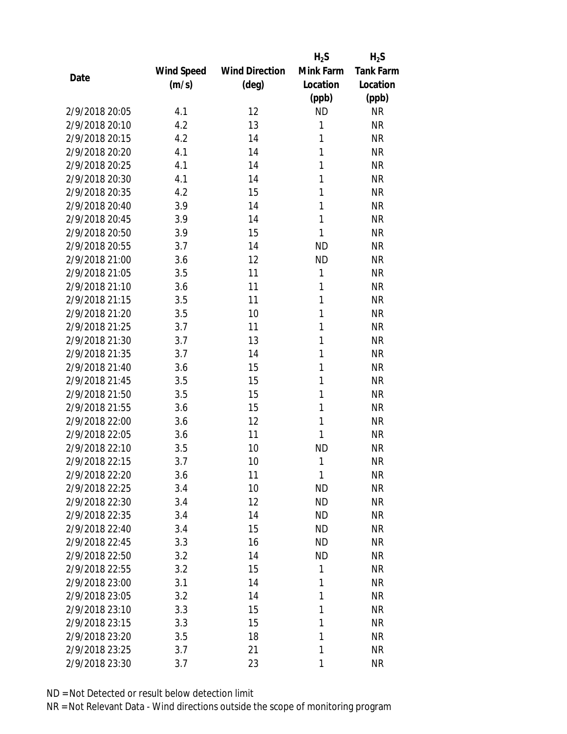| Date | Wind Speed (m/s) | Wind Direction (deg) | $H_2S$ Mink Farm Location (ppb) | $H_2S$ Tank Farm Location (ppb) |
|---|---|---|---|---|
| 2/9/2018 20:05 | 4.1 | 12 | ND | NR |
| 2/9/2018 20:10 | 4.2 | 13 | 1 | NR |
| 2/9/2018 20:15 | 4.2 | 14 | 1 | NR |
| 2/9/2018 20:20 | 4.1 | 14 | 1 | NR |
| 2/9/2018 20:25 | 4.1 | 14 | 1 | NR |
| 2/9/2018 20:30 | 4.1 | 14 | 1 | NR |
| 2/9/2018 20:35 | 4.2 | 15 | 1 | NR |
| 2/9/2018 20:40 | 3.9 | 14 | 1 | NR |
| 2/9/2018 20:45 | 3.9 | 14 | 1 | NR |
| 2/9/2018 20:50 | 3.9 | 15 | 1 | NR |
| 2/9/2018 20:55 | 3.7 | 14 | ND | NR |
| 2/9/2018 21:00 | 3.6 | 12 | ND | NR |
| 2/9/2018 21:05 | 3.5 | 11 | 1 | NR |
| 2/9/2018 21:10 | 3.6 | 11 | 1 | NR |
| 2/9/2018 21:15 | 3.5 | 11 | 1 | NR |
| 2/9/2018 21:20 | 3.5 | 10 | 1 | NR |
| 2/9/2018 21:25 | 3.7 | 11 | 1 | NR |
| 2/9/2018 21:30 | 3.7 | 13 | 1 | NR |
| 2/9/2018 21:35 | 3.7 | 14 | 1 | NR |
| 2/9/2018 21:40 | 3.6 | 15 | 1 | NR |
| 2/9/2018 21:45 | 3.5 | 15 | 1 | NR |
| 2/9/2018 21:50 | 3.5 | 15 | 1 | NR |
| 2/9/2018 21:55 | 3.6 | 15 | 1 | NR |
| 2/9/2018 22:00 | 3.6 | 12 | 1 | NR |
| 2/9/2018 22:05 | 3.6 | 11 | 1 | NR |
| 2/9/2018 22:10 | 3.5 | 10 | ND | NR |
| 2/9/2018 22:15 | 3.7 | 10 | 1 | NR |
| 2/9/2018 22:20 | 3.6 | 11 | 1 | NR |
| 2/9/2018 22:25 | 3.4 | 10 | ND | NR |
| 2/9/2018 22:30 | 3.4 | 12 | ND | NR |
| 2/9/2018 22:35 | 3.4 | 14 | ND | NR |
| 2/9/2018 22:40 | 3.4 | 15 | ND | NR |
| 2/9/2018 22:45 | 3.3 | 16 | ND | NR |
| 2/9/2018 22:50 | 3.2 | 14 | ND | NR |
| 2/9/2018 22:55 | 3.2 | 15 | 1 | NR |
| 2/9/2018 23:00 | 3.1 | 14 | 1 | NR |
| 2/9/2018 23:05 | 3.2 | 14 | 1 | NR |
| 2/9/2018 23:10 | 3.3 | 15 | 1 | NR |
| 2/9/2018 23:15 | 3.3 | 15 | 1 | NR |
| 2/9/2018 23:20 | 3.5 | 18 | 1 | NR |
| 2/9/2018 23:25 | 3.7 | 21 | 1 | NR |
| 2/9/2018 23:30 | 3.7 | 23 | 1 | NR |

ND = Not Detected or result below detection limit

NR = Not Relevant Data - Wind directions outside the scope of monitoring program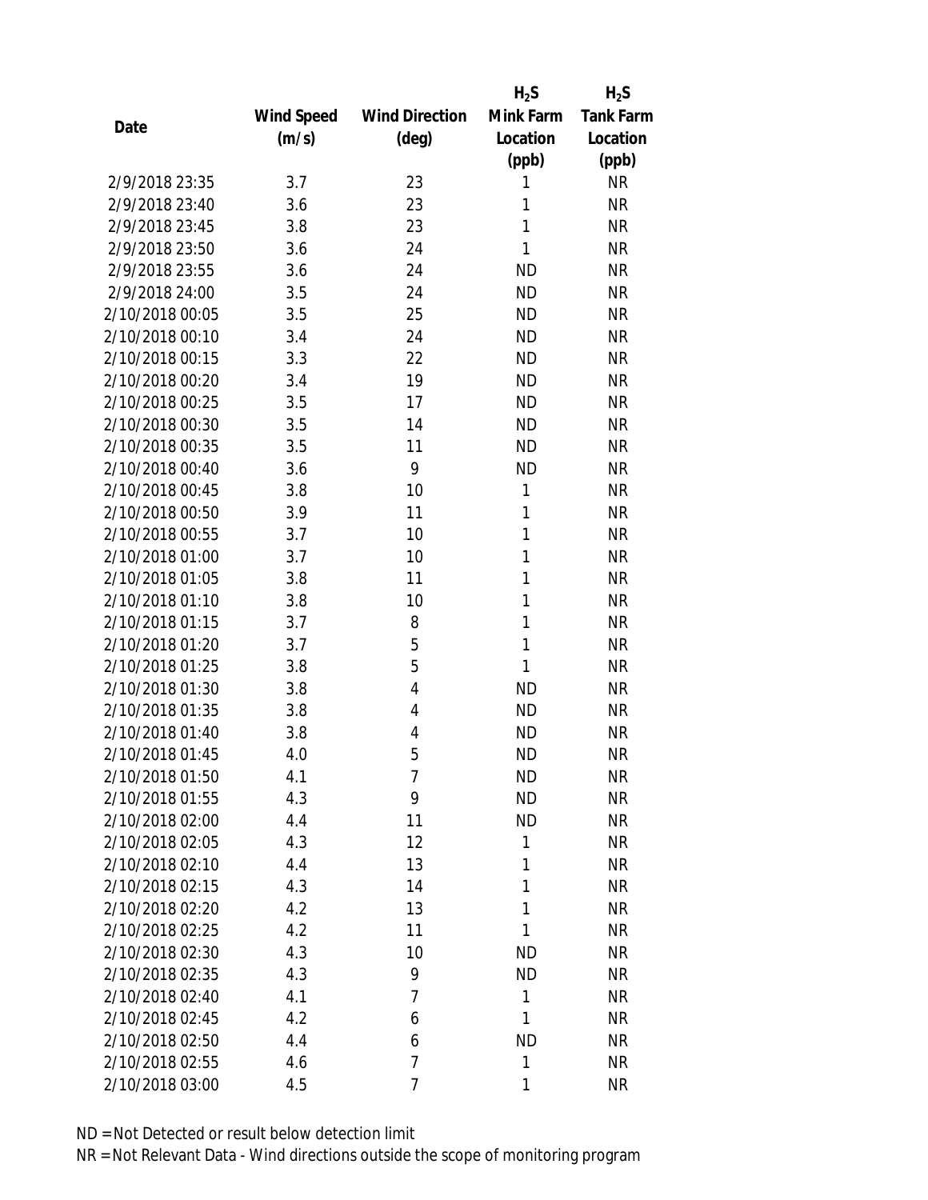| Date | Wind Speed (m/s) | Wind Direction (deg) | $H_2S$ Mink Farm Location (ppb) | $H_2S$ Tank Farm Location (ppb) |
|---|---|---|---|---|
| 2/9/2018 23:35 | 3.7 | 23 | 1 | NR |
| 2/9/2018 23:40 | 3.6 | 23 | 1 | NR |
| 2/9/2018 23:45 | 3.8 | 23 | 1 | NR |
| 2/9/2018 23:50 | 3.6 | 24 | 1 | NR |
| 2/9/2018 23:55 | 3.6 | 24 | ND | NR |
| 2/9/2018 24:00 | 3.5 | 24 | ND | NR |
| 2/10/2018 00:05 | 3.5 | 25 | ND | NR |
| 2/10/2018 00:10 | 3.4 | 24 | ND | NR |
| 2/10/2018 00:15 | 3.3 | 22 | ND | NR |
| 2/10/2018 00:20 | 3.4 | 19 | ND | NR |
| 2/10/2018 00:25 | 3.5 | 17 | ND | NR |
| 2/10/2018 00:30 | 3.5 | 14 | ND | NR |
| 2/10/2018 00:35 | 3.5 | 11 | ND | NR |
| 2/10/2018 00:40 | 3.6 | 9 | ND | NR |
| 2/10/2018 00:45 | 3.8 | 10 | 1 | NR |
| 2/10/2018 00:50 | 3.9 | 11 | 1 | NR |
| 2/10/2018 00:55 | 3.7 | 10 | 1 | NR |
| 2/10/2018 01:00 | 3.7 | 10 | 1 | NR |
| 2/10/2018 01:05 | 3.8 | 11 | 1 | NR |
| 2/10/2018 01:10 | 3.8 | 10 | 1 | NR |
| 2/10/2018 01:15 | 3.7 | 8 | 1 | NR |
| 2/10/2018 01:20 | 3.7 | 5 | 1 | NR |
| 2/10/2018 01:25 | 3.8 | 5 | 1 | NR |
| 2/10/2018 01:30 | 3.8 | 4 | ND | NR |
| 2/10/2018 01:35 | 3.8 | 4 | ND | NR |
| 2/10/2018 01:40 | 3.8 | 4 | ND | NR |
| 2/10/2018 01:45 | 4.0 | 5 | ND | NR |
| 2/10/2018 01:50 | 4.1 | 7 | ND | NR |
| 2/10/2018 01:55 | 4.3 | 9 | ND | NR |
| 2/10/2018 02:00 | 4.4 | 11 | ND | NR |
| 2/10/2018 02:05 | 4.3 | 12 | 1 | NR |
| 2/10/2018 02:10 | 4.4 | 13 | 1 | NR |
| 2/10/2018 02:15 | 4.3 | 14 | 1 | NR |
| 2/10/2018 02:20 | 4.2 | 13 | 1 | NR |
| 2/10/2018 02:25 | 4.2 | 11 | 1 | NR |
| 2/10/2018 02:30 | 4.3 | 10 | ND | NR |
| 2/10/2018 02:35 | 4.3 | 9 | ND | NR |
| 2/10/2018 02:40 | 4.1 | 7 | 1 | NR |
| 2/10/2018 02:45 | 4.2 | 6 | 1 | NR |
| 2/10/2018 02:50 | 4.4 | 6 | ND | NR |
| 2/10/2018 02:55 | 4.6 | 7 | 1 | NR |
| 2/10/2018 03:00 | 4.5 | 7 | 1 | NR |

ND = Not Detected or result below detection limit

NR = Not Relevant Data - Wind directions outside the scope of monitoring program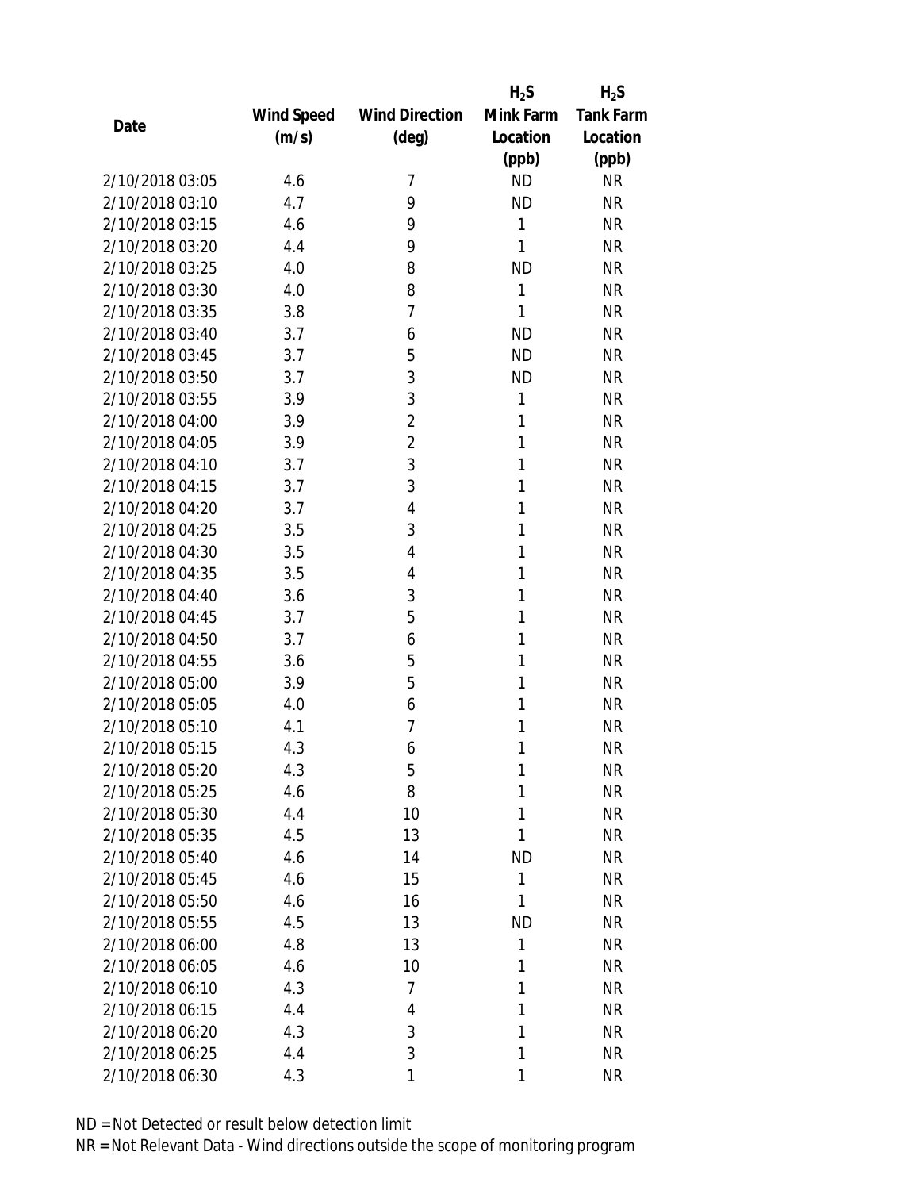| Date | Wind Speed (m/s) | Wind Direction (deg) | $H_2S$ Mink Farm Location (ppb) | $H_2S$ Tank Farm Location (ppb) |
|---|---|---|---|---|
| 2/10/2018 03:05 | 4.6 | 7 | ND | NR |
| 2/10/2018 03:10 | 4.7 | 9 | ND | NR |
| 2/10/2018 03:15 | 4.6 | 9 | 1 | NR |
| 2/10/2018 03:20 | 4.4 | 9 | 1 | NR |
| 2/10/2018 03:25 | 4.0 | 8 | ND | NR |
| 2/10/2018 03:30 | 4.0 | 8 | 1 | NR |
| 2/10/2018 03:35 | 3.8 | 7 | 1 | NR |
| 2/10/2018 03:40 | 3.7 | 6 | ND | NR |
| 2/10/2018 03:45 | 3.7 | 5 | ND | NR |
| 2/10/2018 03:50 | 3.7 | 3 | ND | NR |
| 2/10/2018 03:55 | 3.9 | 3 | 1 | NR |
| 2/10/2018 04:00 | 3.9 | 2 | 1 | NR |
| 2/10/2018 04:05 | 3.9 | 2 | 1 | NR |
| 2/10/2018 04:10 | 3.7 | 3 | 1 | NR |
| 2/10/2018 04:15 | 3.7 | 3 | 1 | NR |
| 2/10/2018 04:20 | 3.7 | 4 | 1 | NR |
| 2/10/2018 04:25 | 3.5 | 3 | 1 | NR |
| 2/10/2018 04:30 | 3.5 | 4 | 1 | NR |
| 2/10/2018 04:35 | 3.5 | 4 | 1 | NR |
| 2/10/2018 04:40 | 3.6 | 3 | 1 | NR |
| 2/10/2018 04:45 | 3.7 | 5 | 1 | NR |
| 2/10/2018 04:50 | 3.7 | 6 | 1 | NR |
| 2/10/2018 04:55 | 3.6 | 5 | 1 | NR |
| 2/10/2018 05:00 | 3.9 | 5 | 1 | NR |
| 2/10/2018 05:05 | 4.0 | 6 | 1 | NR |
| 2/10/2018 05:10 | 4.1 | 7 | 1 | NR |
| 2/10/2018 05:15 | 4.3 | 6 | 1 | NR |
| 2/10/2018 05:20 | 4.3 | 5 | 1 | NR |
| 2/10/2018 05:25 | 4.6 | 8 | 1 | NR |
| 2/10/2018 05:30 | 4.4 | 10 | 1 | NR |
| 2/10/2018 05:35 | 4.5 | 13 | 1 | NR |
| 2/10/2018 05:40 | 4.6 | 14 | ND | NR |
| 2/10/2018 05:45 | 4.6 | 15 | 1 | NR |
| 2/10/2018 05:50 | 4.6 | 16 | 1 | NR |
| 2/10/2018 05:55 | 4.5 | 13 | ND | NR |
| 2/10/2018 06:00 | 4.8 | 13 | 1 | NR |
| 2/10/2018 06:05 | 4.6 | 10 | 1 | NR |
| 2/10/2018 06:10 | 4.3 | 7 | 1 | NR |
| 2/10/2018 06:15 | 4.4 | 4 | 1 | NR |
| 2/10/2018 06:20 | 4.3 | 3 | 1 | NR |
| 2/10/2018 06:25 | 4.4 | 3 | 1 | NR |
| 2/10/2018 06:30 | 4.3 | 1 | 1 | NR |

ND = Not Detected or result below detection limit

NR = Not Relevant Data - Wind directions outside the scope of monitoring program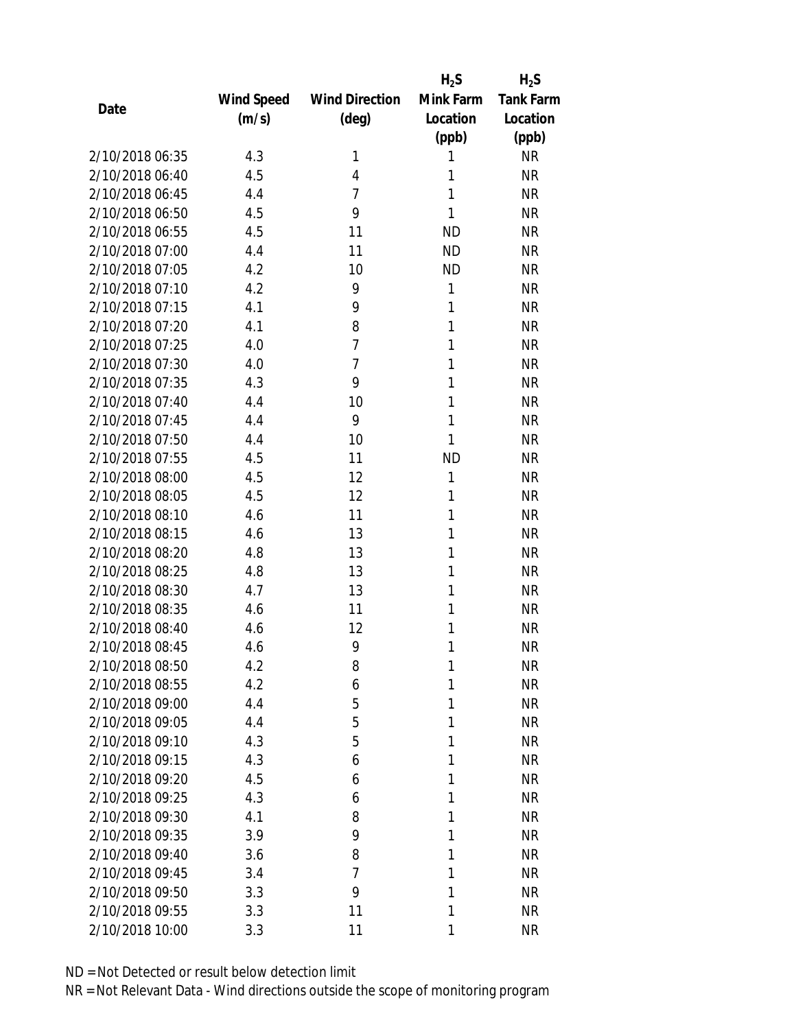| Date | Wind Speed (m/s) | Wind Direction (deg) | $H_2S$ Mink Farm Location (ppb) | $H_2S$ Tank Farm Location (ppb) |
|---|---|---|---|---|
| 2/10/2018 06:35 | 4.3 | 1 | 1 | NR |
| 2/10/2018 06:40 | 4.5 | 4 | 1 | NR |
| 2/10/2018 06:45 | 4.4 | 7 | 1 | NR |
| 2/10/2018 06:50 | 4.5 | 9 | 1 | NR |
| 2/10/2018 06:55 | 4.5 | 11 | ND | NR |
| 2/10/2018 07:00 | 4.4 | 11 | ND | NR |
| 2/10/2018 07:05 | 4.2 | 10 | ND | NR |
| 2/10/2018 07:10 | 4.2 | 9 | 1 | NR |
| 2/10/2018 07:15 | 4.1 | 9 | 1 | NR |
| 2/10/2018 07:20 | 4.1 | 8 | 1 | NR |
| 2/10/2018 07:25 | 4.0 | 7 | 1 | NR |
| 2/10/2018 07:30 | 4.0 | 7 | 1 | NR |
| 2/10/2018 07:35 | 4.3 | 9 | 1 | NR |
| 2/10/2018 07:40 | 4.4 | 10 | 1 | NR |
| 2/10/2018 07:45 | 4.4 | 9 | 1 | NR |
| 2/10/2018 07:50 | 4.4 | 10 | 1 | NR |
| 2/10/2018 07:55 | 4.5 | 11 | ND | NR |
| 2/10/2018 08:00 | 4.5 | 12 | 1 | NR |
| 2/10/2018 08:05 | 4.5 | 12 | 1 | NR |
| 2/10/2018 08:10 | 4.6 | 11 | 1 | NR |
| 2/10/2018 08:15 | 4.6 | 13 | 1 | NR |
| 2/10/2018 08:20 | 4.8 | 13 | 1 | NR |
| 2/10/2018 08:25 | 4.8 | 13 | 1 | NR |
| 2/10/2018 08:30 | 4.7 | 13 | 1 | NR |
| 2/10/2018 08:35 | 4.6 | 11 | 1 | NR |
| 2/10/2018 08:40 | 4.6 | 12 | 1 | NR |
| 2/10/2018 08:45 | 4.6 | 9 | 1 | NR |
| 2/10/2018 08:50 | 4.2 | 8 | 1 | NR |
| 2/10/2018 08:55 | 4.2 | 6 | 1 | NR |
| 2/10/2018 09:00 | 4.4 | 5 | 1 | NR |
| 2/10/2018 09:05 | 4.4 | 5 | 1 | NR |
| 2/10/2018 09:10 | 4.3 | 5 | 1 | NR |
| 2/10/2018 09:15 | 4.3 | 6 | 1 | NR |
| 2/10/2018 09:20 | 4.5 | 6 | 1 | NR |
| 2/10/2018 09:25 | 4.3 | 6 | 1 | NR |
| 2/10/2018 09:30 | 4.1 | 8 | 1 | NR |
| 2/10/2018 09:35 | 3.9 | 9 | 1 | NR |
| 2/10/2018 09:40 | 3.6 | 8 | 1 | NR |
| 2/10/2018 09:45 | 3.4 | 7 | 1 | NR |
| 2/10/2018 09:50 | 3.3 | 9 | 1 | NR |
| 2/10/2018 09:55 | 3.3 | 11 | 1 | NR |
| 2/10/2018 10:00 | 3.3 | 11 | 1 | NR |

ND = Not Detected or result below detection limit

NR = Not Relevant Data - Wind directions outside the scope of monitoring program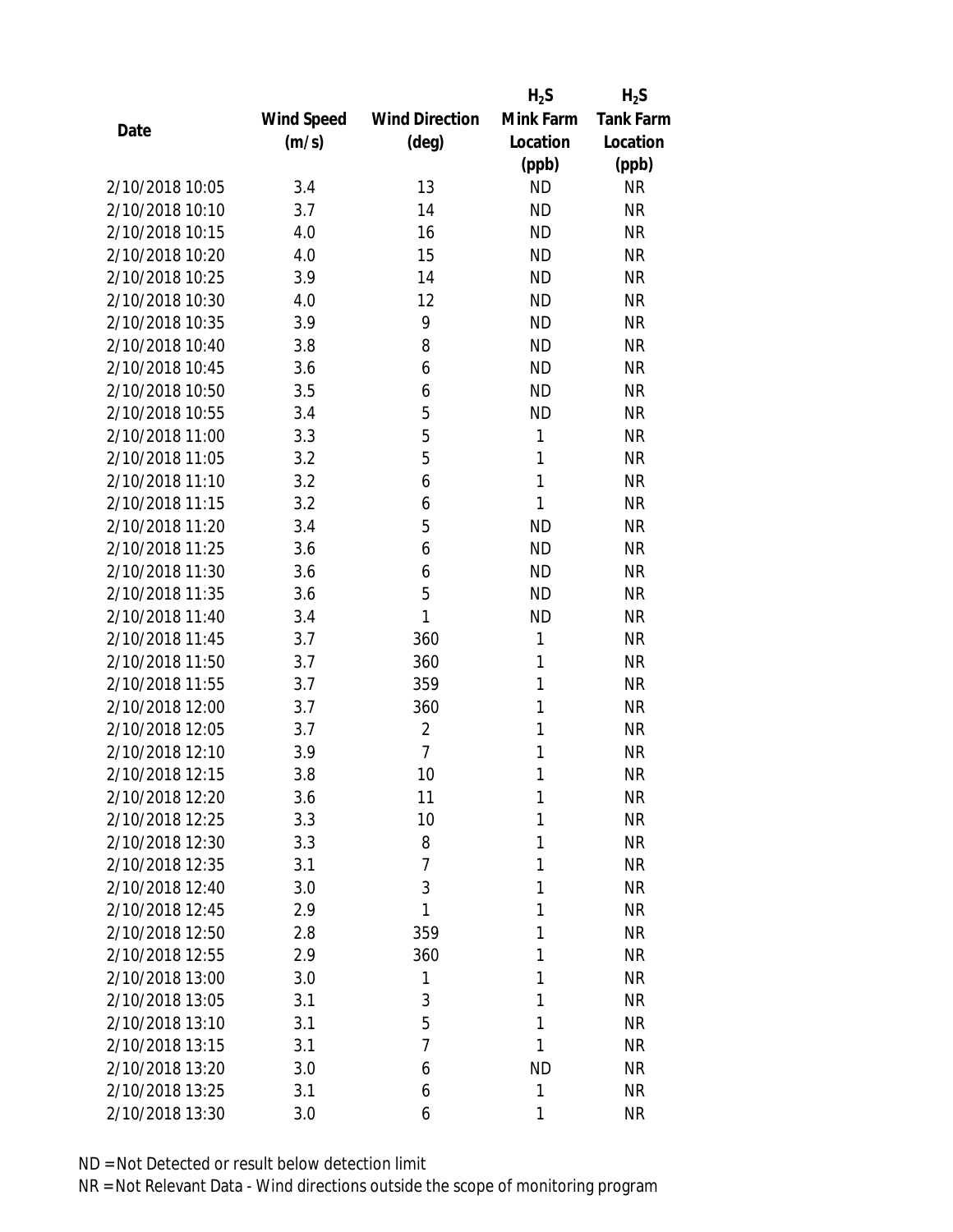| Date | Wind Speed (m/s) | Wind Direction (deg) | $H_2S$ Mink Farm Location (ppb) | $H_2S$ Tank Farm Location (ppb) |
|---|---|---|---|---|
| 2/10/2018 10:05 | 3.4 | 13 | ND | NR |
| 2/10/2018 10:10 | 3.7 | 14 | ND | NR |
| 2/10/2018 10:15 | 4.0 | 16 | ND | NR |
| 2/10/2018 10:20 | 4.0 | 15 | ND | NR |
| 2/10/2018 10:25 | 3.9 | 14 | ND | NR |
| 2/10/2018 10:30 | 4.0 | 12 | ND | NR |
| 2/10/2018 10:35 | 3.9 | 9 | ND | NR |
| 2/10/2018 10:40 | 3.8 | 8 | ND | NR |
| 2/10/2018 10:45 | 3.6 | 6 | ND | NR |
| 2/10/2018 10:50 | 3.5 | 6 | ND | NR |
| 2/10/2018 10:55 | 3.4 | 5 | ND | NR |
| 2/10/2018 11:00 | 3.3 | 5 | 1 | NR |
| 2/10/2018 11:05 | 3.2 | 5 | 1 | NR |
| 2/10/2018 11:10 | 3.2 | 6 | 1 | NR |
| 2/10/2018 11:15 | 3.2 | 6 | 1 | NR |
| 2/10/2018 11:20 | 3.4 | 5 | ND | NR |
| 2/10/2018 11:25 | 3.6 | 6 | ND | NR |
| 2/10/2018 11:30 | 3.6 | 6 | ND | NR |
| 2/10/2018 11:35 | 3.6 | 5 | ND | NR |
| 2/10/2018 11:40 | 3.4 | 1 | ND | NR |
| 2/10/2018 11:45 | 3.7 | 360 | 1 | NR |
| 2/10/2018 11:50 | 3.7 | 360 | 1 | NR |
| 2/10/2018 11:55 | 3.7 | 359 | 1 | NR |
| 2/10/2018 12:00 | 3.7 | 360 | 1 | NR |
| 2/10/2018 12:05 | 3.7 | 2 | 1 | NR |
| 2/10/2018 12:10 | 3.9 | 7 | 1 | NR |
| 2/10/2018 12:15 | 3.8 | 10 | 1 | NR |
| 2/10/2018 12:20 | 3.6 | 11 | 1 | NR |
| 2/10/2018 12:25 | 3.3 | 10 | 1 | NR |
| 2/10/2018 12:30 | 3.3 | 8 | 1 | NR |
| 2/10/2018 12:35 | 3.1 | 7 | 1 | NR |
| 2/10/2018 12:40 | 3.0 | 3 | 1 | NR |
| 2/10/2018 12:45 | 2.9 | 1 | 1 | NR |
| 2/10/2018 12:50 | 2.8 | 359 | 1 | NR |
| 2/10/2018 12:55 | 2.9 | 360 | 1 | NR |
| 2/10/2018 13:00 | 3.0 | 1 | 1 | NR |
| 2/10/2018 13:05 | 3.1 | 3 | 1 | NR |
| 2/10/2018 13:10 | 3.1 | 5 | 1 | NR |
| 2/10/2018 13:15 | 3.1 | 7 | 1 | NR |
| 2/10/2018 13:20 | 3.0 | 6 | ND | NR |
| 2/10/2018 13:25 | 3.1 | 6 | 1 | NR |
| 2/10/2018 13:30 | 3.0 | 6 | 1 | NR |

ND = Not Detected or result below detection limit

NR = Not Relevant Data - Wind directions outside the scope of monitoring program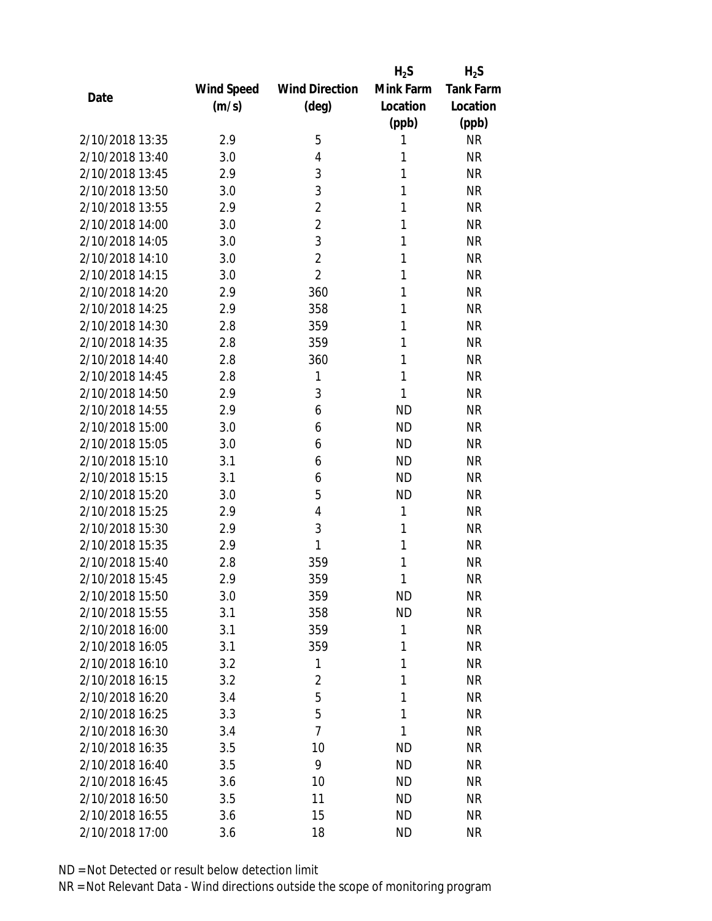| Date | Wind Speed (m/s) | Wind Direction (deg) | $H_2S$ Mink Farm Location (ppb) | $H_2S$ Tank Farm Location (ppb) |
| --- | --- | --- | --- | --- |
| 2/10/2018 13:35 | 2.9 | 5 | 1 | NR |
| 2/10/2018 13:40 | 3.0 | 4 | 1 | NR |
| 2/10/2018 13:45 | 2.9 | 3 | 1 | NR |
| 2/10/2018 13:50 | 3.0 | 3 | 1 | NR |
| 2/10/2018 13:55 | 2.9 | 2 | 1 | NR |
| 2/10/2018 14:00 | 3.0 | 2 | 1 | NR |
| 2/10/2018 14:05 | 3.0 | 3 | 1 | NR |
| 2/10/2018 14:10 | 3.0 | 2 | 1 | NR |
| 2/10/2018 14:15 | 3.0 | 2 | 1 | NR |
| 2/10/2018 14:20 | 2.9 | 360 | 1 | NR |
| 2/10/2018 14:25 | 2.9 | 358 | 1 | NR |
| 2/10/2018 14:30 | 2.8 | 359 | 1 | NR |
| 2/10/2018 14:35 | 2.8 | 359 | 1 | NR |
| 2/10/2018 14:40 | 2.8 | 360 | 1 | NR |
| 2/10/2018 14:45 | 2.8 | 1 | 1 | NR |
| 2/10/2018 14:50 | 2.9 | 3 | 1 | NR |
| 2/10/2018 14:55 | 2.9 | 6 | ND | NR |
| 2/10/2018 15:00 | 3.0 | 6 | ND | NR |
| 2/10/2018 15:05 | 3.0 | 6 | ND | NR |
| 2/10/2018 15:10 | 3.1 | 6 | ND | NR |
| 2/10/2018 15:15 | 3.1 | 6 | ND | NR |
| 2/10/2018 15:20 | 3.0 | 5 | ND | NR |
| 2/10/2018 15:25 | 2.9 | 4 | 1 | NR |
| 2/10/2018 15:30 | 2.9 | 3 | 1 | NR |
| 2/10/2018 15:35 | 2.9 | 1 | 1 | NR |
| 2/10/2018 15:40 | 2.8 | 359 | 1 | NR |
| 2/10/2018 15:45 | 2.9 | 359 | 1 | NR |
| 2/10/2018 15:50 | 3.0 | 359 | ND | NR |
| 2/10/2018 15:55 | 3.1 | 358 | ND | NR |
| 2/10/2018 16:00 | 3.1 | 359 | 1 | NR |
| 2/10/2018 16:05 | 3.1 | 359 | 1 | NR |
| 2/10/2018 16:10 | 3.2 | 1 | 1 | NR |
| 2/10/2018 16:15 | 3.2 | 2 | 1 | NR |
| 2/10/2018 16:20 | 3.4 | 5 | 1 | NR |
| 2/10/2018 16:25 | 3.3 | 5 | 1 | NR |
| 2/10/2018 16:30 | 3.4 | 7 | 1 | NR |
| 2/10/2018 16:35 | 3.5 | 10 | ND | NR |
| 2/10/2018 16:40 | 3.5 | 9 | ND | NR |
| 2/10/2018 16:45 | 3.6 | 10 | ND | NR |
| 2/10/2018 16:50 | 3.5 | 11 | ND | NR |
| 2/10/2018 16:55 | 3.6 | 15 | ND | NR |
| 2/10/2018 17:00 | 3.6 | 18 | ND | NR |

ND = Not Detected or result below detection limit

NR = Not Relevant Data - Wind directions outside the scope of monitoring program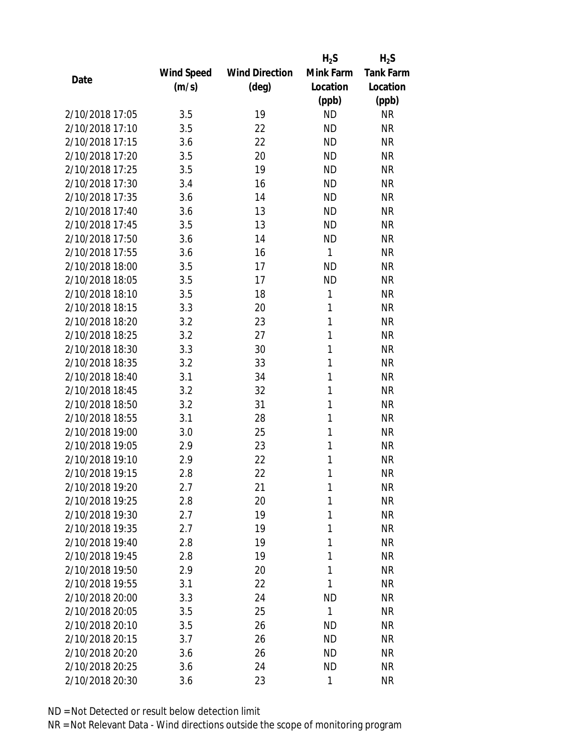| Date | Wind Speed (m/s) | Wind Direction (deg) | $H_2S$ Mink Farm Location (ppb) | $H_2S$ Tank Farm Location (ppb) |
|---|---|---|---|---|
| 2/10/2018 17:05 | 3.5 | 19 | ND | NR |
| 2/10/2018 17:10 | 3.5 | 22 | ND | NR |
| 2/10/2018 17:15 | 3.6 | 22 | ND | NR |
| 2/10/2018 17:20 | 3.5 | 20 | ND | NR |
| 2/10/2018 17:25 | 3.5 | 19 | ND | NR |
| 2/10/2018 17:30 | 3.4 | 16 | ND | NR |
| 2/10/2018 17:35 | 3.6 | 14 | ND | NR |
| 2/10/2018 17:40 | 3.6 | 13 | ND | NR |
| 2/10/2018 17:45 | 3.5 | 13 | ND | NR |
| 2/10/2018 17:50 | 3.6 | 14 | ND | NR |
| 2/10/2018 17:55 | 3.6 | 16 | 1 | NR |
| 2/10/2018 18:00 | 3.5 | 17 | ND | NR |
| 2/10/2018 18:05 | 3.5 | 17 | ND | NR |
| 2/10/2018 18:10 | 3.5 | 18 | 1 | NR |
| 2/10/2018 18:15 | 3.3 | 20 | 1 | NR |
| 2/10/2018 18:20 | 3.2 | 23 | 1 | NR |
| 2/10/2018 18:25 | 3.2 | 27 | 1 | NR |
| 2/10/2018 18:30 | 3.3 | 30 | 1 | NR |
| 2/10/2018 18:35 | 3.2 | 33 | 1 | NR |
| 2/10/2018 18:40 | 3.1 | 34 | 1 | NR |
| 2/10/2018 18:45 | 3.2 | 32 | 1 | NR |
| 2/10/2018 18:50 | 3.2 | 31 | 1 | NR |
| 2/10/2018 18:55 | 3.1 | 28 | 1 | NR |
| 2/10/2018 19:00 | 3.0 | 25 | 1 | NR |
| 2/10/2018 19:05 | 2.9 | 23 | 1 | NR |
| 2/10/2018 19:10 | 2.9 | 22 | 1 | NR |
| 2/10/2018 19:15 | 2.8 | 22 | 1 | NR |
| 2/10/2018 19:20 | 2.7 | 21 | 1 | NR |
| 2/10/2018 19:25 | 2.8 | 20 | 1 | NR |
| 2/10/2018 19:30 | 2.7 | 19 | 1 | NR |
| 2/10/2018 19:35 | 2.7 | 19 | 1 | NR |
| 2/10/2018 19:40 | 2.8 | 19 | 1 | NR |
| 2/10/2018 19:45 | 2.8 | 19 | 1 | NR |
| 2/10/2018 19:50 | 2.9 | 20 | 1 | NR |
| 2/10/2018 19:55 | 3.1 | 22 | 1 | NR |
| 2/10/2018 20:00 | 3.3 | 24 | ND | NR |
| 2/10/2018 20:05 | 3.5 | 25 | 1 | NR |
| 2/10/2018 20:10 | 3.5 | 26 | ND | NR |
| 2/10/2018 20:15 | 3.7 | 26 | ND | NR |
| 2/10/2018 20:20 | 3.6 | 26 | ND | NR |
| 2/10/2018 20:25 | 3.6 | 24 | ND | NR |
| 2/10/2018 20:30 | 3.6 | 23 | 1 | NR |

ND = Not Detected or result below detection limit

NR = Not Relevant Data - Wind directions outside the scope of monitoring program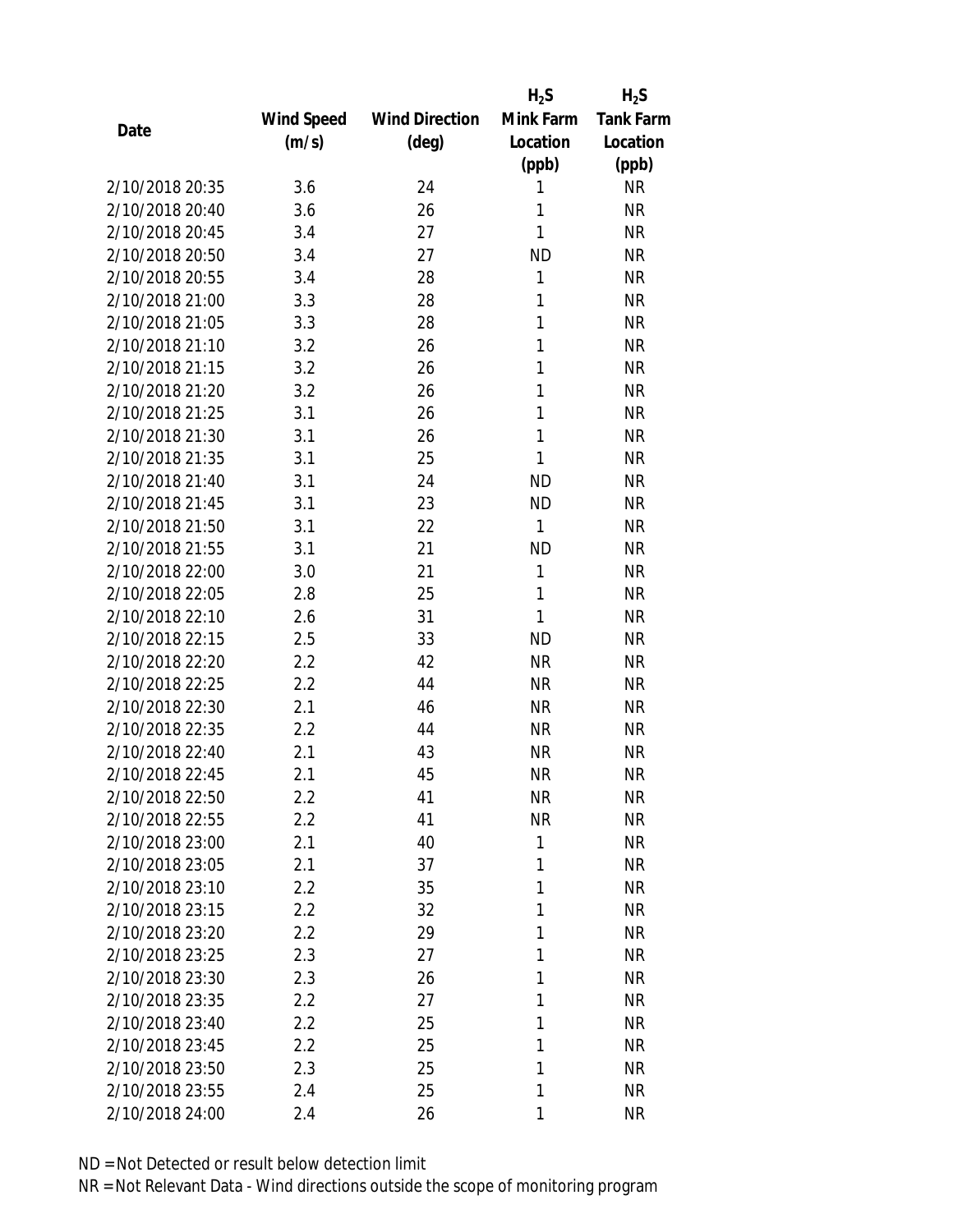| Date | Wind Speed (m/s) | Wind Direction (deg) | $H_2S$ Mink Farm Location (ppb) | $H_2S$ Tank Farm Location (ppb) |
|---|---|---|---|---|
| 2/10/2018 20:35 | 3.6 | 24 | 1 | NR |
| 2/10/2018 20:40 | 3.6 | 26 | 1 | NR |
| 2/10/2018 20:45 | 3.4 | 27 | 1 | NR |
| 2/10/2018 20:50 | 3.4 | 27 | ND | NR |
| 2/10/2018 20:55 | 3.4 | 28 | 1 | NR |
| 2/10/2018 21:00 | 3.3 | 28 | 1 | NR |
| 2/10/2018 21:05 | 3.3 | 28 | 1 | NR |
| 2/10/2018 21:10 | 3.2 | 26 | 1 | NR |
| 2/10/2018 21:15 | 3.2 | 26 | 1 | NR |
| 2/10/2018 21:20 | 3.2 | 26 | 1 | NR |
| 2/10/2018 21:25 | 3.1 | 26 | 1 | NR |
| 2/10/2018 21:30 | 3.1 | 26 | 1 | NR |
| 2/10/2018 21:35 | 3.1 | 25 | 1 | NR |
| 2/10/2018 21:40 | 3.1 | 24 | ND | NR |
| 2/10/2018 21:45 | 3.1 | 23 | ND | NR |
| 2/10/2018 21:50 | 3.1 | 22 | 1 | NR |
| 2/10/2018 21:55 | 3.1 | 21 | ND | NR |
| 2/10/2018 22:00 | 3.0 | 21 | 1 | NR |
| 2/10/2018 22:05 | 2.8 | 25 | 1 | NR |
| 2/10/2018 22:10 | 2.6 | 31 | 1 | NR |
| 2/10/2018 22:15 | 2.5 | 33 | ND | NR |
| 2/10/2018 22:20 | 2.2 | 42 | NR | NR |
| 2/10/2018 22:25 | 2.2 | 44 | NR | NR |
| 2/10/2018 22:30 | 2.1 | 46 | NR | NR |
| 2/10/2018 22:35 | 2.2 | 44 | NR | NR |
| 2/10/2018 22:40 | 2.1 | 43 | NR | NR |
| 2/10/2018 22:45 | 2.1 | 45 | NR | NR |
| 2/10/2018 22:50 | 2.2 | 41 | NR | NR |
| 2/10/2018 22:55 | 2.2 | 41 | NR | NR |
| 2/10/2018 23:00 | 2.1 | 40 | 1 | NR |
| 2/10/2018 23:05 | 2.1 | 37 | 1 | NR |
| 2/10/2018 23:10 | 2.2 | 35 | 1 | NR |
| 2/10/2018 23:15 | 2.2 | 32 | 1 | NR |
| 2/10/2018 23:20 | 2.2 | 29 | 1 | NR |
| 2/10/2018 23:25 | 2.3 | 27 | 1 | NR |
| 2/10/2018 23:30 | 2.3 | 26 | 1 | NR |
| 2/10/2018 23:35 | 2.2 | 27 | 1 | NR |
| 2/10/2018 23:40 | 2.2 | 25 | 1 | NR |
| 2/10/2018 23:45 | 2.2 | 25 | 1 | NR |
| 2/10/2018 23:50 | 2.3 | 25 | 1 | NR |
| 2/10/2018 23:55 | 2.4 | 25 | 1 | NR |
| 2/10/2018 24:00 | 2.4 | 26 | 1 | NR |

ND = Not Detected or result below detection limit

NR = Not Relevant Data - Wind directions outside the scope of monitoring program